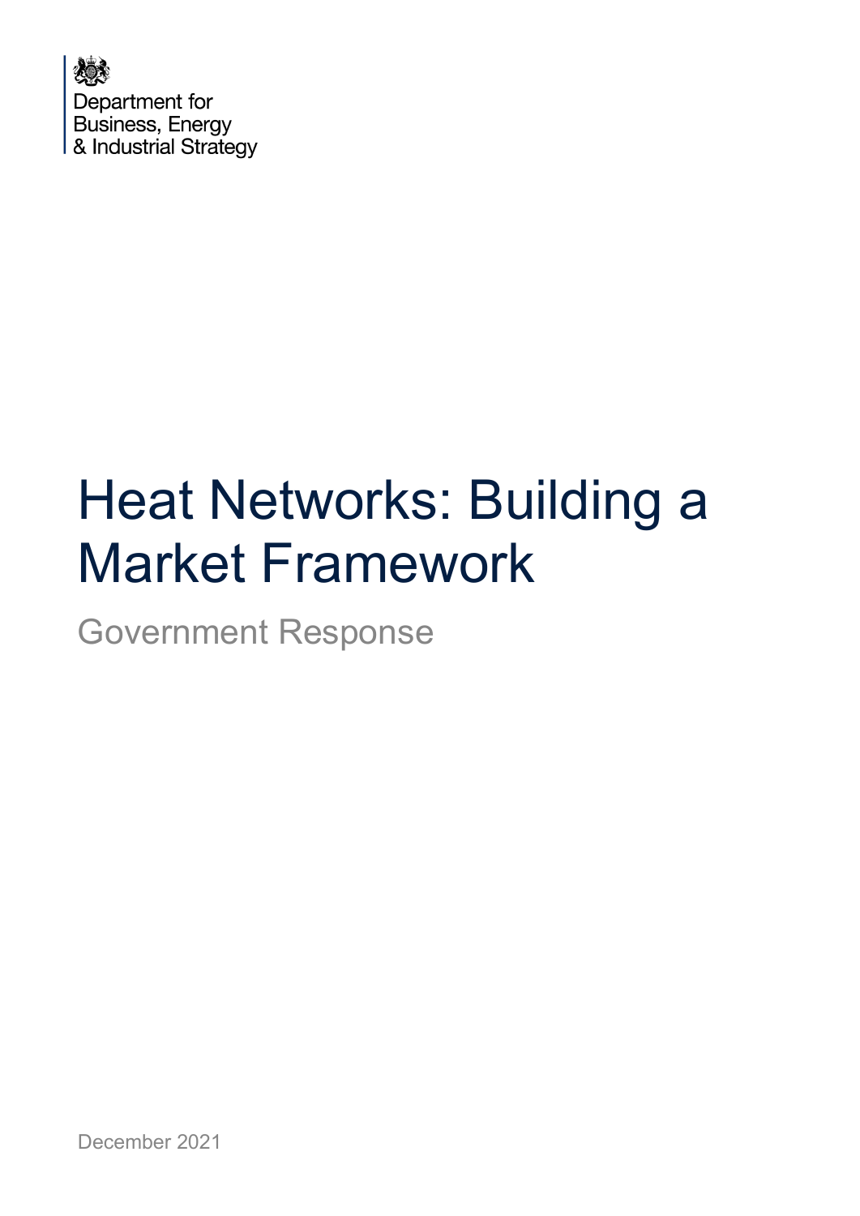Department for Business, Energy & Industrial Strategy

# Heat Networks: Building a Market Framework

## Government Response

December 2021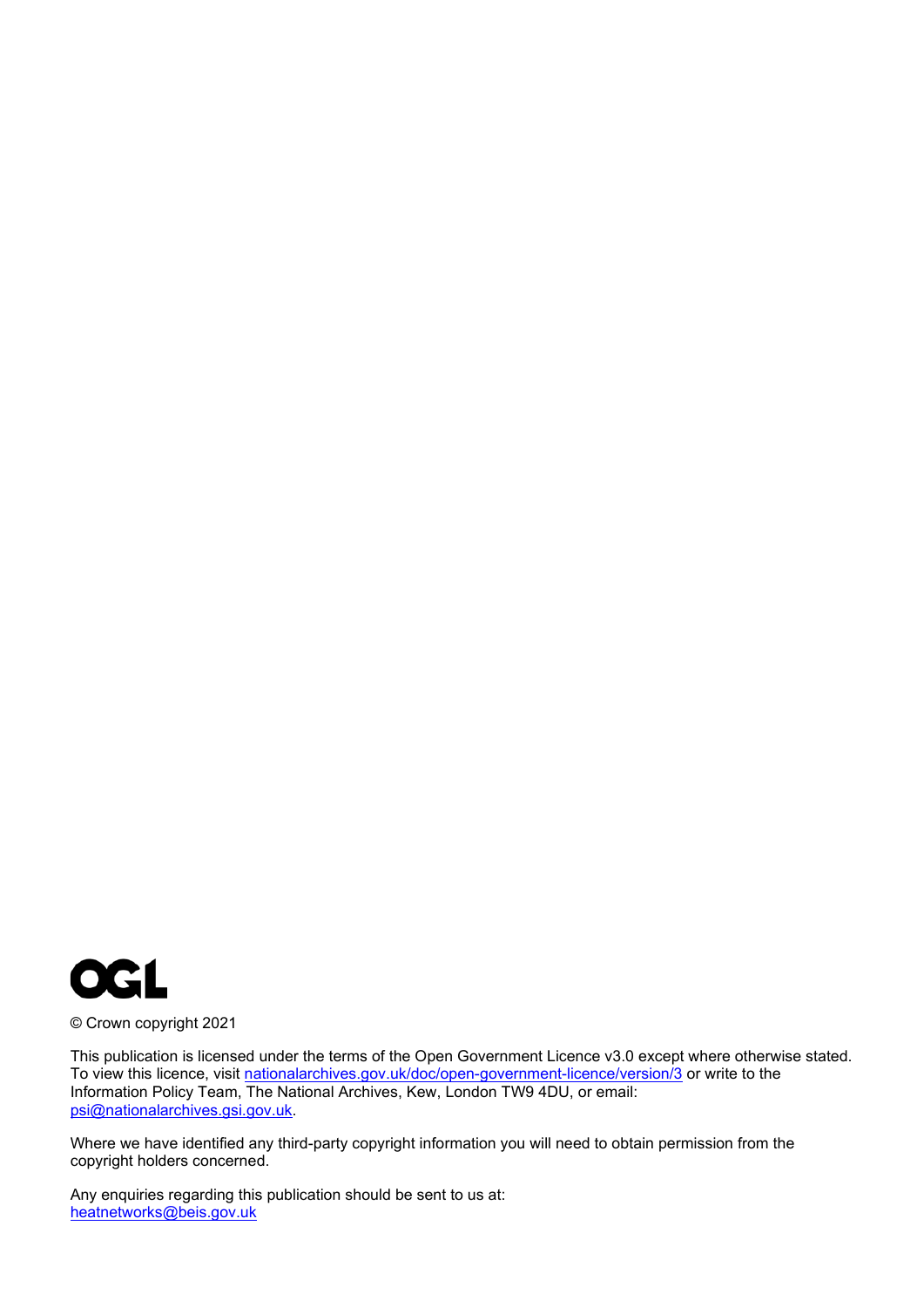OGL

© Crown copyright 2021

This publication is licensed under the terms of the Open Government Licence v3.0 except where otherwise stated. To view this licence, visit nationalarchives.gov.uk/doc/open-government-licence/version/3 or write to the Information Policy Team, The National Archives, Kew, London TW9 4DU, or email: psi@nationalarchives.gsi.gov.uk.

Where we have identified any third-party copyright information you will need to obtain permission from the copyright holders concerned.

Any enquiries regarding this publication should be sent to us at: heatnetworks@beis.gov.uk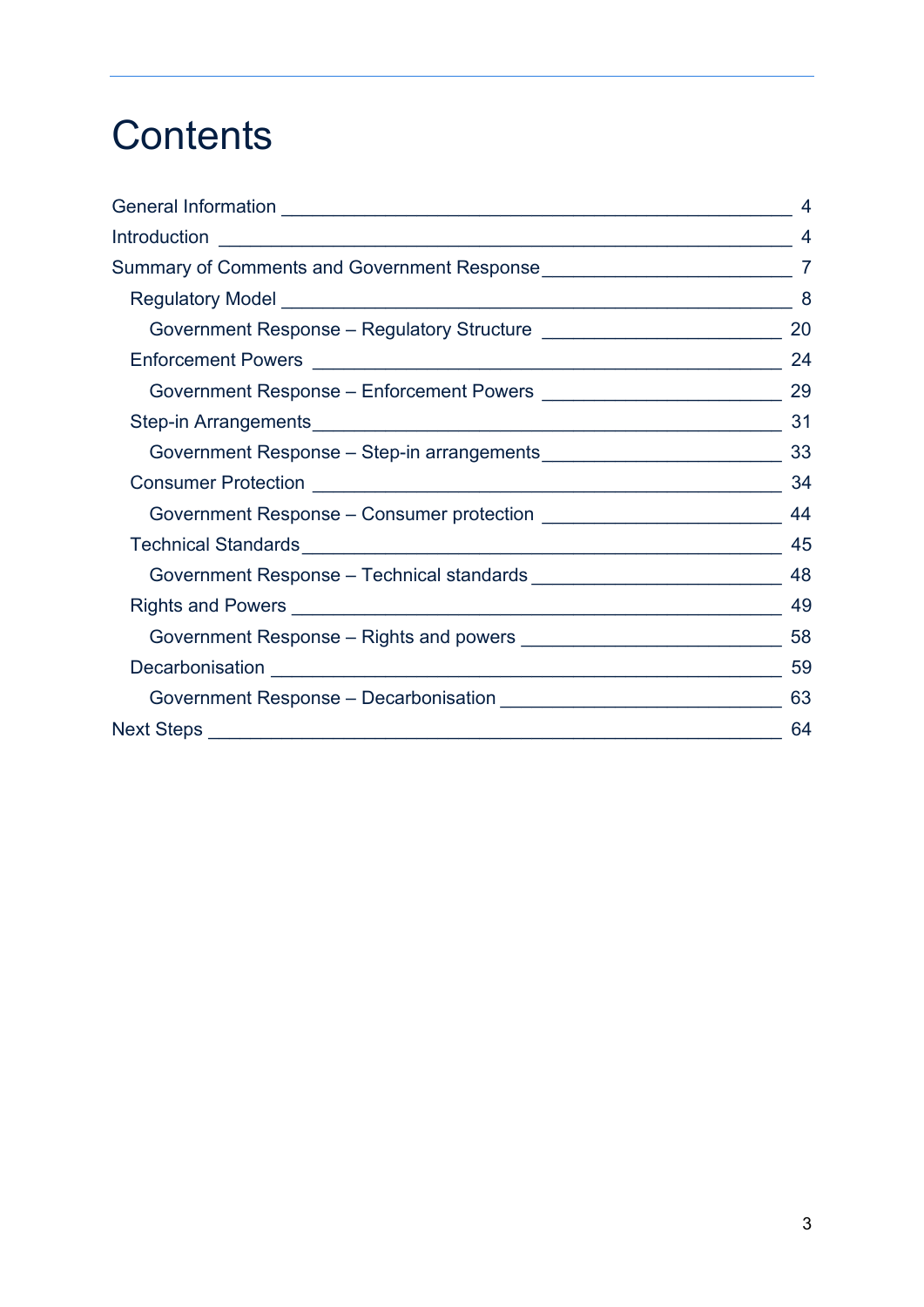# Contents

- General Information 4
- Introduction 4
- Summary of Comments and Government Response 7
  - Regulatory Model 8
    - Government Response – Regulatory Structure 20
  - Enforcement Powers 24
    - Government Response – Enforcement Powers 29
  - Step-in Arrangements 31
    - Government Response – Step-in arrangements 33
  - Consumer Protection 34
    - Government Response – Consumer protection 44
  - Technical Standards 45
    - Government Response – Technical standards 48
  - Rights and Powers 49
    - Government Response – Rights and powers 58
  - Decarbonisation 59
    - Government Response – Decarbonisation 63
- Next Steps 64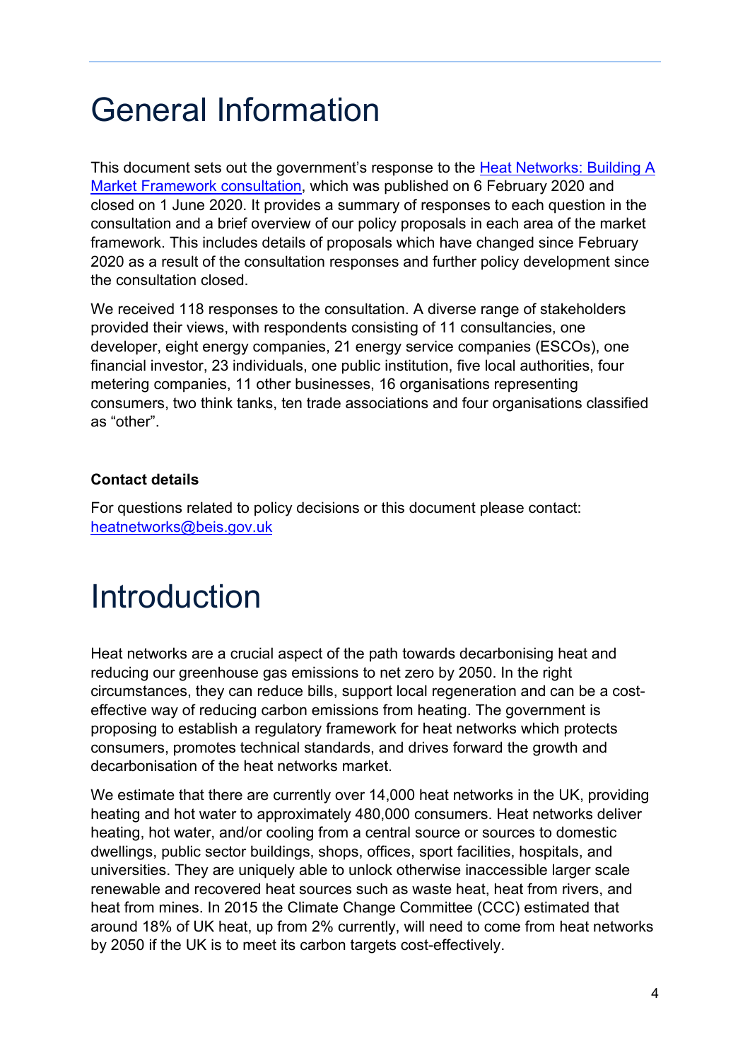# General Information

This document sets out the government's response to the [Heat Networks: Building A Market Framework consultation](), which was published on 6 February 2020 and closed on 1 June 2020. It provides a summary of responses to each question in the consultation and a brief overview of our policy proposals in each area of the market framework. This includes details of proposals which have changed since February 2020 as a result of the consultation responses and further policy development since the consultation closed.

We received 118 responses to the consultation. A diverse range of stakeholders provided their views, with respondents consisting of 11 consultancies, one developer, eight energy companies, 21 energy service companies (ESCOs), one financial investor, 23 individuals, one public institution, five local authorities, four metering companies, 11 other businesses, 16 organisations representing consumers, two think tanks, ten trade associations and four organisations classified as "other".

**Contact details**

For questions related to policy decisions or this document please contact: heatnetworks@beis.gov.uk

# Introduction

Heat networks are a crucial aspect of the path towards decarbonising heat and reducing our greenhouse gas emissions to net zero by 2050. In the right circumstances, they can reduce bills, support local regeneration and can be a cost-effective way of reducing carbon emissions from heating. The government is proposing to establish a regulatory framework for heat networks which protects consumers, promotes technical standards, and drives forward the growth and decarbonisation of the heat networks market.

We estimate that there are currently over 14,000 heat networks in the UK, providing heating and hot water to approximately 480,000 consumers. Heat networks deliver heating, hot water, and/or cooling from a central source or sources to domestic dwellings, public sector buildings, shops, offices, sport facilities, hospitals, and universities. They are uniquely able to unlock otherwise inaccessible larger scale renewable and recovered heat sources such as waste heat, heat from rivers, and heat from mines. In 2015 the Climate Change Committee (CCC) estimated that around 18% of UK heat, up from 2% currently, will need to come from heat networks by 2050 if the UK is to meet its carbon targets cost-effectively.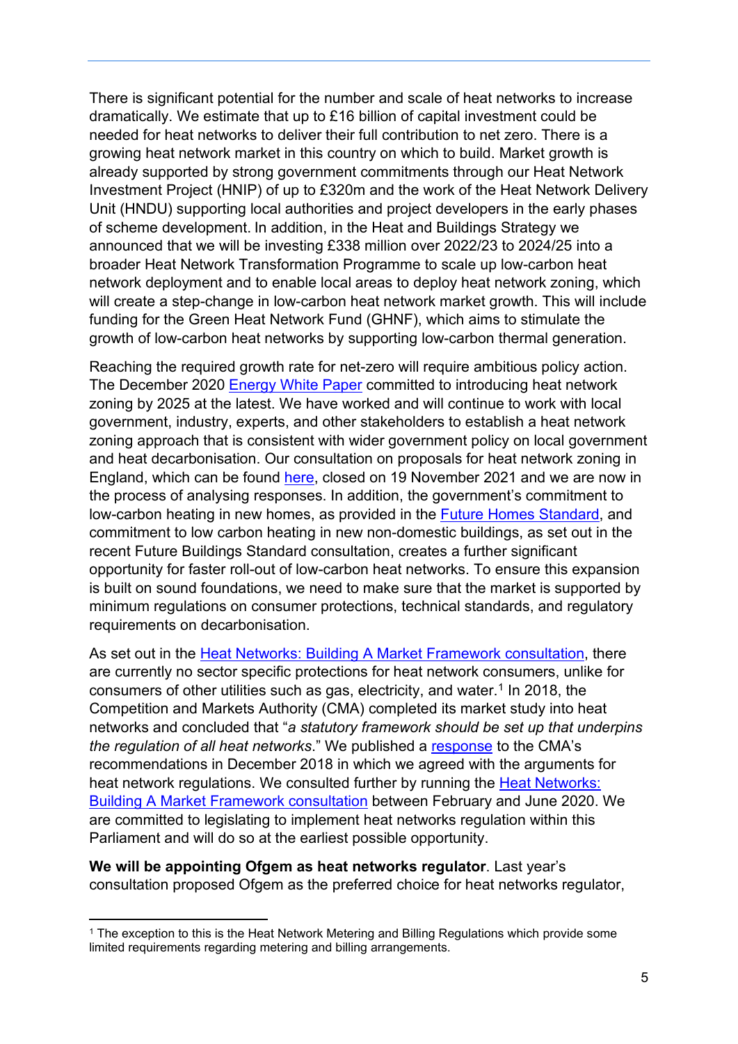There is significant potential for the number and scale of heat networks to increase dramatically. We estimate that up to £16 billion of capital investment could be needed for heat networks to deliver their full contribution to net zero. There is a growing heat network market in this country on which to build. Market growth is already supported by strong government commitments through our Heat Network Investment Project (HNIP) of up to £320m and the work of the Heat Network Delivery Unit (HNDU) supporting local authorities and project developers in the early phases of scheme development. In addition, in the Heat and Buildings Strategy we announced that we will be investing £338 million over 2022/23 to 2024/25 into a broader Heat Network Transformation Programme to scale up low-carbon heat network deployment and to enable local areas to deploy heat network zoning, which will create a step-change in low-carbon heat network market growth. This will include funding for the Green Heat Network Fund (GHNF), which aims to stimulate the growth of low-carbon heat networks by supporting low-carbon thermal generation.

Reaching the required growth rate for net-zero will require ambitious policy action. The December 2020 Energy White Paper committed to introducing heat network zoning by 2025 at the latest. We have worked and will continue to work with local government, industry, experts, and other stakeholders to establish a heat network zoning approach that is consistent with wider government policy on local government and heat decarbonisation. Our consultation on proposals for heat network zoning in England, which can be found here, closed on 19 November 2021 and we are now in the process of analysing responses. In addition, the government's commitment to low-carbon heating in new homes, as provided in the Future Homes Standard, and commitment to low carbon heating in new non-domestic buildings, as set out in the recent Future Buildings Standard consultation, creates a further significant opportunity for faster roll-out of low-carbon heat networks. To ensure this expansion is built on sound foundations, we need to make sure that the market is supported by minimum regulations on consumer protections, technical standards, and regulatory requirements on decarbonisation.

As set out in the Heat Networks: Building A Market Framework consultation, there are currently no sector specific protections for heat network consumers, unlike for consumers of other utilities such as gas, electricity, and water.[1] In 2018, the Competition and Markets Authority (CMA) completed its market study into heat networks and concluded that "*a statutory framework should be set up that underpins the regulation of all heat networks*." We published a response to the CMA's recommendations in December 2018 in which we agreed with the arguments for heat network regulations. We consulted further by running the Heat Networks: Building A Market Framework consultation between February and June 2020. We are committed to legislating to implement heat networks regulation within this Parliament and will do so at the earliest possible opportunity.

**We will be appointing Ofgem as heat networks regulator**. Last year's consultation proposed Ofgem as the preferred choice for heat networks regulator,

[1] The exception to this is the Heat Network Metering and Billing Regulations which provide some limited requirements regarding metering and billing arrangements.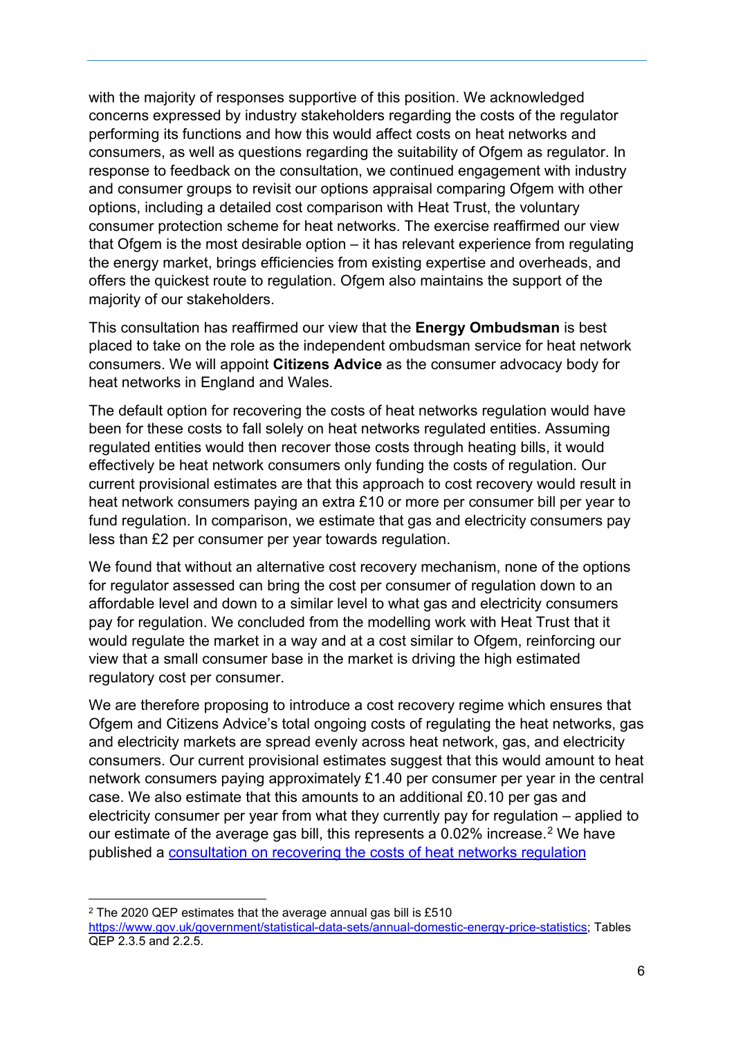with the majority of responses supportive of this position. We acknowledged concerns expressed by industry stakeholders regarding the costs of the regulator performing its functions and how this would affect costs on heat networks and consumers, as well as questions regarding the suitability of Ofgem as regulator. In response to feedback on the consultation, we continued engagement with industry and consumer groups to revisit our options appraisal comparing Ofgem with other options, including a detailed cost comparison with Heat Trust, the voluntary consumer protection scheme for heat networks. The exercise reaffirmed our view that Ofgem is the most desirable option – it has relevant experience from regulating the energy market, brings efficiencies from existing expertise and overheads, and offers the quickest route to regulation. Ofgem also maintains the support of the majority of our stakeholders.

This consultation has reaffirmed our view that the **Energy Ombudsman** is best placed to take on the role as the independent ombudsman service for heat network consumers. We will appoint **Citizens Advice** as the consumer advocacy body for heat networks in England and Wales.

The default option for recovering the costs of heat networks regulation would have been for these costs to fall solely on heat networks regulated entities. Assuming regulated entities would then recover those costs through heating bills, it would effectively be heat network consumers only funding the costs of regulation. Our current provisional estimates are that this approach to cost recovery would result in heat network consumers paying an extra £10 or more per consumer bill per year to fund regulation. In comparison, we estimate that gas and electricity consumers pay less than £2 per consumer per year towards regulation.

We found that without an alternative cost recovery mechanism, none of the options for regulator assessed can bring the cost per consumer of regulation down to an affordable level and down to a similar level to what gas and electricity consumers pay for regulation. We concluded from the modelling work with Heat Trust that it would regulate the market in a way and at a cost similar to Ofgem, reinforcing our view that a small consumer base in the market is driving the high estimated regulatory cost per consumer.

We are therefore proposing to introduce a cost recovery regime which ensures that Ofgem and Citizens Advice's total ongoing costs of regulating the heat networks, gas and electricity markets are spread evenly across heat network, gas, and electricity consumers. Our current provisional estimates suggest that this would amount to heat network consumers paying approximately £1.40 per consumer per year in the central case. We also estimate that this amounts to an additional £0.10 per gas and electricity consumer per year from what they currently pay for regulation – applied to our estimate of the average gas bill, this represents a 0.02% increase.[2] We have published a [consultation on recovering the costs of heat networks regulation](#)

[2] The 2020 QEP estimates that the average annual gas bill is £510 https://www.gov.uk/government/statistical-data-sets/annual-domestic-energy-price-statistics; Tables QEP 2.3.5 and 2.2.5.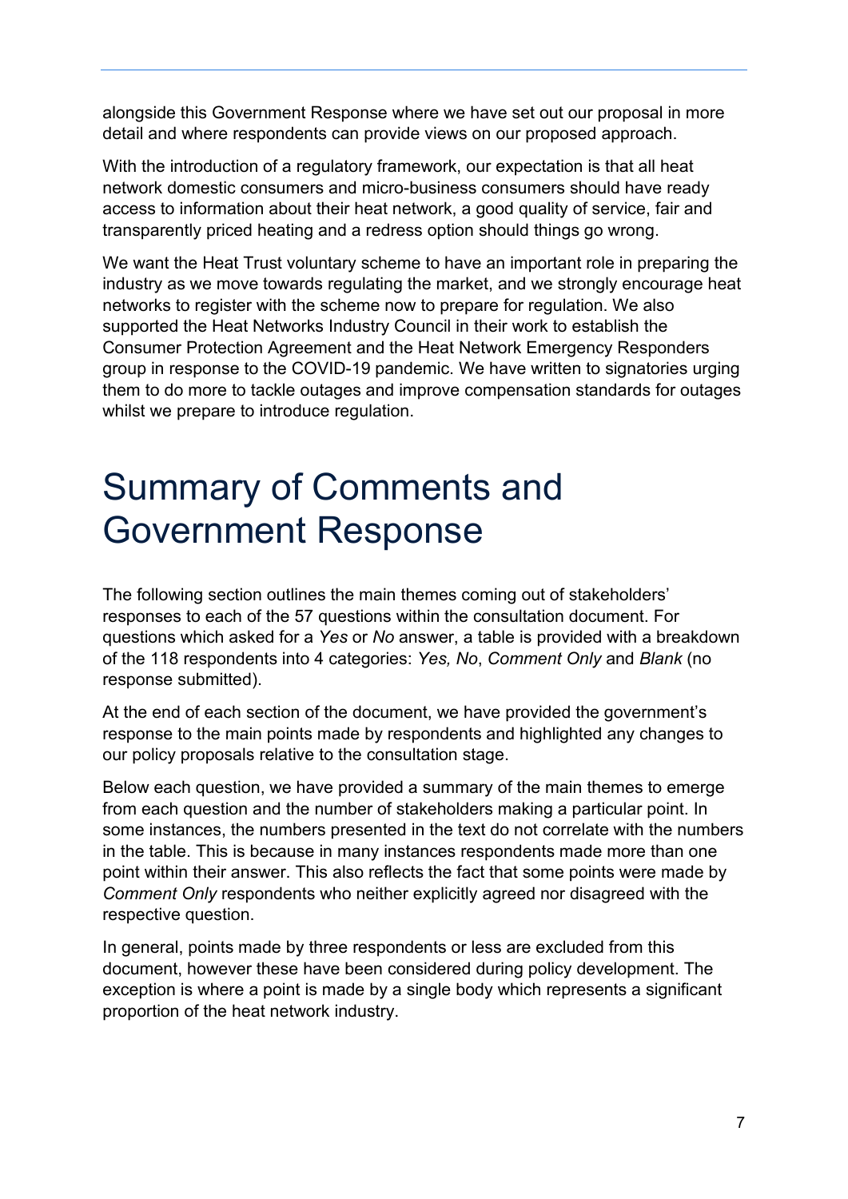alongside this Government Response where we have set out our proposal in more detail and where respondents can provide views on our proposed approach.

With the introduction of a regulatory framework, our expectation is that all heat network domestic consumers and micro-business consumers should have ready access to information about their heat network, a good quality of service, fair and transparently priced heating and a redress option should things go wrong.

We want the Heat Trust voluntary scheme to have an important role in preparing the industry as we move towards regulating the market, and we strongly encourage heat networks to register with the scheme now to prepare for regulation. We also supported the Heat Networks Industry Council in their work to establish the Consumer Protection Agreement and the Heat Network Emergency Responders group in response to the COVID-19 pandemic. We have written to signatories urging them to do more to tackle outages and improve compensation standards for outages whilst we prepare to introduce regulation.

# Summary of Comments and Government Response

The following section outlines the main themes coming out of stakeholders' responses to each of the 57 questions within the consultation document. For questions which asked for a *Yes* or *No* answer, a table is provided with a breakdown of the 118 respondents into 4 categories: *Yes, No*, *Comment Only* and *Blank* (no response submitted).

At the end of each section of the document, we have provided the government's response to the main points made by respondents and highlighted any changes to our policy proposals relative to the consultation stage.

Below each question, we have provided a summary of the main themes to emerge from each question and the number of stakeholders making a particular point. In some instances, the numbers presented in the text do not correlate with the numbers in the table. This is because in many instances respondents made more than one point within their answer. This also reflects the fact that some points were made by *Comment Only* respondents who neither explicitly agreed nor disagreed with the respective question.

In general, points made by three respondents or less are excluded from this document, however these have been considered during policy development. The exception is where a point is made by a single body which represents a significant proportion of the heat network industry.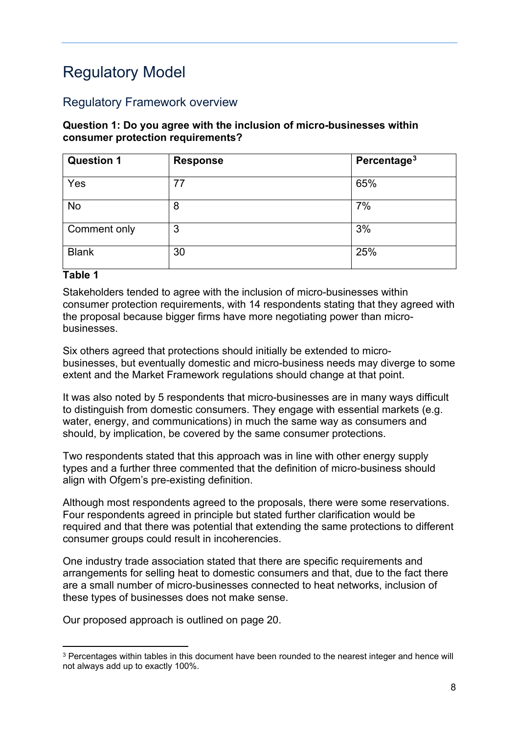# Regulatory Model

## Regulatory Framework overview

**Question 1: Do you agree with the inclusion of micro-businesses within consumer protection requirements?**

| Question 1 | Response | Percentage[3] |
| --- | --- | --- |
| Yes | 77 | 65% |
| No | 8 | 7% |
| Comment only | 3 | 3% |
| Blank | 30 | 25% |

**Table 1**

Stakeholders tended to agree with the inclusion of micro-businesses within consumer protection requirements, with 14 respondents stating that they agreed with the proposal because bigger firms have more negotiating power than micro-businesses.

Six others agreed that protections should initially be extended to micro-businesses, but eventually domestic and micro-business needs may diverge to some extent and the Market Framework regulations should change at that point.

It was also noted by 5 respondents that micro-businesses are in many ways difficult to distinguish from domestic consumers. They engage with essential markets (e.g. water, energy, and communications) in much the same way as consumers and should, by implication, be covered by the same consumer protections.

Two respondents stated that this approach was in line with other energy supply types and a further three commented that the definition of micro-business should align with Ofgem's pre-existing definition.

Although most respondents agreed to the proposals, there were some reservations. Four respondents agreed in principle but stated further clarification would be required and that there was potential that extending the same protections to different consumer groups could result in incoherencies.

One industry trade association stated that there are specific requirements and arrangements for selling heat to domestic consumers and that, due to the fact there are a small number of micro-businesses connected to heat networks, inclusion of these types of businesses does not make sense.

Our proposed approach is outlined on page 20.

[3] Percentages within tables in this document have been rounded to the nearest integer and hence will not always add up to exactly 100%.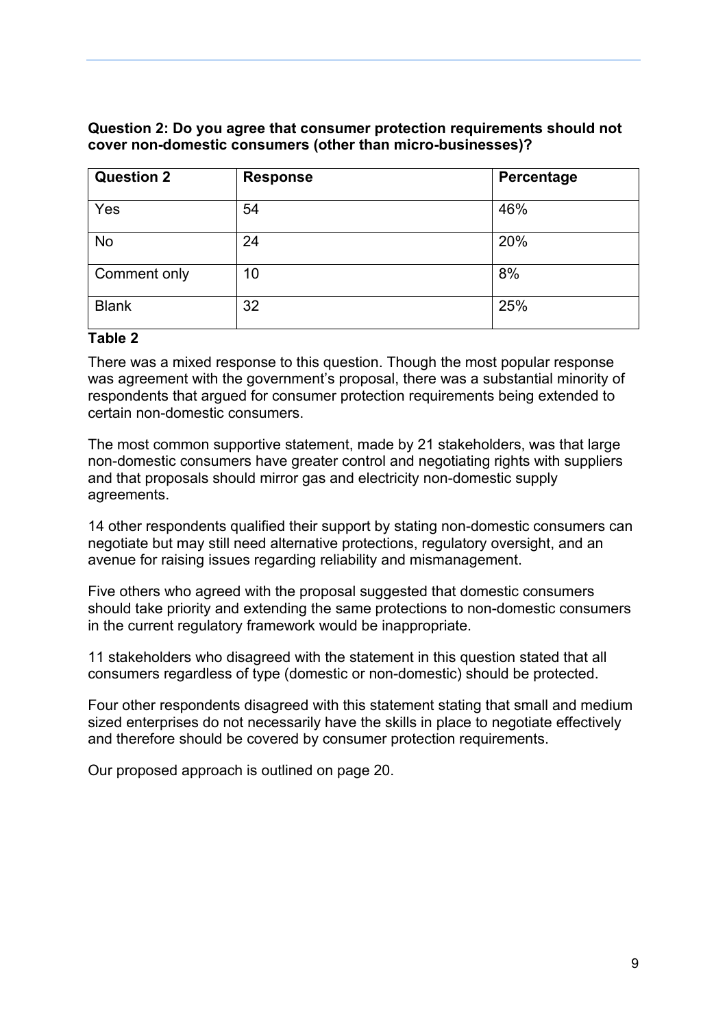**Question 2: Do you agree that consumer protection requirements should not cover non-domestic consumers (other than micro-businesses)?**

| Question 2 | Response | Percentage |
|---|---|---|
| Yes | 54 | 46% |
| No | 24 | 20% |
| Comment only | 10 | 8% |
| Blank | 32 | 25% |

**Table 2**

There was a mixed response to this question. Though the most popular response was agreement with the government's proposal, there was a substantial minority of respondents that argued for consumer protection requirements being extended to certain non-domestic consumers.

The most common supportive statement, made by 21 stakeholders, was that large non-domestic consumers have greater control and negotiating rights with suppliers and that proposals should mirror gas and electricity non-domestic supply agreements.

14 other respondents qualified their support by stating non-domestic consumers can negotiate but may still need alternative protections, regulatory oversight, and an avenue for raising issues regarding reliability and mismanagement.

Five others who agreed with the proposal suggested that domestic consumers should take priority and extending the same protections to non-domestic consumers in the current regulatory framework would be inappropriate.

11 stakeholders who disagreed with the statement in this question stated that all consumers regardless of type (domestic or non-domestic) should be protected.

Four other respondents disagreed with this statement stating that small and medium sized enterprises do not necessarily have the skills in place to negotiate effectively and therefore should be covered by consumer protection requirements.

Our proposed approach is outlined on page 20.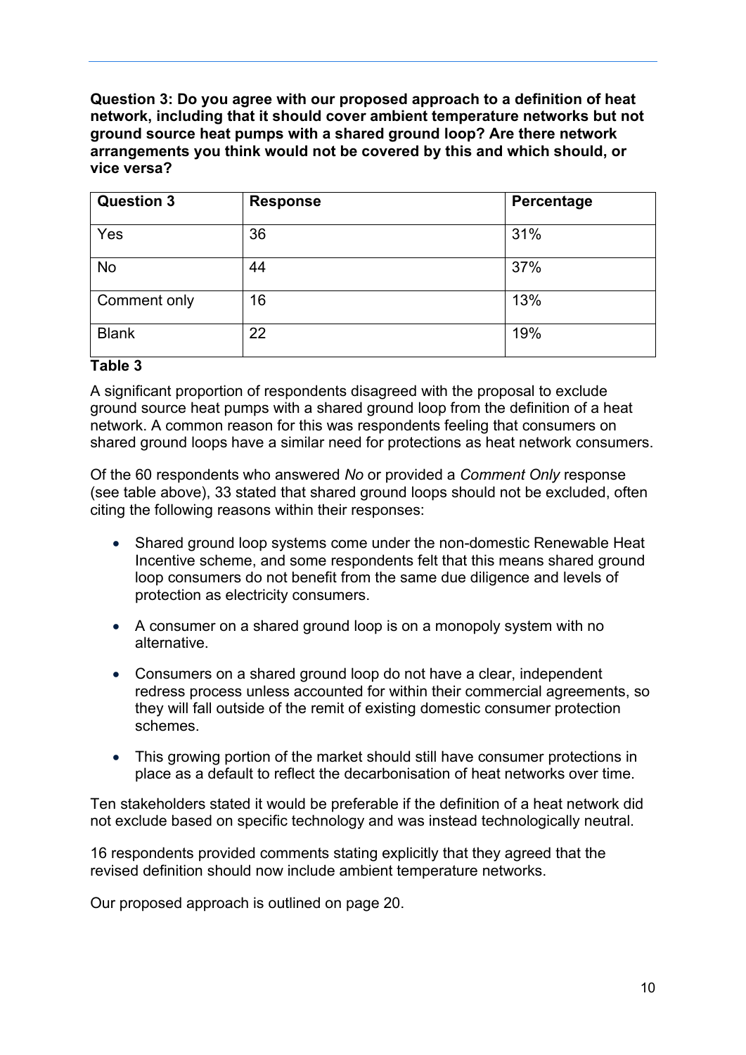**Question 3: Do you agree with our proposed approach to a definition of heat network, including that it should cover ambient temperature networks but not ground source heat pumps with a shared ground loop? Are there network arrangements you think would not be covered by this and which should, or vice versa?**

| Question 3 | Response | Percentage |
|---|---|---|
| Yes | 36 | 31% |
| No | 44 | 37% |
| Comment only | 16 | 13% |
| Blank | 22 | 19% |

**Table 3**

A significant proportion of respondents disagreed with the proposal to exclude ground source heat pumps with a shared ground loop from the definition of a heat network. A common reason for this was respondents feeling that consumers on shared ground loops have a similar need for protections as heat network consumers.

Of the 60 respondents who answered *No* or provided a *Comment Only* response (see table above), 33 stated that shared ground loops should not be excluded, often citing the following reasons within their responses:

- Shared ground loop systems come under the non-domestic Renewable Heat Incentive scheme, and some respondents felt that this means shared ground loop consumers do not benefit from the same due diligence and levels of protection as electricity consumers.
- A consumer on a shared ground loop is on a monopoly system with no alternative.
- Consumers on a shared ground loop do not have a clear, independent redress process unless accounted for within their commercial agreements, so they will fall outside of the remit of existing domestic consumer protection schemes.
- This growing portion of the market should still have consumer protections in place as a default to reflect the decarbonisation of heat networks over time.

Ten stakeholders stated it would be preferable if the definition of a heat network did not exclude based on specific technology and was instead technologically neutral.

16 respondents provided comments stating explicitly that they agreed that the revised definition should now include ambient temperature networks.

Our proposed approach is outlined on page 20.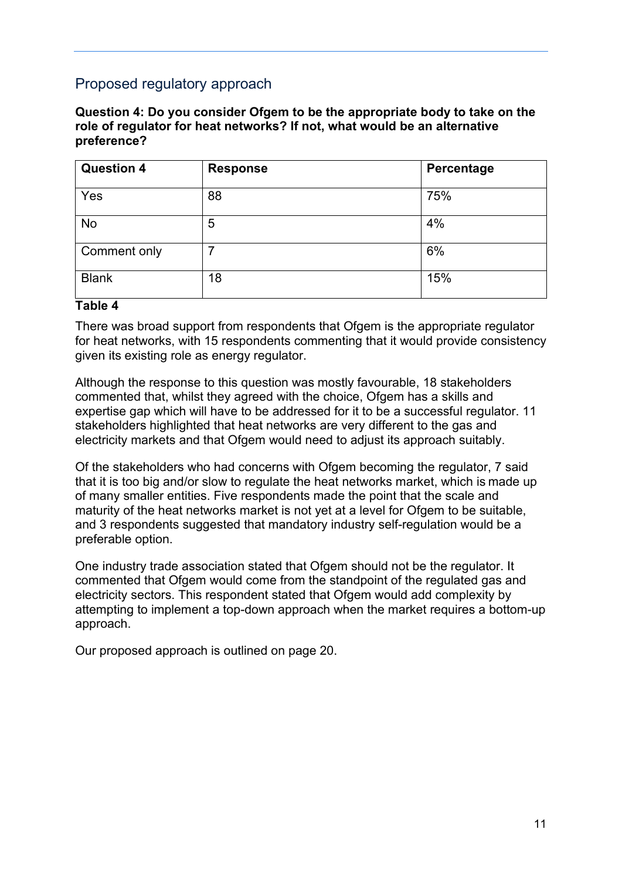## Proposed regulatory approach

**Question 4: Do you consider Ofgem to be the appropriate body to take on the role of regulator for heat networks? If not, what would be an alternative preference?**

| Question 4 | Response | Percentage |
|---|---|---|
| Yes | 88 | 75% |
| No | 5 | 4% |
| Comment only | 7 | 6% |
| Blank | 18 | 15% |

**Table 4**

There was broad support from respondents that Ofgem is the appropriate regulator for heat networks, with 15 respondents commenting that it would provide consistency given its existing role as energy regulator.

Although the response to this question was mostly favourable, 18 stakeholders commented that, whilst they agreed with the choice, Ofgem has a skills and expertise gap which will have to be addressed for it to be a successful regulator. 11 stakeholders highlighted that heat networks are very different to the gas and electricity markets and that Ofgem would need to adjust its approach suitably.

Of the stakeholders who had concerns with Ofgem becoming the regulator, 7 said that it is too big and/or slow to regulate the heat networks market, which is made up of many smaller entities. Five respondents made the point that the scale and maturity of the heat networks market is not yet at a level for Ofgem to be suitable, and 3 respondents suggested that mandatory industry self-regulation would be a preferable option.

One industry trade association stated that Ofgem should not be the regulator. It commented that Ofgem would come from the standpoint of the regulated gas and electricity sectors. This respondent stated that Ofgem would add complexity by attempting to implement a top-down approach when the market requires a bottom-up approach.

Our proposed approach is outlined on page 20.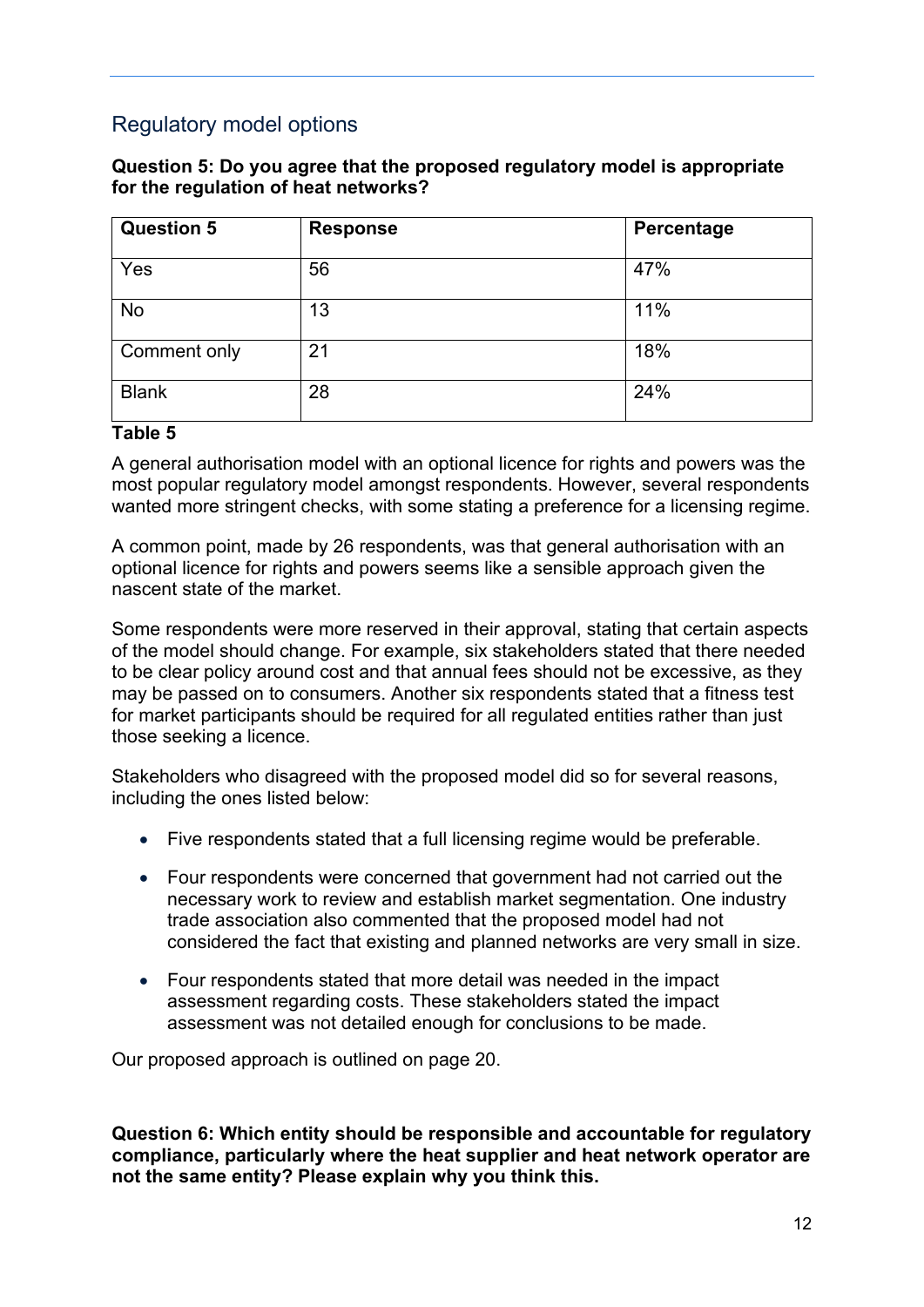## Regulatory model options

**Question 5: Do you agree that the proposed regulatory model is appropriate for the regulation of heat networks?**

| Question 5 | Response | Percentage |
|---|---|---|
| Yes | 56 | 47% |
| No | 13 | 11% |
| Comment only | 21 | 18% |
| Blank | 28 | 24% |

**Table 5**

A general authorisation model with an optional licence for rights and powers was the most popular regulatory model amongst respondents. However, several respondents wanted more stringent checks, with some stating a preference for a licensing regime.

A common point, made by 26 respondents, was that general authorisation with an optional licence for rights and powers seems like a sensible approach given the nascent state of the market.

Some respondents were more reserved in their approval, stating that certain aspects of the model should change. For example, six stakeholders stated that there needed to be clear policy around cost and that annual fees should not be excessive, as they may be passed on to consumers. Another six respondents stated that a fitness test for market participants should be required for all regulated entities rather than just those seeking a licence.

Stakeholders who disagreed with the proposed model did so for several reasons, including the ones listed below:

- Five respondents stated that a full licensing regime would be preferable.
- Four respondents were concerned that government had not carried out the necessary work to review and establish market segmentation. One industry trade association also commented that the proposed model had not considered the fact that existing and planned networks are very small in size.
- Four respondents stated that more detail was needed in the impact assessment regarding costs. These stakeholders stated the impact assessment was not detailed enough for conclusions to be made.

Our proposed approach is outlined on page 20.

**Question 6: Which entity should be responsible and accountable for regulatory compliance, particularly where the heat supplier and heat network operator are not the same entity? Please explain why you think this.**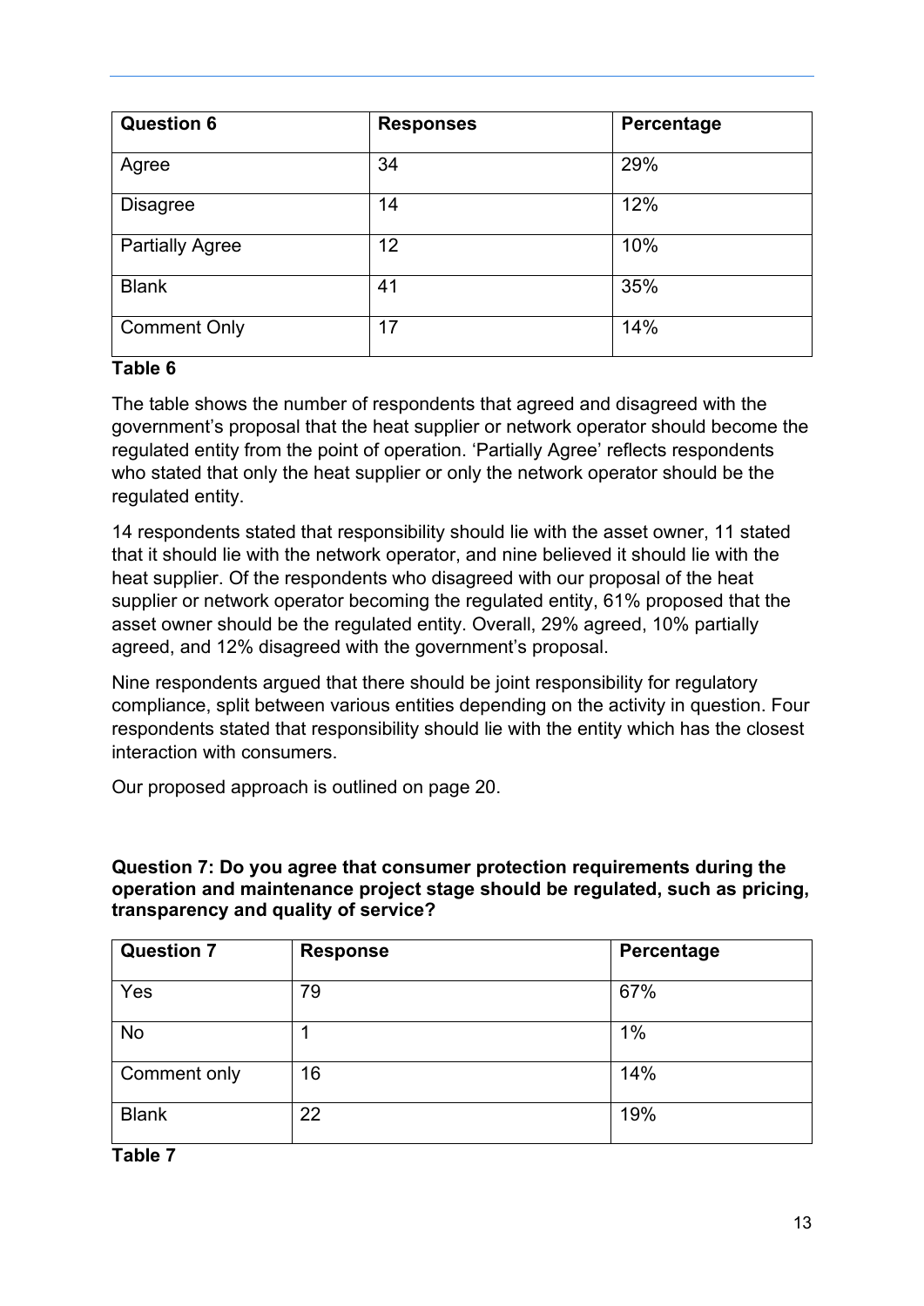| Question 6 | Responses | Percentage |
|---|---|---|
| Agree | 34 | 29% |
| Disagree | 14 | 12% |
| Partially Agree | 12 | 10% |
| Blank | 41 | 35% |
| Comment Only | 17 | 14% |

**Table 6**

The table shows the number of respondents that agreed and disagreed with the government's proposal that the heat supplier or network operator should become the regulated entity from the point of operation. 'Partially Agree' reflects respondents who stated that only the heat supplier or only the network operator should be the regulated entity.

14 respondents stated that responsibility should lie with the asset owner, 11 stated that it should lie with the network operator, and nine believed it should lie with the heat supplier. Of the respondents who disagreed with our proposal of the heat supplier or network operator becoming the regulated entity, 61% proposed that the asset owner should be the regulated entity. Overall, 29% agreed, 10% partially agreed, and 12% disagreed with the government's proposal.

Nine respondents argued that there should be joint responsibility for regulatory compliance, split between various entities depending on the activity in question. Four respondents stated that responsibility should lie with the entity which has the closest interaction with consumers.

Our proposed approach is outlined on page 20.

**Question 7: Do you agree that consumer protection requirements during the operation and maintenance project stage should be regulated, such as pricing, transparency and quality of service?**

| Question 7 | Response | Percentage |
|---|---|---|
| Yes | 79 | 67% |
| No | 1 | 1% |
| Comment only | 16 | 14% |
| Blank | 22 | 19% |

**Table 7**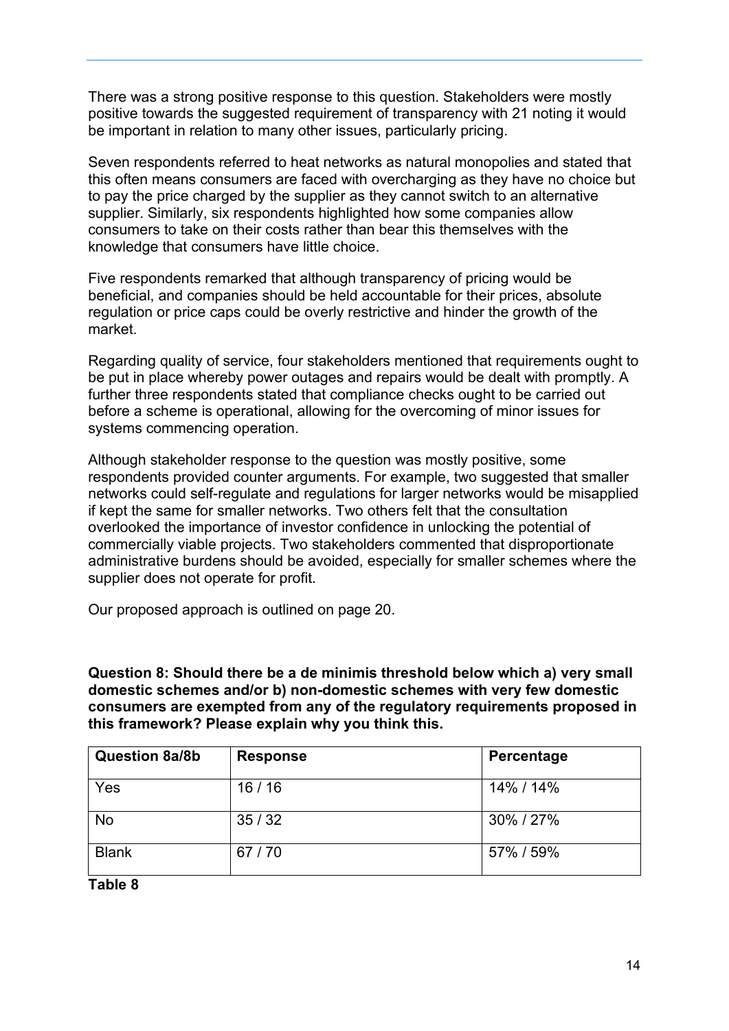There was a strong positive response to this question. Stakeholders were mostly positive towards the suggested requirement of transparency with 21 noting it would be important in relation to many other issues, particularly pricing.

Seven respondents referred to heat networks as natural monopolies and stated that this often means consumers are faced with overcharging as they have no choice but to pay the price charged by the supplier as they cannot switch to an alternative supplier. Similarly, six respondents highlighted how some companies allow consumers to take on their costs rather than bear this themselves with the knowledge that consumers have little choice.

Five respondents remarked that although transparency of pricing would be beneficial, and companies should be held accountable for their prices, absolute regulation or price caps could be overly restrictive and hinder the growth of the market.

Regarding quality of service, four stakeholders mentioned that requirements ought to be put in place whereby power outages and repairs would be dealt with promptly. A further three respondents stated that compliance checks ought to be carried out before a scheme is operational, allowing for the overcoming of minor issues for systems commencing operation.

Although stakeholder response to the question was mostly positive, some respondents provided counter arguments. For example, two suggested that smaller networks could self-regulate and regulations for larger networks would be misapplied if kept the same for smaller networks. Two others felt that the consultation overlooked the importance of investor confidence in unlocking the potential of commercially viable projects. Two stakeholders commented that disproportionate administrative burdens should be avoided, especially for smaller schemes where the supplier does not operate for profit.

Our proposed approach is outlined on page 20.

**Question 8: Should there be a de minimis threshold below which a) very small domestic schemes and/or b) non-domestic schemes with very few domestic consumers are exempted from any of the regulatory requirements proposed in this framework? Please explain why you think this.**

| Question 8a/8b | Response | Percentage |
|---|---|---|
| Yes | 16 / 16 | 14% / 14% |
| No | 35 / 32 | 30% / 27% |
| Blank | 67 / 70 | 57% / 59% |

**Table 8**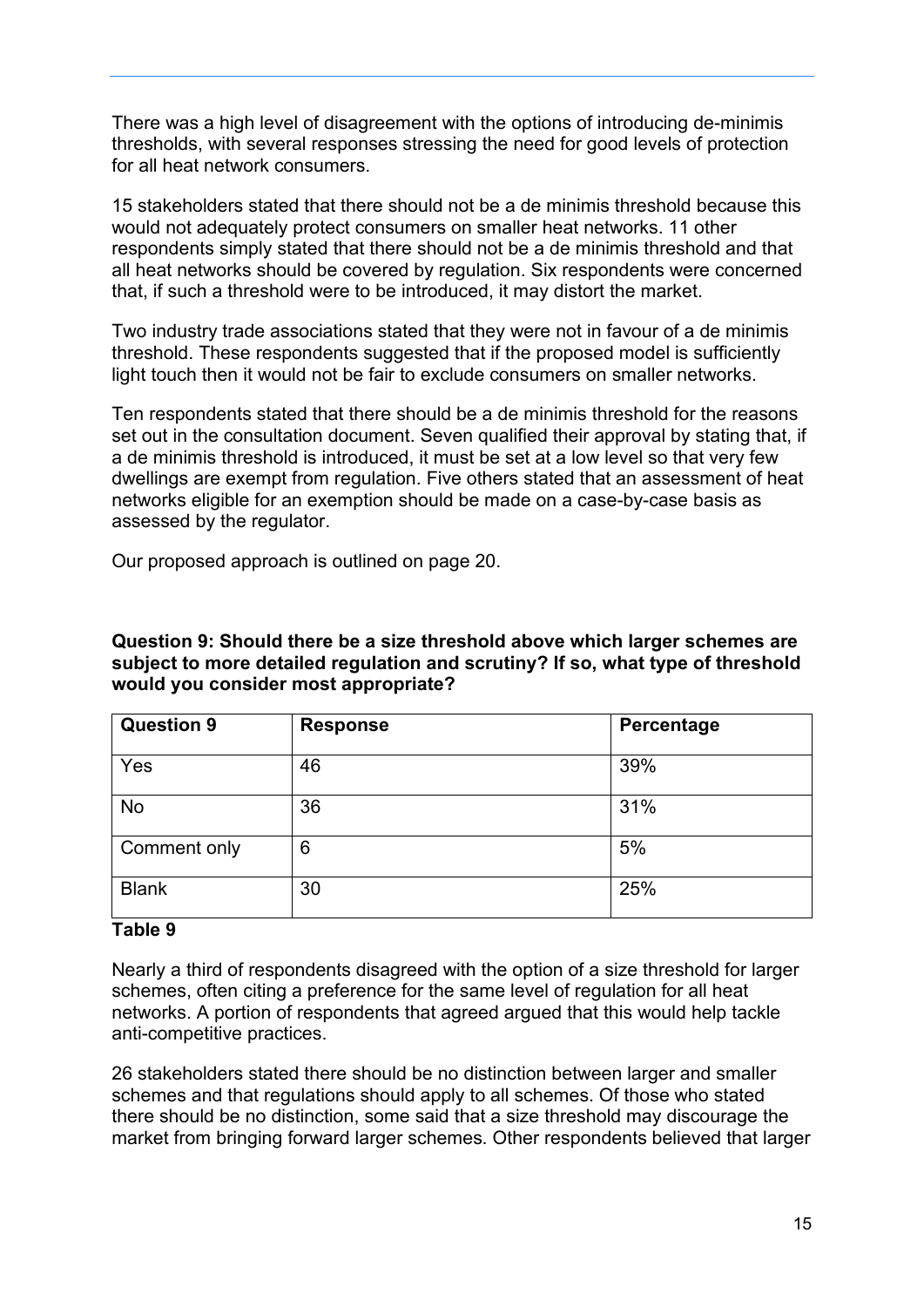There was a high level of disagreement with the options of introducing de-minimis thresholds, with several responses stressing the need for good levels of protection for all heat network consumers.

15 stakeholders stated that there should not be a de minimis threshold because this would not adequately protect consumers on smaller heat networks. 11 other respondents simply stated that there should not be a de minimis threshold and that all heat networks should be covered by regulation. Six respondents were concerned that, if such a threshold were to be introduced, it may distort the market.

Two industry trade associations stated that they were not in favour of a de minimis threshold. These respondents suggested that if the proposed model is sufficiently light touch then it would not be fair to exclude consumers on smaller networks.

Ten respondents stated that there should be a de minimis threshold for the reasons set out in the consultation document. Seven qualified their approval by stating that, if a de minimis threshold is introduced, it must be set at a low level so that very few dwellings are exempt from regulation. Five others stated that an assessment of heat networks eligible for an exemption should be made on a case-by-case basis as assessed by the regulator.

Our proposed approach is outlined on page 20.

**Question 9: Should there be a size threshold above which larger schemes are subject to more detailed regulation and scrutiny? If so, what type of threshold would you consider most appropriate?**

| Question 9 | Response | Percentage |
|---|---|---|
| Yes | 46 | 39% |
| No | 36 | 31% |
| Comment only | 6 | 5% |
| Blank | 30 | 25% |

**Table 9**

Nearly a third of respondents disagreed with the option of a size threshold for larger schemes, often citing a preference for the same level of regulation for all heat networks. A portion of respondents that agreed argued that this would help tackle anti-competitive practices.

26 stakeholders stated there should be no distinction between larger and smaller schemes and that regulations should apply to all schemes. Of those who stated there should be no distinction, some said that a size threshold may discourage the market from bringing forward larger schemes. Other respondents believed that larger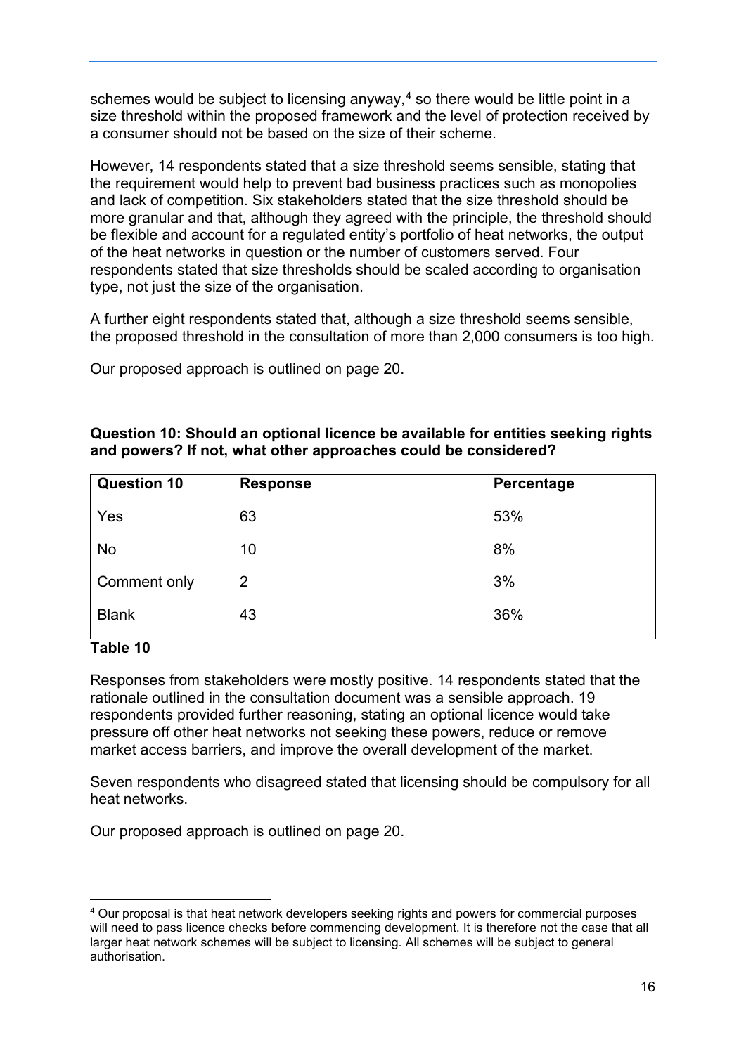schemes would be subject to licensing anyway,[4] so there would be little point in a size threshold within the proposed framework and the level of protection received by a consumer should not be based on the size of their scheme.

However, 14 respondents stated that a size threshold seems sensible, stating that the requirement would help to prevent bad business practices such as monopolies and lack of competition. Six stakeholders stated that the size threshold should be more granular and that, although they agreed with the principle, the threshold should be flexible and account for a regulated entity's portfolio of heat networks, the output of the heat networks in question or the number of customers served. Four respondents stated that size thresholds should be scaled according to organisation type, not just the size of the organisation.

A further eight respondents stated that, although a size threshold seems sensible, the proposed threshold in the consultation of more than 2,000 consumers is too high.

Our proposed approach is outlined on page 20.

**Question 10: Should an optional licence be available for entities seeking rights and powers? If not, what other approaches could be considered?**

| Question 10 | Response | Percentage |
|---|---|---|
| Yes | 63 | 53% |
| No | 10 | 8% |
| Comment only | 2 | 3% |
| Blank | 43 | 36% |

**Table 10**

Responses from stakeholders were mostly positive. 14 respondents stated that the rationale outlined in the consultation document was a sensible approach. 19 respondents provided further reasoning, stating an optional licence would take pressure off other heat networks not seeking these powers, reduce or remove market access barriers, and improve the overall development of the market.

Seven respondents who disagreed stated that licensing should be compulsory for all heat networks.

Our proposed approach is outlined on page 20.

---

[4] Our proposal is that heat network developers seeking rights and powers for commercial purposes will need to pass licence checks before commencing development. It is therefore not the case that all larger heat network schemes will be subject to licensing. All schemes will be subject to general authorisation.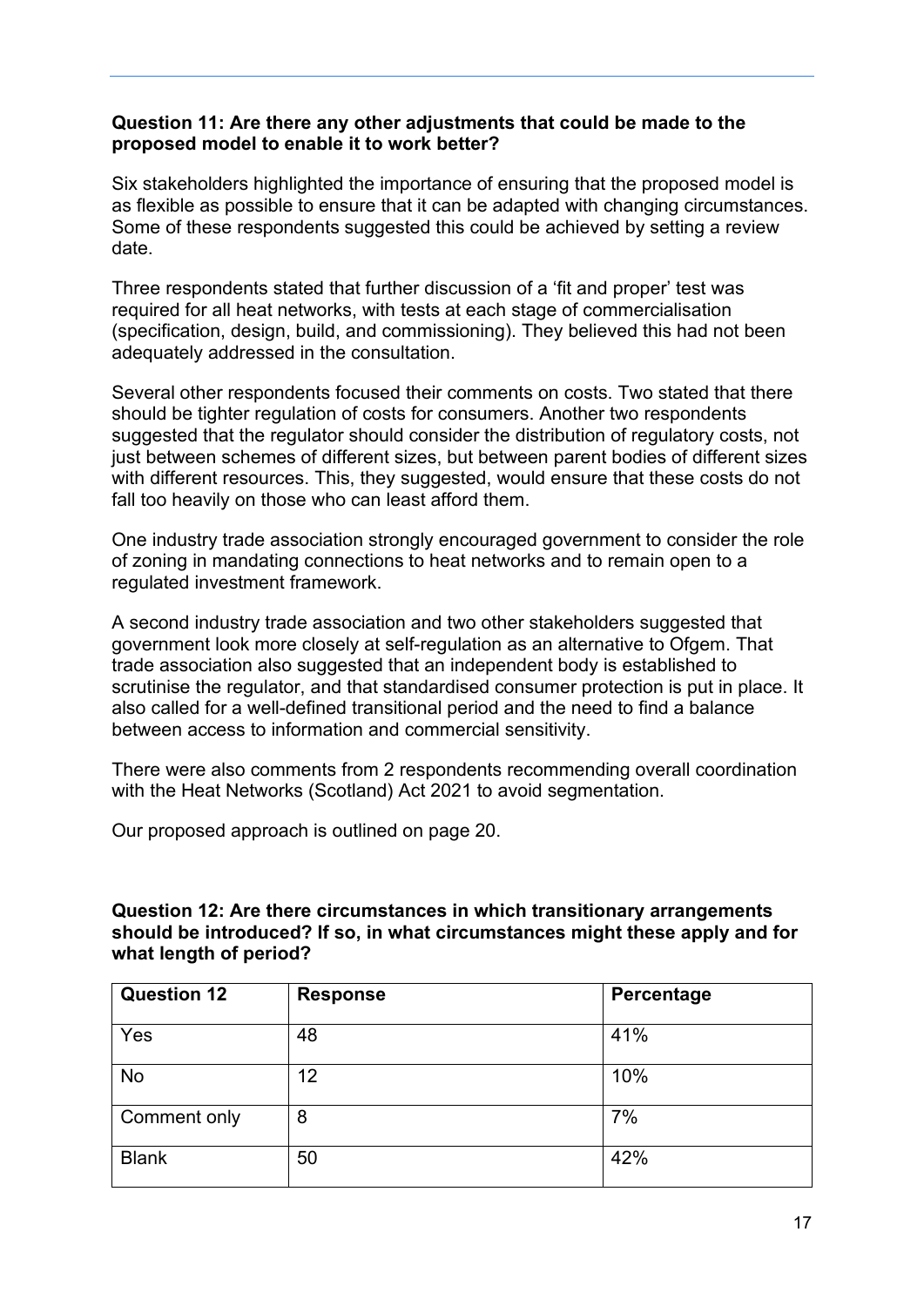**Question 11: Are there any other adjustments that could be made to the proposed model to enable it to work better?**

Six stakeholders highlighted the importance of ensuring that the proposed model is as flexible as possible to ensure that it can be adapted with changing circumstances. Some of these respondents suggested this could be achieved by setting a review date.

Three respondents stated that further discussion of a 'fit and proper' test was required for all heat networks, with tests at each stage of commercialisation (specification, design, build, and commissioning). They believed this had not been adequately addressed in the consultation.

Several other respondents focused their comments on costs. Two stated that there should be tighter regulation of costs for consumers. Another two respondents suggested that the regulator should consider the distribution of regulatory costs, not just between schemes of different sizes, but between parent bodies of different sizes with different resources. This, they suggested, would ensure that these costs do not fall too heavily on those who can least afford them.

One industry trade association strongly encouraged government to consider the role of zoning in mandating connections to heat networks and to remain open to a regulated investment framework.

A second industry trade association and two other stakeholders suggested that government look more closely at self-regulation as an alternative to Ofgem. That trade association also suggested that an independent body is established to scrutinise the regulator, and that standardised consumer protection is put in place. It also called for a well-defined transitional period and the need to find a balance between access to information and commercial sensitivity.

There were also comments from 2 respondents recommending overall coordination with the Heat Networks (Scotland) Act 2021 to avoid segmentation.

Our proposed approach is outlined on page 20.

**Question 12: Are there circumstances in which transitional arrangements should be introduced? If so, in what circumstances might these apply and for what length of period?**

| Question 12 | Response | Percentage |
|---|---|---|
| Yes | 48 | 41% |
| No | 12 | 10% |
| Comment only | 8 | 7% |
| Blank | 50 | 42% |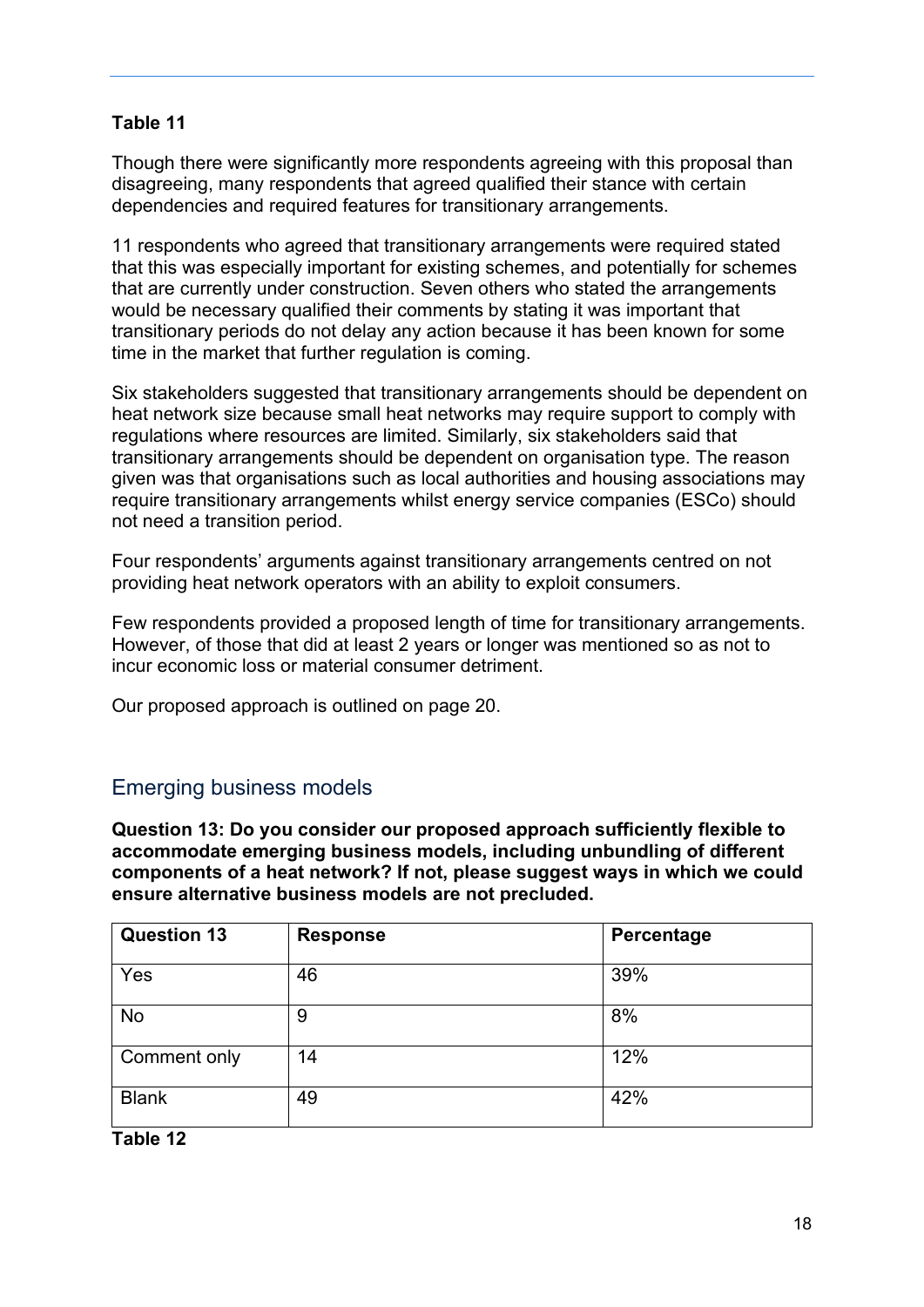**Table 11**

Though there were significantly more respondents agreeing with this proposal than disagreeing, many respondents that agreed qualified their stance with certain dependencies and required features for transitionary arrangements.

11 respondents who agreed that transitionary arrangements were required stated that this was especially important for existing schemes, and potentially for schemes that are currently under construction. Seven others who stated the arrangements would be necessary qualified their comments by stating it was important that transitionary periods do not delay any action because it has been known for some time in the market that further regulation is coming.

Six stakeholders suggested that transitionary arrangements should be dependent on heat network size because small heat networks may require support to comply with regulations where resources are limited. Similarly, six stakeholders said that transitionary arrangements should be dependent on organisation type. The reason given was that organisations such as local authorities and housing associations may require transitionary arrangements whilst energy service companies (ESCo) should not need a transition period.

Four respondents' arguments against transitionary arrangements centred on not providing heat network operators with an ability to exploit consumers.

Few respondents provided a proposed length of time for transitionary arrangements. However, of those that did at least 2 years or longer was mentioned so as not to incur economic loss or material consumer detriment.

Our proposed approach is outlined on page 20.

## Emerging business models

**Question 13: Do you consider our proposed approach sufficiently flexible to accommodate emerging business models, including unbundling of different components of a heat network? If not, please suggest ways in which we could ensure alternative business models are not precluded.**

| Question 13 | Response | Percentage |
|---|---|---|
| Yes | 46 | 39% |
| No | 9 | 8% |
| Comment only | 14 | 12% |
| Blank | 49 | 42% |

**Table 12**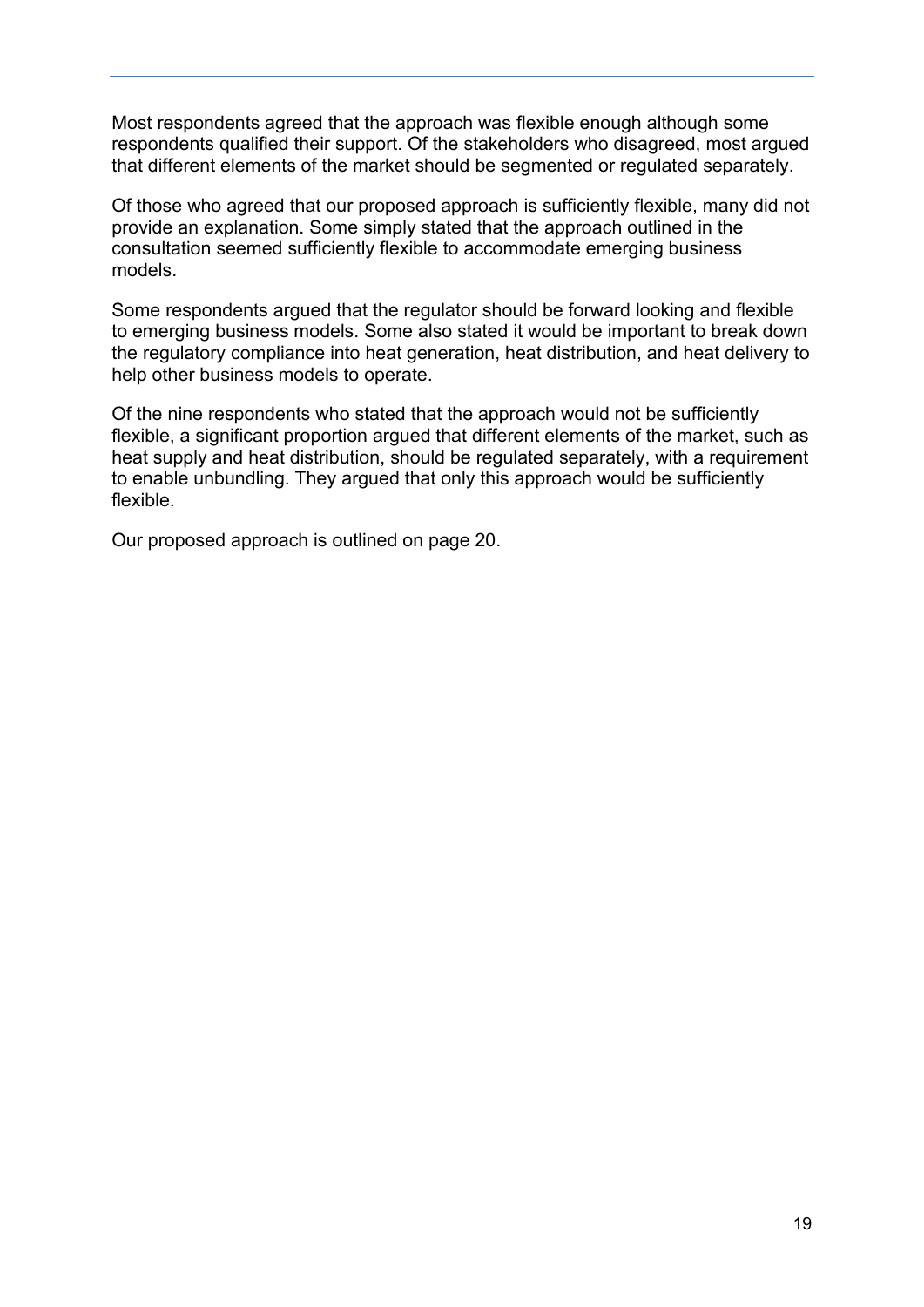Most respondents agreed that the approach was flexible enough although some respondents qualified their support. Of the stakeholders who disagreed, most argued that different elements of the market should be segmented or regulated separately.

Of those who agreed that our proposed approach is sufficiently flexible, many did not provide an explanation. Some simply stated that the approach outlined in the consultation seemed sufficiently flexible to accommodate emerging business models.

Some respondents argued that the regulator should be forward looking and flexible to emerging business models. Some also stated it would be important to break down the regulatory compliance into heat generation, heat distribution, and heat delivery to help other business models to operate.

Of the nine respondents who stated that the approach would not be sufficiently flexible, a significant proportion argued that different elements of the market, such as heat supply and heat distribution, should be regulated separately, with a requirement to enable unbundling. They argued that only this approach would be sufficiently flexible.

Our proposed approach is outlined on page 20.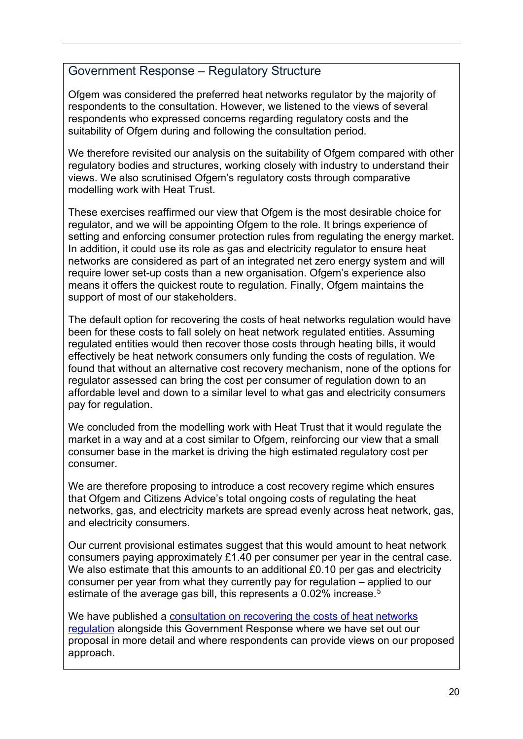## Government Response – Regulatory Structure

Ofgem was considered the preferred heat networks regulator by the majority of respondents to the consultation. However, we listened to the views of several respondents who expressed concerns regarding regulatory costs and the suitability of Ofgem during and following the consultation period.

We therefore revisited our analysis on the suitability of Ofgem compared with other regulatory bodies and structures, working closely with industry to understand their views. We also scrutinised Ofgem's regulatory costs through comparative modelling work with Heat Trust.

These exercises reaffirmed our view that Ofgem is the most desirable choice for regulator, and we will be appointing Ofgem to the role. It brings experience of setting and enforcing consumer protection rules from regulating the energy market. In addition, it could use its role as gas and electricity regulator to ensure heat networks are considered as part of an integrated net zero energy system and will require lower set-up costs than a new organisation. Ofgem's experience also means it offers the quickest route to regulation. Finally, Ofgem maintains the support of most of our stakeholders.

The default option for recovering the costs of heat networks regulation would have been for these costs to fall solely on heat network regulated entities. Assuming regulated entities would then recover those costs through heating bills, it would effectively be heat network consumers only funding the costs of regulation. We found that without an alternative cost recovery mechanism, none of the options for regulator assessed can bring the cost per consumer of regulation down to an affordable level and down to a similar level to what gas and electricity consumers pay for regulation.

We concluded from the modelling work with Heat Trust that it would regulate the market in a way and at a cost similar to Ofgem, reinforcing our view that a small consumer base in the market is driving the high estimated regulatory cost per consumer.

We are therefore proposing to introduce a cost recovery regime which ensures that Ofgem and Citizens Advice's total ongoing costs of regulating the heat networks, gas, and electricity markets are spread evenly across heat network, gas, and electricity consumers.

Our current provisional estimates suggest that this would amount to heat network consumers paying approximately £1.40 per consumer per year in the central case. We also estimate that this amounts to an additional £0.10 per gas and electricity consumer per year from what they currently pay for regulation – applied to our estimate of the average gas bill, this represents a 0.02% increase.[5]

We have published a [consultation on recovering the costs of heat networks regulation]() alongside this Government Response where we have set out our proposal in more detail and where respondents can provide views on our proposed approach.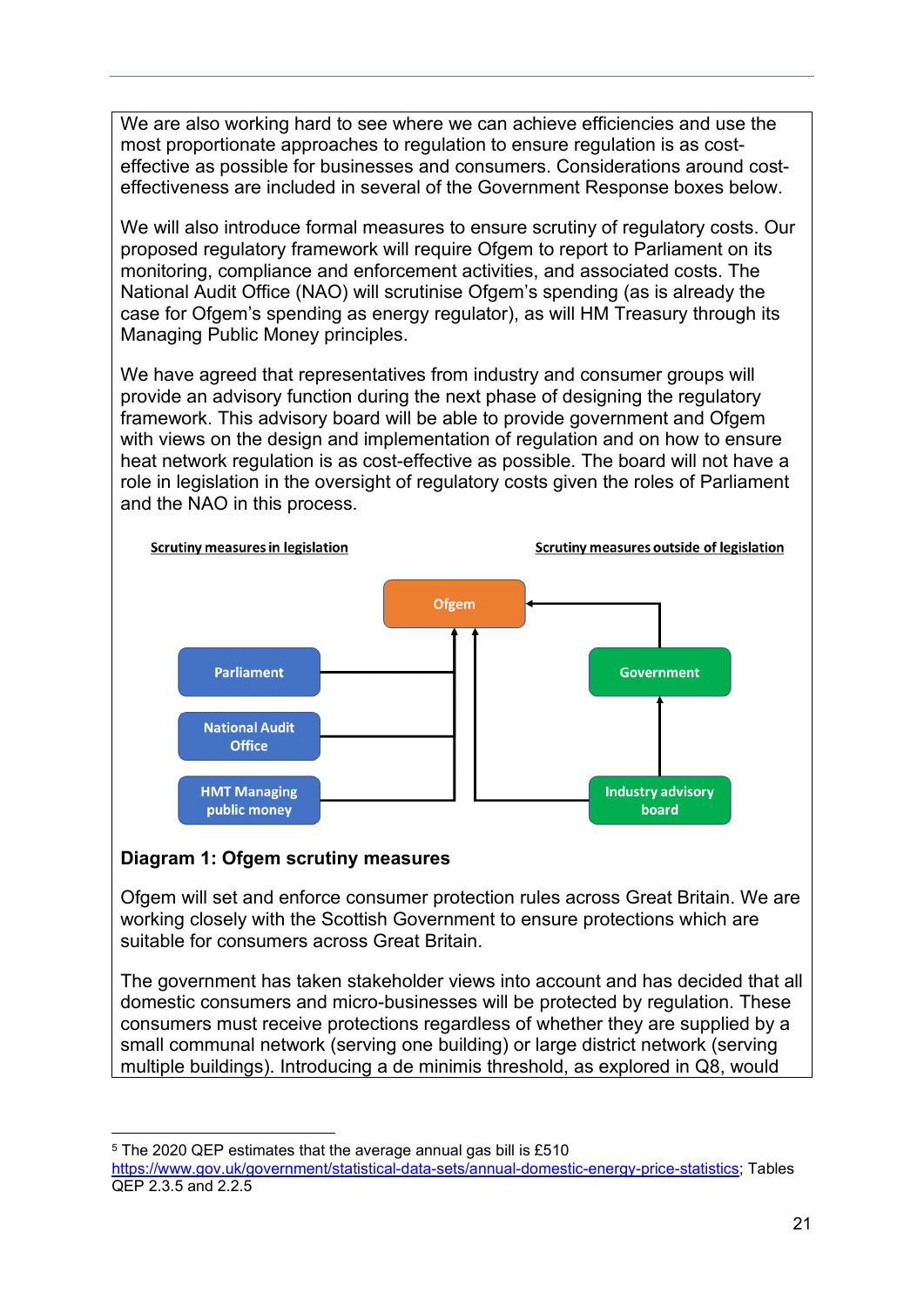We are also working hard to see where we can achieve efficiencies and use the most proportionate approaches to regulation to ensure regulation is as cost-effective as possible for businesses and consumers. Considerations around cost-effectiveness are included in several of the Government Response boxes below.

We will also introduce formal measures to ensure scrutiny of regulatory costs. Our proposed regulatory framework will require Ofgem to report to Parliament on its monitoring, compliance and enforcement activities, and associated costs. The National Audit Office (NAO) will scrutinise Ofgem's spending (as is already the case for Ofgem's spending as energy regulator), as will HM Treasury through its Managing Public Money principles.

We have agreed that representatives from industry and consumer groups will provide an advisory function during the next phase of designing the regulatory framework. This advisory board will be able to provide government and Ofgem with views on the design and implementation of regulation and on how to ensure heat network regulation is as cost-effective as possible. The board will not have a role in legislation in the oversight of regulatory costs given the roles of Parliament and the NAO in this process.

Scrutiny measures in legislation | Scrutiny measures outside of legislation

Ofgem

Parliament | Government

National Audit Office

HMT Managing public money | Industry advisory board

**Diagram 1: Ofgem scrutiny measures**

Ofgem will set and enforce consumer protection rules across Great Britain. We are working closely with the Scottish Government to ensure protections which are suitable for consumers across Great Britain.

The government has taken stakeholder views into account and has decided that all domestic consumers and micro-businesses will be protected by regulation. These consumers must receive protections regardless of whether they are supplied by a small communal network (serving one building) or large district network (serving multiple buildings). Introducing a de minimis threshold, as explored in Q8, would

---

[5] The 2020 QEP estimates that the average annual gas bill is £510 https://www.gov.uk/government/statistical-data-sets/annual-domestic-energy-price-statistics; Tables QEP 2.3.5 and 2.2.5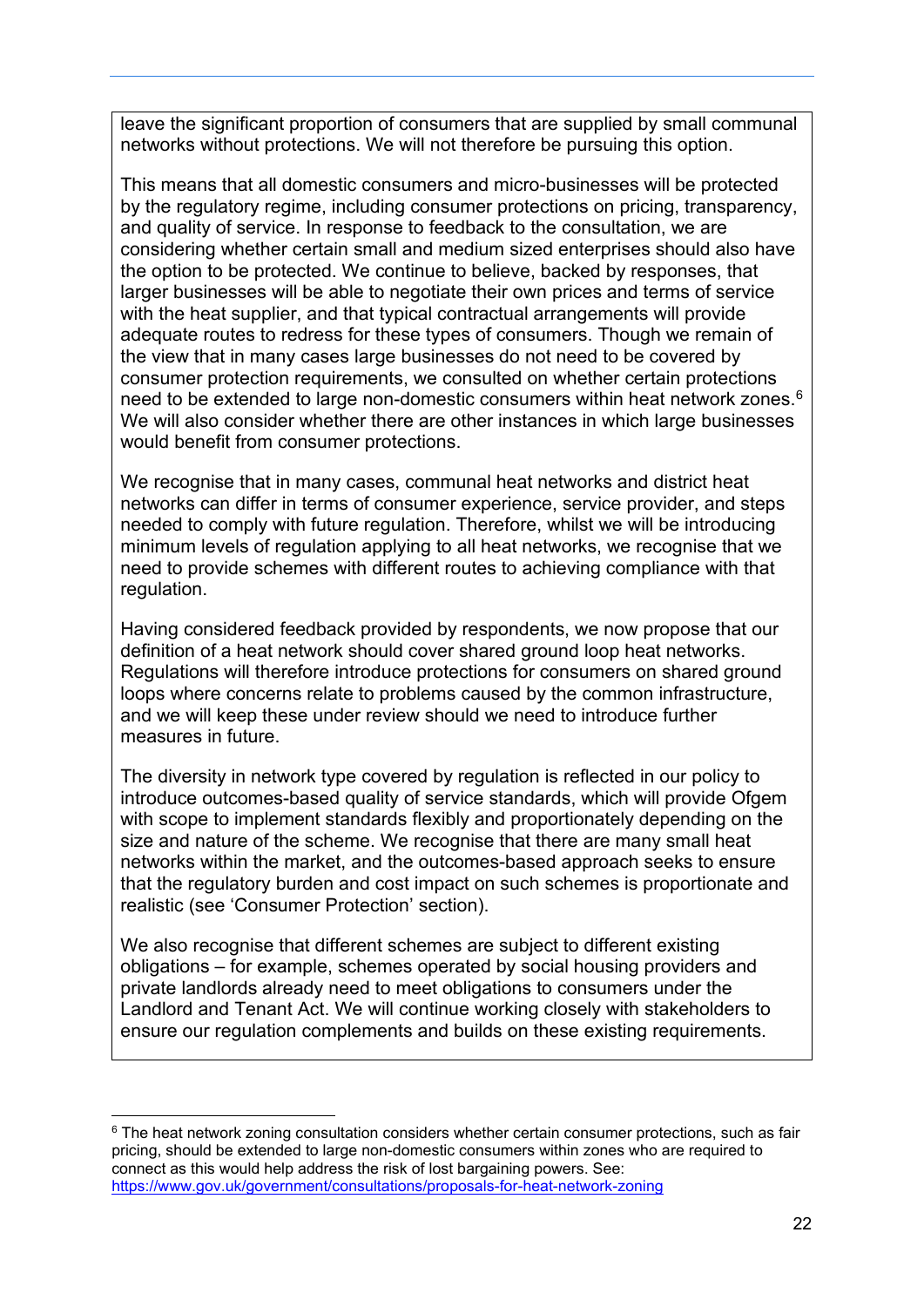leave the significant proportion of consumers that are supplied by small communal networks without protections. We will not therefore be pursuing this option.

This means that all domestic consumers and micro-businesses will be protected by the regulatory regime, including consumer protections on pricing, transparency, and quality of service. In response to feedback to the consultation, we are considering whether certain small and medium sized enterprises should also have the option to be protected. We continue to believe, backed by responses, that larger businesses will be able to negotiate their own prices and terms of service with the heat supplier, and that typical contractual arrangements will provide adequate routes to redress for these types of consumers. Though we remain of the view that in many cases large businesses do not need to be covered by consumer protection requirements, we consulted on whether certain protections need to be extended to large non-domestic consumers within heat network zones.[6] We will also consider whether there are other instances in which large businesses would benefit from consumer protections.

We recognise that in many cases, communal heat networks and district heat networks can differ in terms of consumer experience, service provider, and steps needed to comply with future regulation. Therefore, whilst we will be introducing minimum levels of regulation applying to all heat networks, we recognise that we need to provide schemes with different routes to achieving compliance with that regulation.

Having considered feedback provided by respondents, we now propose that our definition of a heat network should cover shared ground loop heat networks. Regulations will therefore introduce protections for consumers on shared ground loops where concerns relate to problems caused by the common infrastructure, and we will keep these under review should we need to introduce further measures in future.

The diversity in network type covered by regulation is reflected in our policy to introduce outcomes-based quality of service standards, which will provide Ofgem with scope to implement standards flexibly and proportionately depending on the size and nature of the scheme. We recognise that there are many small heat networks within the market, and the outcomes-based approach seeks to ensure that the regulatory burden and cost impact on such schemes is proportionate and realistic (see 'Consumer Protection' section).

We also recognise that different schemes are subject to different existing obligations – for example, schemes operated by social housing providers and private landlords already need to meet obligations to consumers under the Landlord and Tenant Act. We will continue working closely with stakeholders to ensure our regulation complements and builds on these existing requirements.

---

[6] The heat network zoning consultation considers whether certain consumer protections, such as fair pricing, should be extended to large non-domestic consumers within zones who are required to connect as this would help address the risk of lost bargaining powers. See: https://www.gov.uk/government/consultations/proposals-for-heat-network-zoning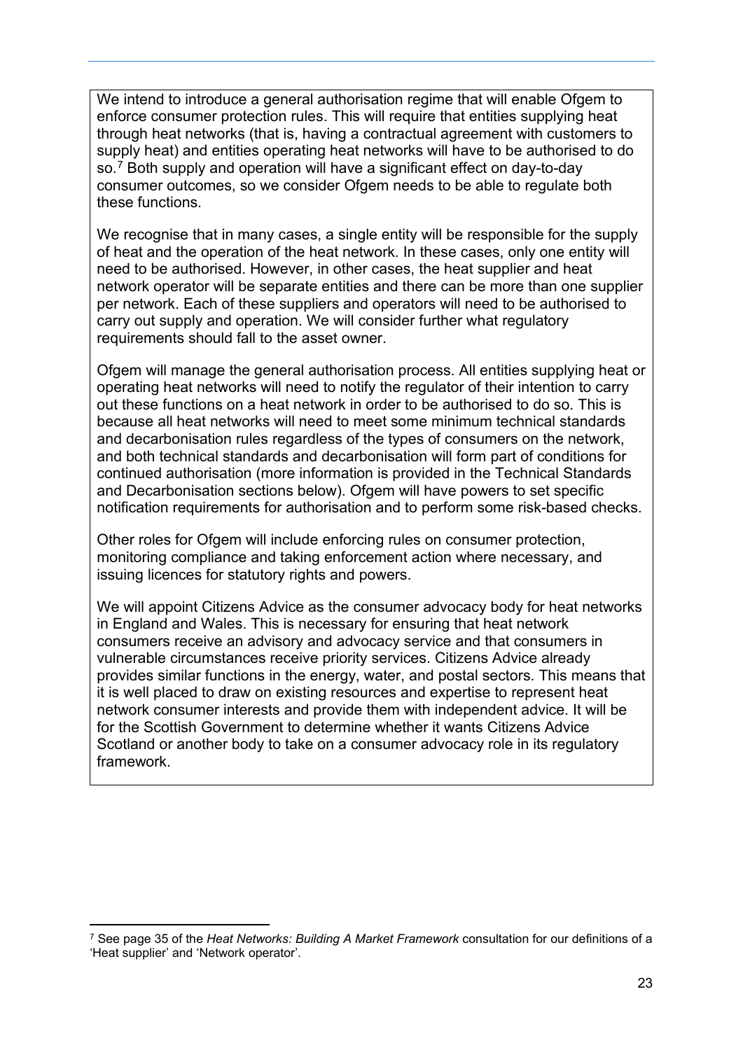We intend to introduce a general authorisation regime that will enable Ofgem to enforce consumer protection rules. This will require that entities supplying heat through heat networks (that is, having a contractual agreement with customers to supply heat) and entities operating heat networks will have to be authorised to do so.[7] Both supply and operation will have a significant effect on day-to-day consumer outcomes, so we consider Ofgem needs to be able to regulate both these functions.

We recognise that in many cases, a single entity will be responsible for the supply of heat and the operation of the heat network. In these cases, only one entity will need to be authorised. However, in other cases, the heat supplier and heat network operator will be separate entities and there can be more than one supplier per network. Each of these suppliers and operators will need to be authorised to carry out supply and operation. We will consider further what regulatory requirements should fall to the asset owner.

Ofgem will manage the general authorisation process. All entities supplying heat or operating heat networks will need to notify the regulator of their intention to carry out these functions on a heat network in order to be authorised to do so. This is because all heat networks will need to meet some minimum technical standards and decarbonisation rules regardless of the types of consumers on the network, and both technical standards and decarbonisation will form part of conditions for continued authorisation (more information is provided in the Technical Standards and Decarbonisation sections below). Ofgem will have powers to set specific notification requirements for authorisation and to perform some risk-based checks.

Other roles for Ofgem will include enforcing rules on consumer protection, monitoring compliance and taking enforcement action where necessary, and issuing licences for statutory rights and powers.

We will appoint Citizens Advice as the consumer advocacy body for heat networks in England and Wales. This is necessary for ensuring that heat network consumers receive an advisory and advocacy service and that consumers in vulnerable circumstances receive priority services. Citizens Advice already provides similar functions in the energy, water, and postal sectors. This means that it is well placed to draw on existing resources and expertise to represent heat network consumer interests and provide them with independent advice. It will be for the Scottish Government to determine whether it wants Citizens Advice Scotland or another body to take on a consumer advocacy role in its regulatory framework.

[7] See page 35 of the *Heat Networks: Building A Market Framework* consultation for our definitions of a 'Heat supplier' and 'Network operator'.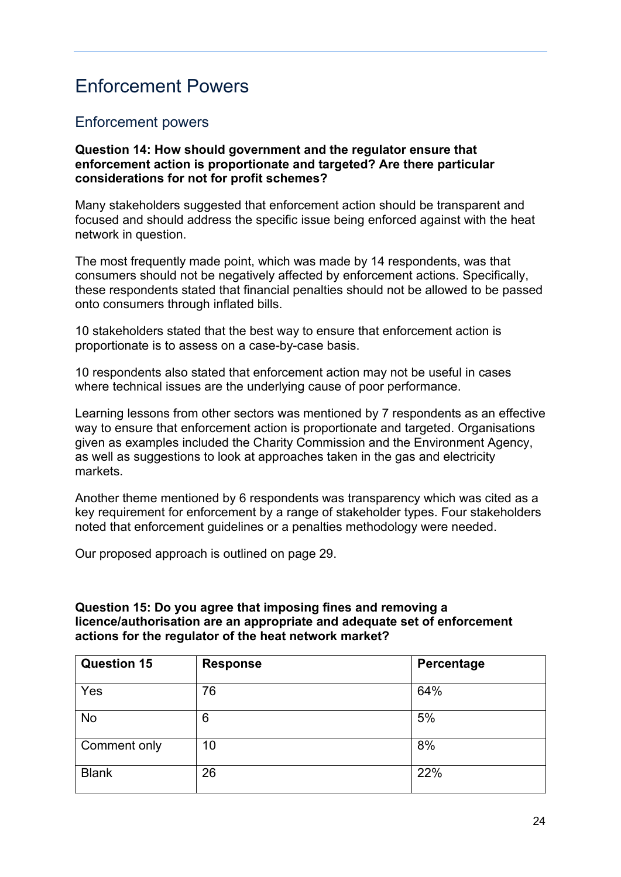# Enforcement Powers

## Enforcement powers

**Question 14: How should government and the regulator ensure that enforcement action is proportionate and targeted? Are there particular considerations for not for profit schemes?**

Many stakeholders suggested that enforcement action should be transparent and focused and should address the specific issue being enforced against with the heat network in question.

The most frequently made point, which was made by 14 respondents, was that consumers should not be negatively affected by enforcement actions. Specifically, these respondents stated that financial penalties should not be allowed to be passed onto consumers through inflated bills.

10 stakeholders stated that the best way to ensure that enforcement action is proportionate is to assess on a case-by-case basis.

10 respondents also stated that enforcement action may not be useful in cases where technical issues are the underlying cause of poor performance.

Learning lessons from other sectors was mentioned by 7 respondents as an effective way to ensure that enforcement action is proportionate and targeted. Organisations given as examples included the Charity Commission and the Environment Agency, as well as suggestions to look at approaches taken in the gas and electricity markets.

Another theme mentioned by 6 respondents was transparency which was cited as a key requirement for enforcement by a range of stakeholder types. Four stakeholders noted that enforcement guidelines or a penalties methodology were needed.

Our proposed approach is outlined on page 29.

**Question 15: Do you agree that imposing fines and removing a licence/authorisation are an appropriate and adequate set of enforcement actions for the regulator of the heat network market?**

| Question 15 | Response | Percentage |
|---|---|---|
| Yes | 76 | 64% |
| No | 6 | 5% |
| Comment only | 10 | 8% |
| Blank | 26 | 22% |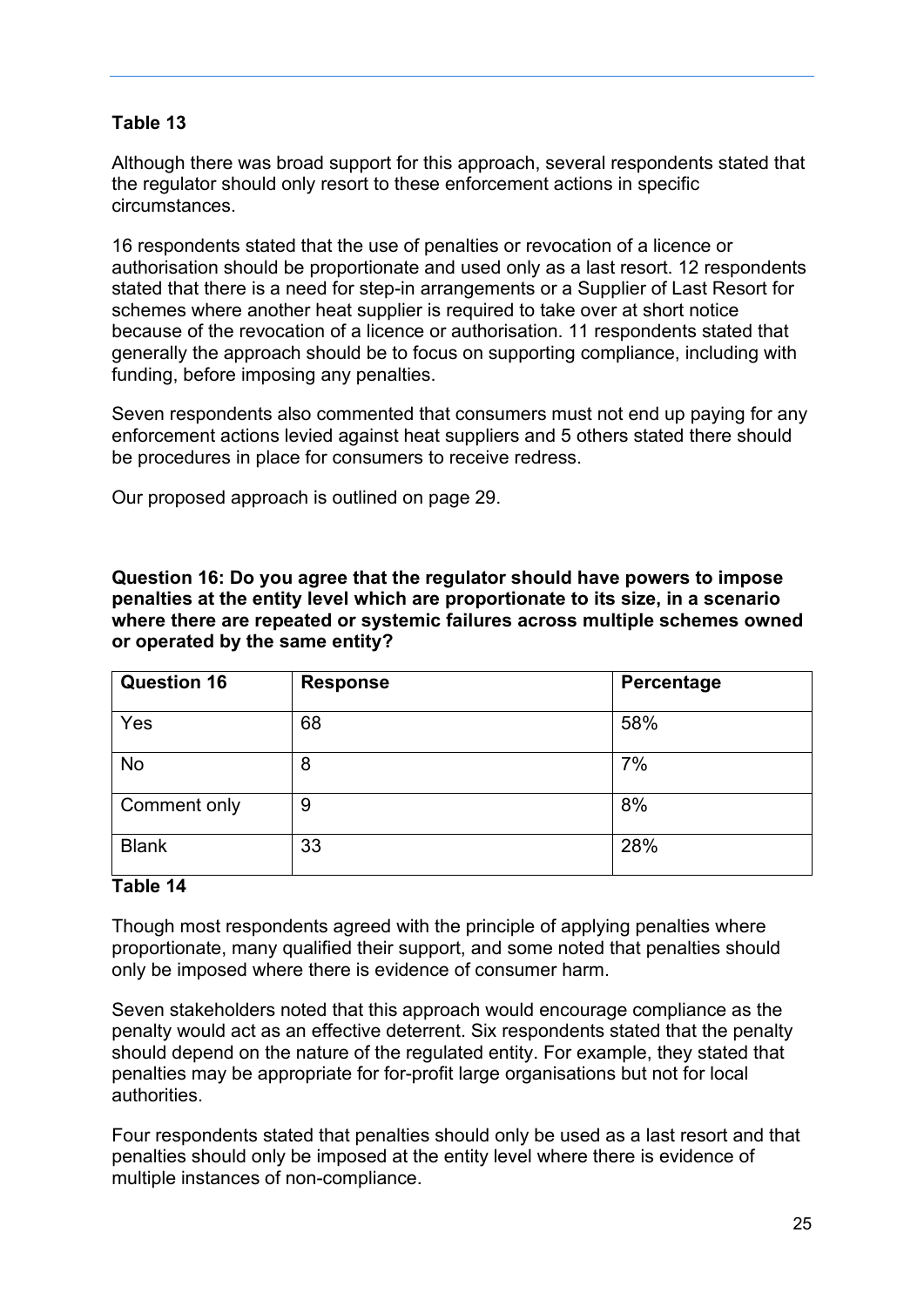**Table 13**

Although there was broad support for this approach, several respondents stated that the regulator should only resort to these enforcement actions in specific circumstances.

16 respondents stated that the use of penalties or revocation of a licence or authorisation should be proportionate and used only as a last resort. 12 respondents stated that there is a need for step-in arrangements or a Supplier of Last Resort for schemes where another heat supplier is required to take over at short notice because of the revocation of a licence or authorisation. 11 respondents stated that generally the approach should be to focus on supporting compliance, including with funding, before imposing any penalties.

Seven respondents also commented that consumers must not end up paying for any enforcement actions levied against heat suppliers and 5 others stated there should be procedures in place for consumers to receive redress.

Our proposed approach is outlined on page 29.

**Question 16: Do you agree that the regulator should have powers to impose penalties at the entity level which are proportionate to its size, in a scenario where there are repeated or systemic failures across multiple schemes owned or operated by the same entity?**

| Question 16 | Response | Percentage |
| --- | --- | --- |
| Yes | 68 | 58% |
| No | 8 | 7% |
| Comment only | 9 | 8% |
| Blank | 33 | 28% |

**Table 14**

Though most respondents agreed with the principle of applying penalties where proportionate, many qualified their support, and some noted that penalties should only be imposed where there is evidence of consumer harm.

Seven stakeholders noted that this approach would encourage compliance as the penalty would act as an effective deterrent. Six respondents stated that the penalty should depend on the nature of the regulated entity. For example, they stated that penalties may be appropriate for for-profit large organisations but not for local authorities.

Four respondents stated that penalties should only be used as a last resort and that penalties should only be imposed at the entity level where there is evidence of multiple instances of non-compliance.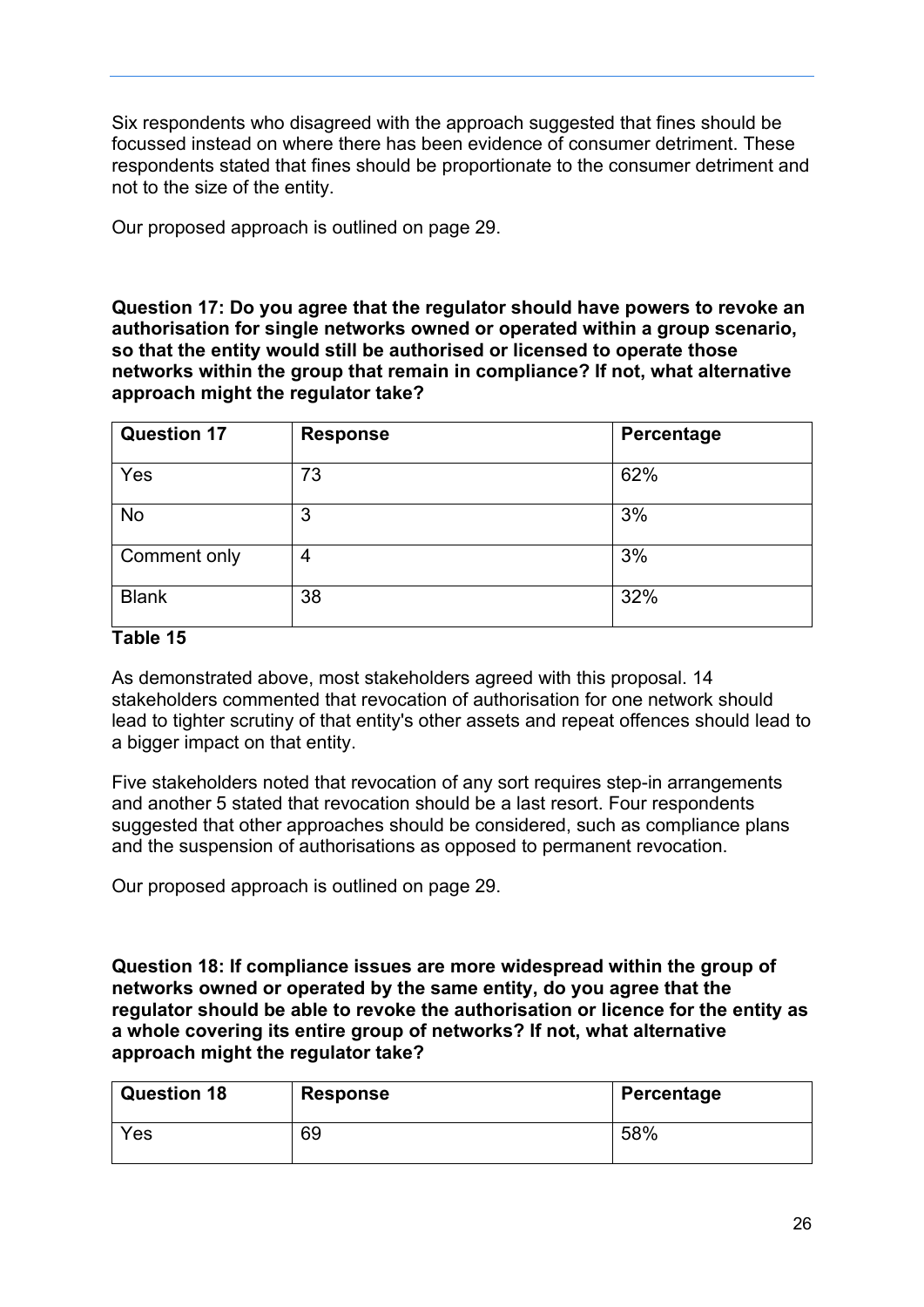Six respondents who disagreed with the approach suggested that fines should be focussed instead on where there has been evidence of consumer detriment. These respondents stated that fines should be proportionate to the consumer detriment and not to the size of the entity.

Our proposed approach is outlined on page 29.

**Question 17: Do you agree that the regulator should have powers to revoke an authorisation for single networks owned or operated within a group scenario, so that the entity would still be authorised or licensed to operate those networks within the group that remain in compliance? If not, what alternative approach might the regulator take?**

| Question 17 | Response | Percentage |
|---|---|---|
| Yes | 73 | 62% |
| No | 3 | 3% |
| Comment only | 4 | 3% |
| Blank | 38 | 32% |

**Table 15**

As demonstrated above, most stakeholders agreed with this proposal. 14 stakeholders commented that revocation of authorisation for one network should lead to tighter scrutiny of that entity's other assets and repeat offences should lead to a bigger impact on that entity.

Five stakeholders noted that revocation of any sort requires step-in arrangements and another 5 stated that revocation should be a last resort. Four respondents suggested that other approaches should be considered, such as compliance plans and the suspension of authorisations as opposed to permanent revocation.

Our proposed approach is outlined on page 29.

**Question 18: If compliance issues are more widespread within the group of networks owned or operated by the same entity, do you agree that the regulator should be able to revoke the authorisation or licence for the entity as a whole covering its entire group of networks? If not, what alternative approach might the regulator take?**

| Question 18 | Response | Percentage |
|---|---|---|
| Yes | 69 | 58% |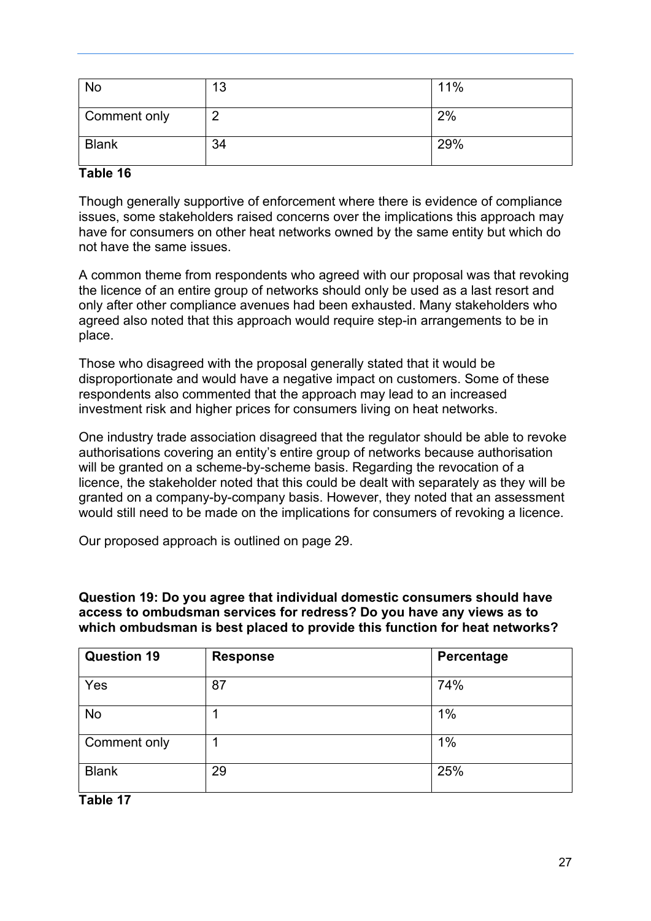| No | 13 | 11% |
| --- | --- | --- |
| Comment only | 2 | 2% |
| Blank | 34 | 29% |

**Table 16**

Though generally supportive of enforcement where there is evidence of compliance issues, some stakeholders raised concerns over the implications this approach may have for consumers on other heat networks owned by the same entity but which do not have the same issues.

A common theme from respondents who agreed with our proposal was that revoking the licence of an entire group of networks should only be used as a last resort and only after other compliance avenues had been exhausted. Many stakeholders who agreed also noted that this approach would require step-in arrangements to be in place.

Those who disagreed with the proposal generally stated that it would be disproportionate and would have a negative impact on customers. Some of these respondents also commented that the approach may lead to an increased investment risk and higher prices for consumers living on heat networks.

One industry trade association disagreed that the regulator should be able to revoke authorisations covering an entity's entire group of networks because authorisation will be granted on a scheme-by-scheme basis. Regarding the revocation of a licence, the stakeholder noted that this could be dealt with separately as they will be granted on a company-by-company basis. However, they noted that an assessment would still need to be made on the implications for consumers of revoking a licence.

Our proposed approach is outlined on page 29.

**Question 19: Do you agree that individual domestic consumers should have access to ombudsman services for redress? Do you have any views as to which ombudsman is best placed to provide this function for heat networks?**

| Question 19 | Response | Percentage |
| --- | --- | --- |
| Yes | 87 | 74% |
| No | 1 | 1% |
| Comment only | 1 | 1% |
| Blank | 29 | 25% |

**Table 17**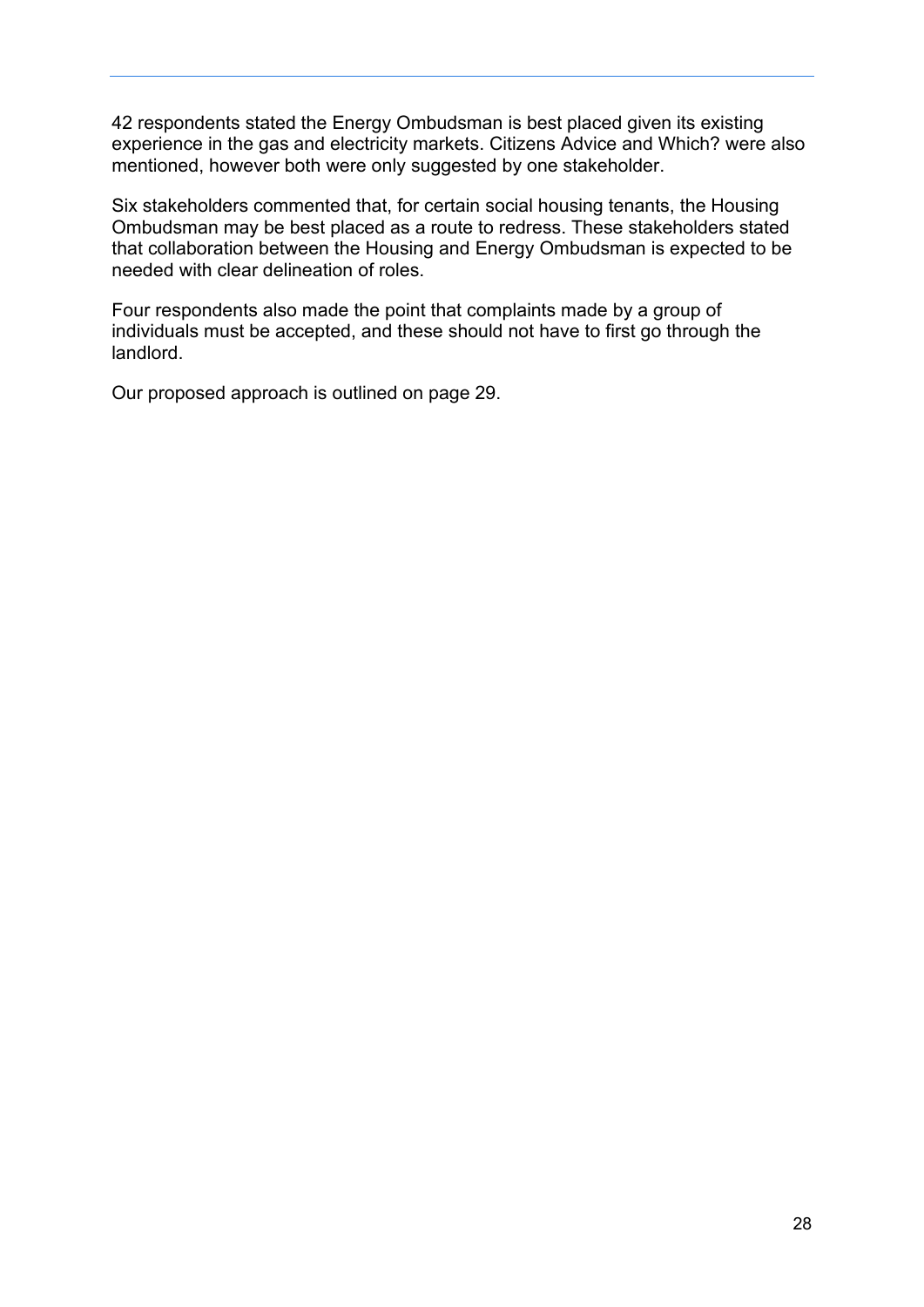42 respondents stated the Energy Ombudsman is best placed given its existing experience in the gas and electricity markets. Citizens Advice and Which? were also mentioned, however both were only suggested by one stakeholder.

Six stakeholders commented that, for certain social housing tenants, the Housing Ombudsman may be best placed as a route to redress. These stakeholders stated that collaboration between the Housing and Energy Ombudsman is expected to be needed with clear delineation of roles.

Four respondents also made the point that complaints made by a group of individuals must be accepted, and these should not have to first go through the landlord.

Our proposed approach is outlined on page 29.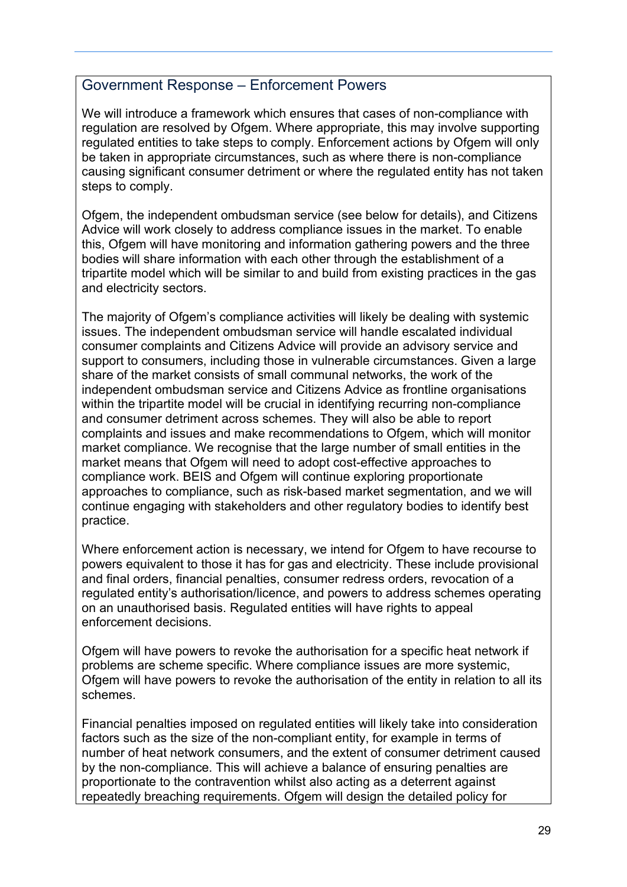## Government Response – Enforcement Powers

We will introduce a framework which ensures that cases of non-compliance with regulation are resolved by Ofgem. Where appropriate, this may involve supporting regulated entities to take steps to comply. Enforcement actions by Ofgem will only be taken in appropriate circumstances, such as where there is non-compliance causing significant consumer detriment or where the regulated entity has not taken steps to comply.

Ofgem, the independent ombudsman service (see below for details), and Citizens Advice will work closely to address compliance issues in the market. To enable this, Ofgem will have monitoring and information gathering powers and the three bodies will share information with each other through the establishment of a tripartite model which will be similar to and build from existing practices in the gas and electricity sectors.

The majority of Ofgem's compliance activities will likely be dealing with systemic issues. The independent ombudsman service will handle escalated individual consumer complaints and Citizens Advice will provide an advisory service and support to consumers, including those in vulnerable circumstances. Given a large share of the market consists of small communal networks, the work of the independent ombudsman service and Citizens Advice as frontline organisations within the tripartite model will be crucial in identifying recurring non-compliance and consumer detriment across schemes. They will also be able to report complaints and issues and make recommendations to Ofgem, which will monitor market compliance. We recognise that the large number of small entities in the market means that Ofgem will need to adopt cost-effective approaches to compliance work. BEIS and Ofgem will continue exploring proportionate approaches to compliance, such as risk-based market segmentation, and we will continue engaging with stakeholders and other regulatory bodies to identify best practice.

Where enforcement action is necessary, we intend for Ofgem to have recourse to powers equivalent to those it has for gas and electricity. These include provisional and final orders, financial penalties, consumer redress orders, revocation of a regulated entity's authorisation/licence, and powers to address schemes operating on an unauthorised basis. Regulated entities will have rights to appeal enforcement decisions.

Ofgem will have powers to revoke the authorisation for a specific heat network if problems are scheme specific. Where compliance issues are more systemic, Ofgem will have powers to revoke the authorisation of the entity in relation to all its schemes.

Financial penalties imposed on regulated entities will likely take into consideration factors such as the size of the non-compliant entity, for example in terms of number of heat network consumers, and the extent of consumer detriment caused by the non-compliance. This will achieve a balance of ensuring penalties are proportionate to the contravention whilst also acting as a deterrent against repeatedly breaching requirements. Ofgem will design the detailed policy for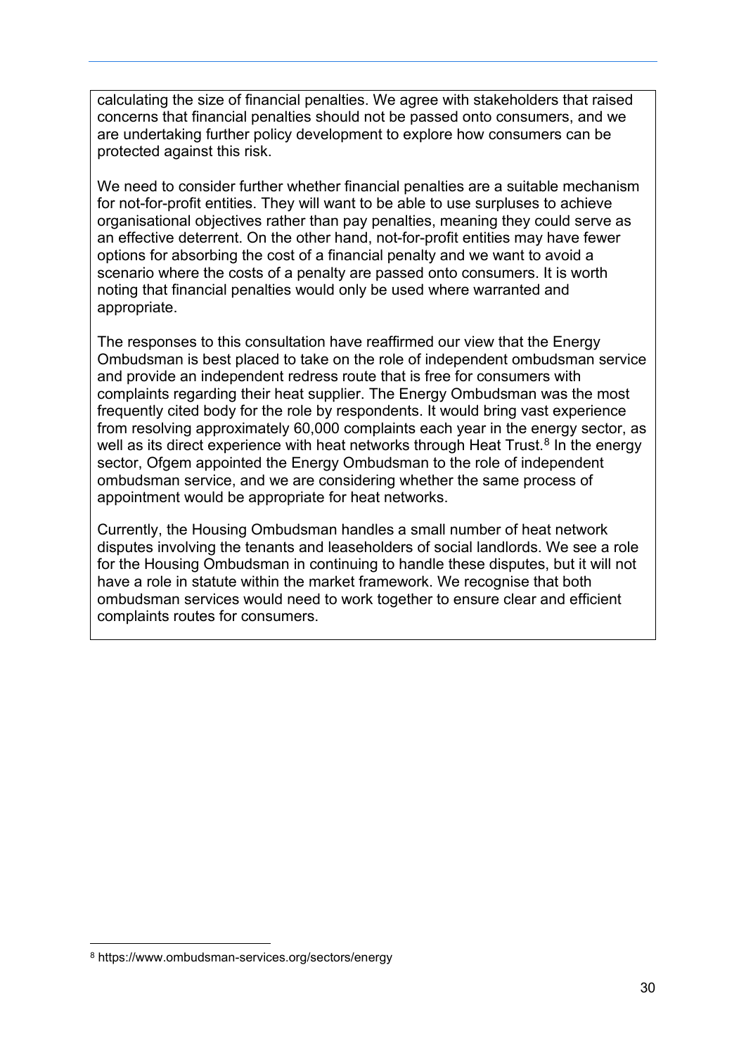calculating the size of financial penalties. We agree with stakeholders that raised concerns that financial penalties should not be passed onto consumers, and we are undertaking further policy development to explore how consumers can be protected against this risk.

We need to consider further whether financial penalties are a suitable mechanism for not-for-profit entities. They will want to be able to use surpluses to achieve organisational objectives rather than pay penalties, meaning they could serve as an effective deterrent. On the other hand, not-for-profit entities may have fewer options for absorbing the cost of a financial penalty and we want to avoid a scenario where the costs of a penalty are passed onto consumers. It is worth noting that financial penalties would only be used where warranted and appropriate.

The responses to this consultation have reaffirmed our view that the Energy Ombudsman is best placed to take on the role of independent ombudsman service and provide an independent redress route that is free for consumers with complaints regarding their heat supplier. The Energy Ombudsman was the most frequently cited body for the role by respondents. It would bring vast experience from resolving approximately 60,000 complaints each year in the energy sector, as well as its direct experience with heat networks through Heat Trust.[8] In the energy sector, Ofgem appointed the Energy Ombudsman to the role of independent ombudsman service, and we are considering whether the same process of appointment would be appropriate for heat networks.

Currently, the Housing Ombudsman handles a small number of heat network disputes involving the tenants and leaseholders of social landlords. We see a role for the Housing Ombudsman in continuing to handle these disputes, but it will not have a role in statute within the market framework. We recognise that both ombudsman services would need to work together to ensure clear and efficient complaints routes for consumers.

[8] https://www.ombudsman-services.org/sectors/energy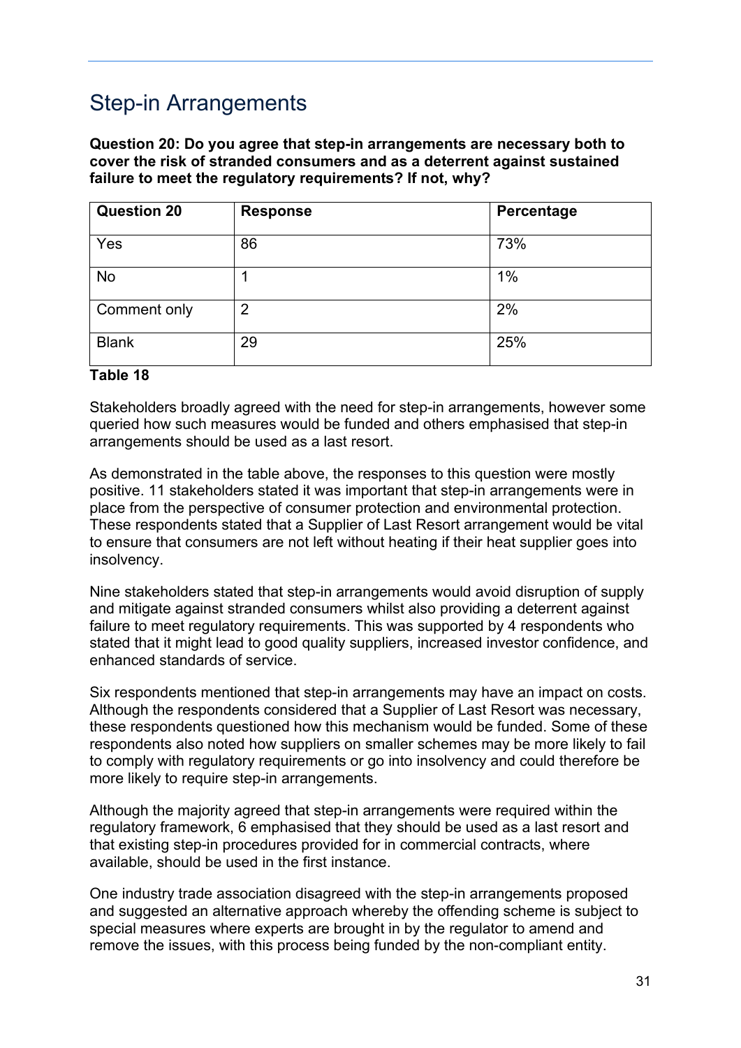## Step-in Arrangements

**Question 20: Do you agree that step-in arrangements are necessary both to cover the risk of stranded consumers and as a deterrent against sustained failure to meet the regulatory requirements? If not, why?**

| Question 20 | Response | Percentage |
|---|---|---|
| Yes | 86 | 73% |
| No | 1 | 1% |
| Comment only | 2 | 2% |
| Blank | 29 | 25% |

**Table 18**

Stakeholders broadly agreed with the need for step-in arrangements, however some queried how such measures would be funded and others emphasised that step-in arrangements should be used as a last resort.

As demonstrated in the table above, the responses to this question were mostly positive. 11 stakeholders stated it was important that step-in arrangements were in place from the perspective of consumer protection and environmental protection. These respondents stated that a Supplier of Last Resort arrangement would be vital to ensure that consumers are not left without heating if their heat supplier goes into insolvency.

Nine stakeholders stated that step-in arrangements would avoid disruption of supply and mitigate against stranded consumers whilst also providing a deterrent against failure to meet regulatory requirements. This was supported by 4 respondents who stated that it might lead to good quality suppliers, increased investor confidence, and enhanced standards of service.

Six respondents mentioned that step-in arrangements may have an impact on costs. Although the respondents considered that a Supplier of Last Resort was necessary, these respondents questioned how this mechanism would be funded. Some of these respondents also noted how suppliers on smaller schemes may be more likely to fail to comply with regulatory requirements or go into insolvency and could therefore be more likely to require step-in arrangements.

Although the majority agreed that step-in arrangements were required within the regulatory framework, 6 emphasised that they should be used as a last resort and that existing step-in procedures provided for in commercial contracts, where available, should be used in the first instance.

One industry trade association disagreed with the step-in arrangements proposed and suggested an alternative approach whereby the offending scheme is subject to special measures where experts are brought in by the regulator to amend and remove the issues, with this process being funded by the non-compliant entity.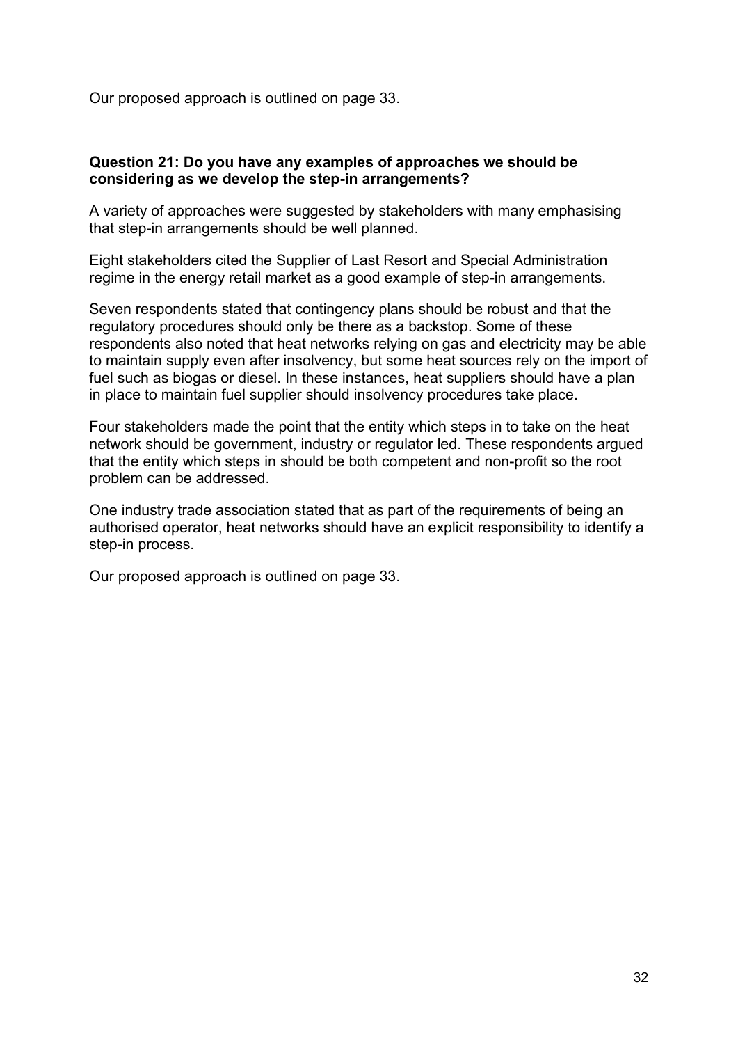Our proposed approach is outlined on page 33.

**Question 21: Do you have any examples of approaches we should be considering as we develop the step-in arrangements?**

A variety of approaches were suggested by stakeholders with many emphasising that step-in arrangements should be well planned.

Eight stakeholders cited the Supplier of Last Resort and Special Administration regime in the energy retail market as a good example of step-in arrangements.

Seven respondents stated that contingency plans should be robust and that the regulatory procedures should only be there as a backstop. Some of these respondents also noted that heat networks relying on gas and electricity may be able to maintain supply even after insolvency, but some heat sources rely on the import of fuel such as biogas or diesel. In these instances, heat suppliers should have a plan in place to maintain fuel supplier should insolvency procedures take place.

Four stakeholders made the point that the entity which steps in to take on the heat network should be government, industry or regulator led. These respondents argued that the entity which steps in should be both competent and non-profit so the root problem can be addressed.

One industry trade association stated that as part of the requirements of being an authorised operator, heat networks should have an explicit responsibility to identify a step-in process.

Our proposed approach is outlined on page 33.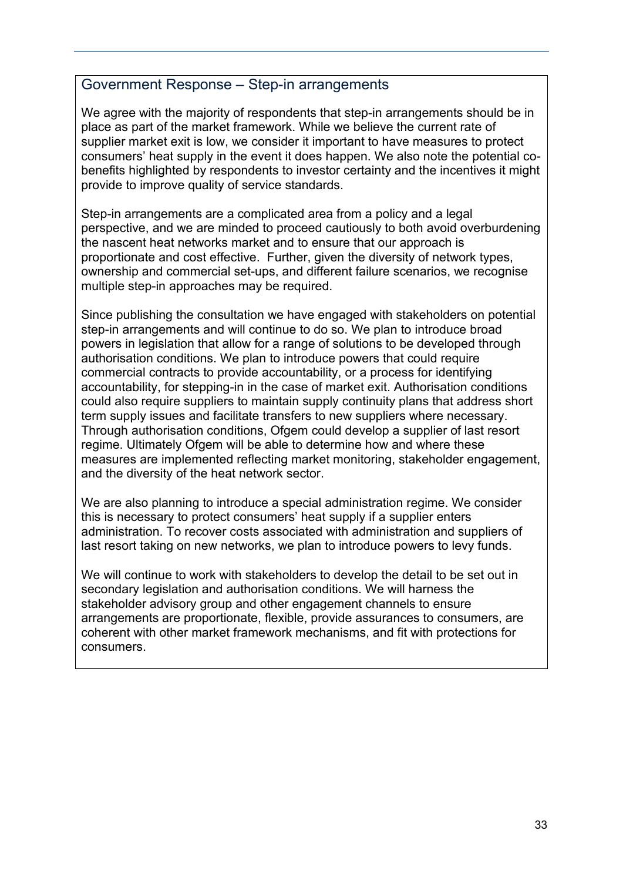### Government Response – Step-in arrangements

We agree with the majority of respondents that step-in arrangements should be in place as part of the market framework. While we believe the current rate of supplier market exit is low, we consider it important to have measures to protect consumers' heat supply in the event it does happen. We also note the potential co-benefits highlighted by respondents to investor certainty and the incentives it might provide to improve quality of service standards.

Step-in arrangements are a complicated area from a policy and a legal perspective, and we are minded to proceed cautiously to both avoid overburdening the nascent heat networks market and to ensure that our approach is proportionate and cost effective. Further, given the diversity of network types, ownership and commercial set-ups, and different failure scenarios, we recognise multiple step-in approaches may be required.

Since publishing the consultation we have engaged with stakeholders on potential step-in arrangements and will continue to do so. We plan to introduce broad powers in legislation that allow for a range of solutions to be developed through authorisation conditions. We plan to introduce powers that could require commercial contracts to provide accountability, or a process for identifying accountability, for stepping-in in the case of market exit. Authorisation conditions could also require suppliers to maintain supply continuity plans that address short term supply issues and facilitate transfers to new suppliers where necessary. Through authorisation conditions, Ofgem could develop a supplier of last resort regime. Ultimately Ofgem will be able to determine how and where these measures are implemented reflecting market monitoring, stakeholder engagement, and the diversity of the heat network sector.

We are also planning to introduce a special administration regime. We consider this is necessary to protect consumers' heat supply if a supplier enters administration. To recover costs associated with administration and suppliers of last resort taking on new networks, we plan to introduce powers to levy funds.

We will continue to work with stakeholders to develop the detail to be set out in secondary legislation and authorisation conditions. We will harness the stakeholder advisory group and other engagement channels to ensure arrangements are proportionate, flexible, provide assurances to consumers, are coherent with other market framework mechanisms, and fit with protections for consumers.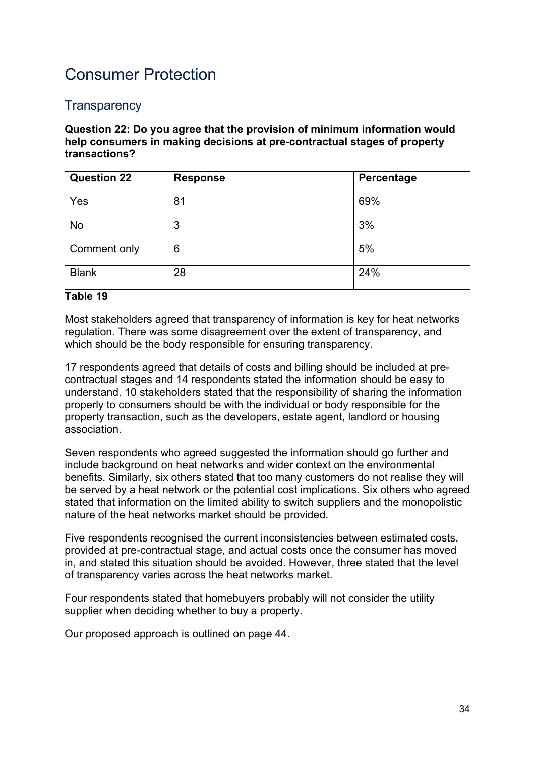# Consumer Protection

## Transparency

**Question 22: Do you agree that the provision of minimum information would help consumers in making decisions at pre-contractual stages of property transactions?**

| Question 22 | Response | Percentage |
|---|---|---|
| Yes | 81 | 69% |
| No | 3 | 3% |
| Comment only | 6 | 5% |
| Blank | 28 | 24% |

**Table 19**

Most stakeholders agreed that transparency of information is key for heat networks regulation. There was some disagreement over the extent of transparency, and which should be the body responsible for ensuring transparency.

17 respondents agreed that details of costs and billing should be included at pre-contractual stages and 14 respondents stated the information should be easy to understand. 10 stakeholders stated that the responsibility of sharing the information properly to consumers should be with the individual or body responsible for the property transaction, such as the developers, estate agent, landlord or housing association.

Seven respondents who agreed suggested the information should go further and include background on heat networks and wider context on the environmental benefits. Similarly, six others stated that too many customers do not realise they will be served by a heat network or the potential cost implications. Six others who agreed stated that information on the limited ability to switch suppliers and the monopolistic nature of the heat networks market should be provided.

Five respondents recognised the current inconsistencies between estimated costs, provided at pre-contractual stage, and actual costs once the consumer has moved in, and stated this situation should be avoided. However, three stated that the level of transparency varies across the heat networks market.

Four respondents stated that homebuyers probably will not consider the utility supplier when deciding whether to buy a property.

Our proposed approach is outlined on page 44.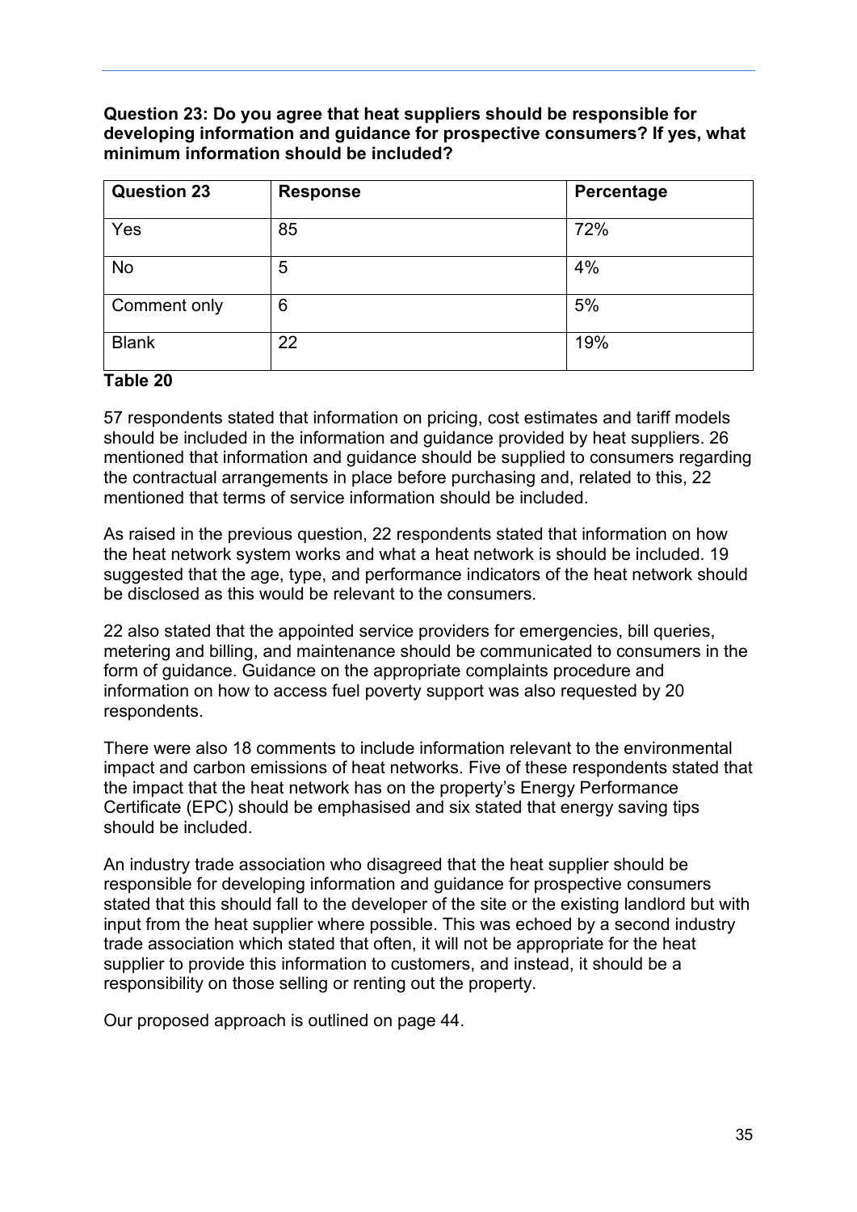**Question 23: Do you agree that heat suppliers should be responsible for developing information and guidance for prospective consumers? If yes, what minimum information should be included?**

| Question 23 | Response | Percentage |
|---|---|---|
| Yes | 85 | 72% |
| No | 5 | 4% |
| Comment only | 6 | 5% |
| Blank | 22 | 19% |

**Table 20**

57 respondents stated that information on pricing, cost estimates and tariff models should be included in the information and guidance provided by heat suppliers. 26 mentioned that information and guidance should be supplied to consumers regarding the contractual arrangements in place before purchasing and, related to this, 22 mentioned that terms of service information should be included.

As raised in the previous question, 22 respondents stated that information on how the heat network system works and what a heat network is should be included. 19 suggested that the age, type, and performance indicators of the heat network should be disclosed as this would be relevant to the consumers.

22 also stated that the appointed service providers for emergencies, bill queries, metering and billing, and maintenance should be communicated to consumers in the form of guidance. Guidance on the appropriate complaints procedure and information on how to access fuel poverty support was also requested by 20 respondents.

There were also 18 comments to include information relevant to the environmental impact and carbon emissions of heat networks. Five of these respondents stated that the impact that the heat network has on the property's Energy Performance Certificate (EPC) should be emphasised and six stated that energy saving tips should be included.

An industry trade association who disagreed that the heat supplier should be responsible for developing information and guidance for prospective consumers stated that this should fall to the developer of the site or the existing landlord but with input from the heat supplier where possible. This was echoed by a second industry trade association which stated that often, it will not be appropriate for the heat supplier to provide this information to customers, and instead, it should be a responsibility on those selling or renting out the property.

Our proposed approach is outlined on page 44.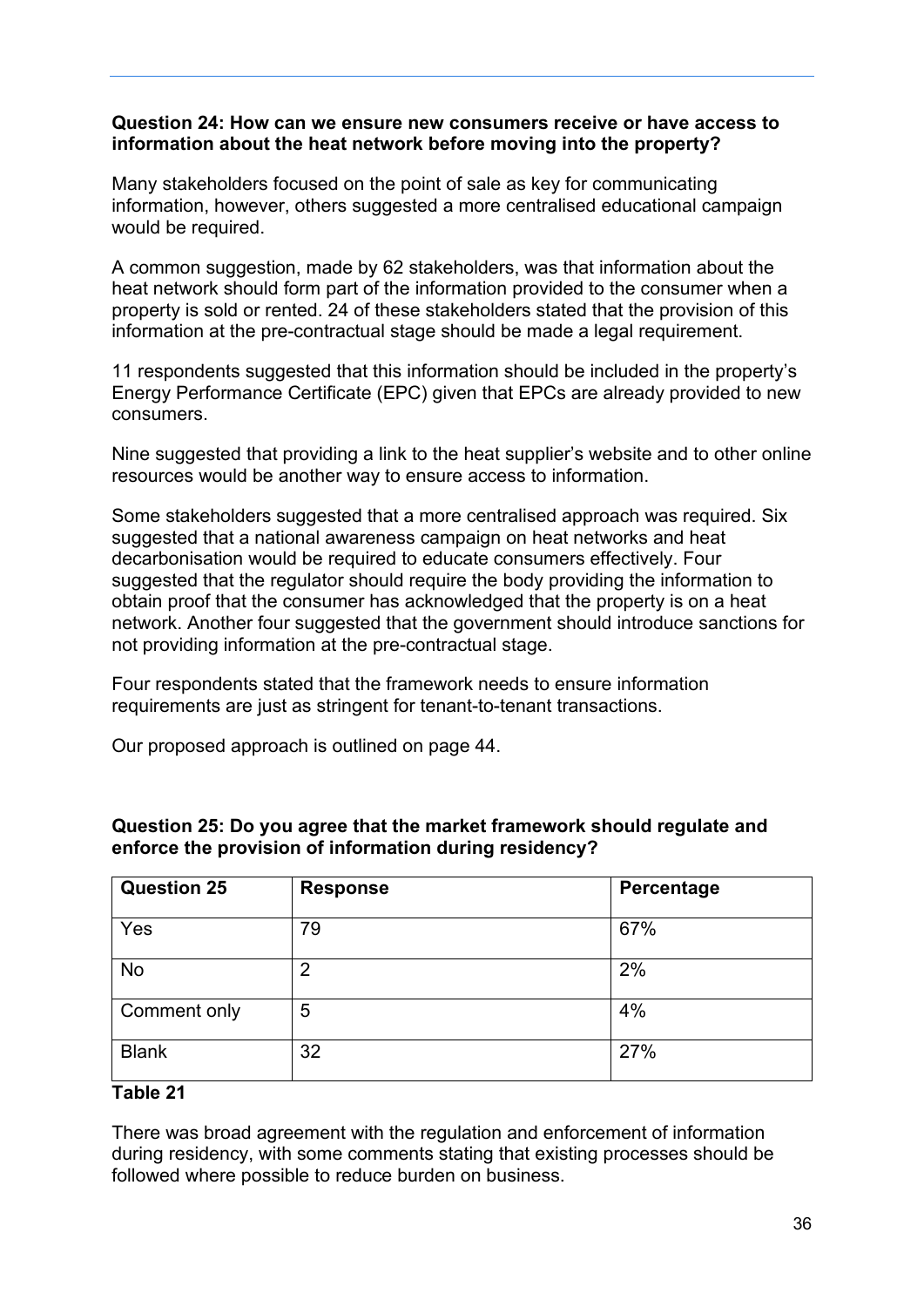**Question 24: How can we ensure new consumers receive or have access to information about the heat network before moving into the property?**

Many stakeholders focused on the point of sale as key for communicating information, however, others suggested a more centralised educational campaign would be required.

A common suggestion, made by 62 stakeholders, was that information about the heat network should form part of the information provided to the consumer when a property is sold or rented. 24 of these stakeholders stated that the provision of this information at the pre-contractual stage should be made a legal requirement.

11 respondents suggested that this information should be included in the property's Energy Performance Certificate (EPC) given that EPCs are already provided to new consumers.

Nine suggested that providing a link to the heat supplier's website and to other online resources would be another way to ensure access to information.

Some stakeholders suggested that a more centralised approach was required. Six suggested that a national awareness campaign on heat networks and heat decarbonisation would be required to educate consumers effectively. Four suggested that the regulator should require the body providing the information to obtain proof that the consumer has acknowledged that the property is on a heat network. Another four suggested that the government should introduce sanctions for not providing information at the pre-contractual stage.

Four respondents stated that the framework needs to ensure information requirements are just as stringent for tenant-to-tenant transactions.

Our proposed approach is outlined on page 44.

**Question 25: Do you agree that the market framework should regulate and enforce the provision of information during residency?**

| Question 25 | Response | Percentage |
|---|---|---|
| Yes | 79 | 67% |
| No | 2 | 2% |
| Comment only | 5 | 4% |
| Blank | 32 | 27% |

**Table 21**

There was broad agreement with the regulation and enforcement of information during residency, with some comments stating that existing processes should be followed where possible to reduce burden on business.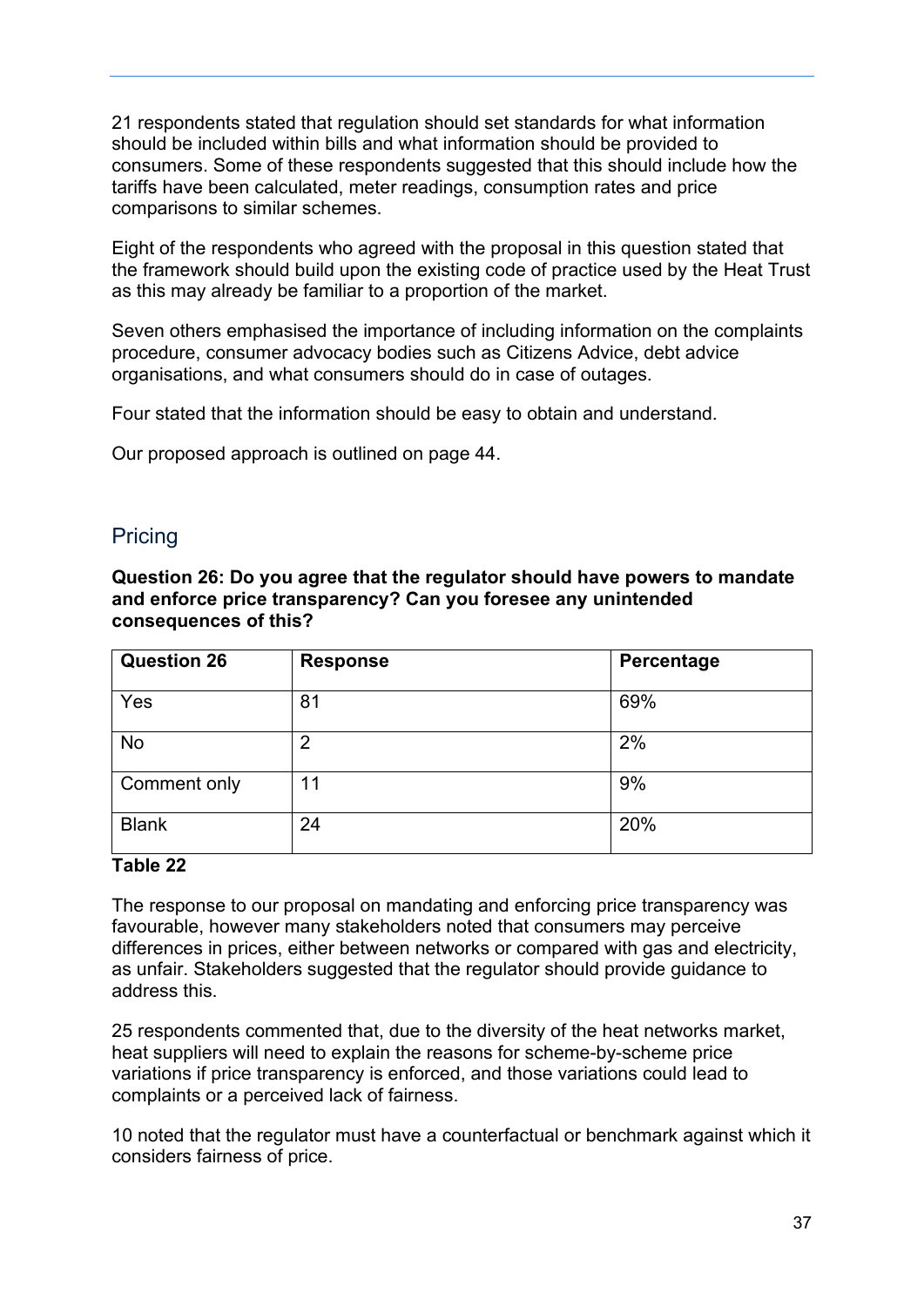21 respondents stated that regulation should set standards for what information should be included within bills and what information should be provided to consumers. Some of these respondents suggested that this should include how the tariffs have been calculated, meter readings, consumption rates and price comparisons to similar schemes.

Eight of the respondents who agreed with the proposal in this question stated that the framework should build upon the existing code of practice used by the Heat Trust as this may already be familiar to a proportion of the market.

Seven others emphasised the importance of including information on the complaints procedure, consumer advocacy bodies such as Citizens Advice, debt advice organisations, and what consumers should do in case of outages.

Four stated that the information should be easy to obtain and understand.

Our proposed approach is outlined on page 44.

## Pricing

**Question 26: Do you agree that the regulator should have powers to mandate and enforce price transparency? Can you foresee any unintended consequences of this?**

| Question 26 | Response | Percentage |
|---|---|---|
| Yes | 81 | 69% |
| No | 2 | 2% |
| Comment only | 11 | 9% |
| Blank | 24 | 20% |

**Table 22**

The response to our proposal on mandating and enforcing price transparency was favourable, however many stakeholders noted that consumers may perceive differences in prices, either between networks or compared with gas and electricity, as unfair. Stakeholders suggested that the regulator should provide guidance to address this.

25 respondents commented that, due to the diversity of the heat networks market, heat suppliers will need to explain the reasons for scheme-by-scheme price variations if price transparency is enforced, and those variations could lead to complaints or a perceived lack of fairness.

10 noted that the regulator must have a counterfactual or benchmark against which it considers fairness of price.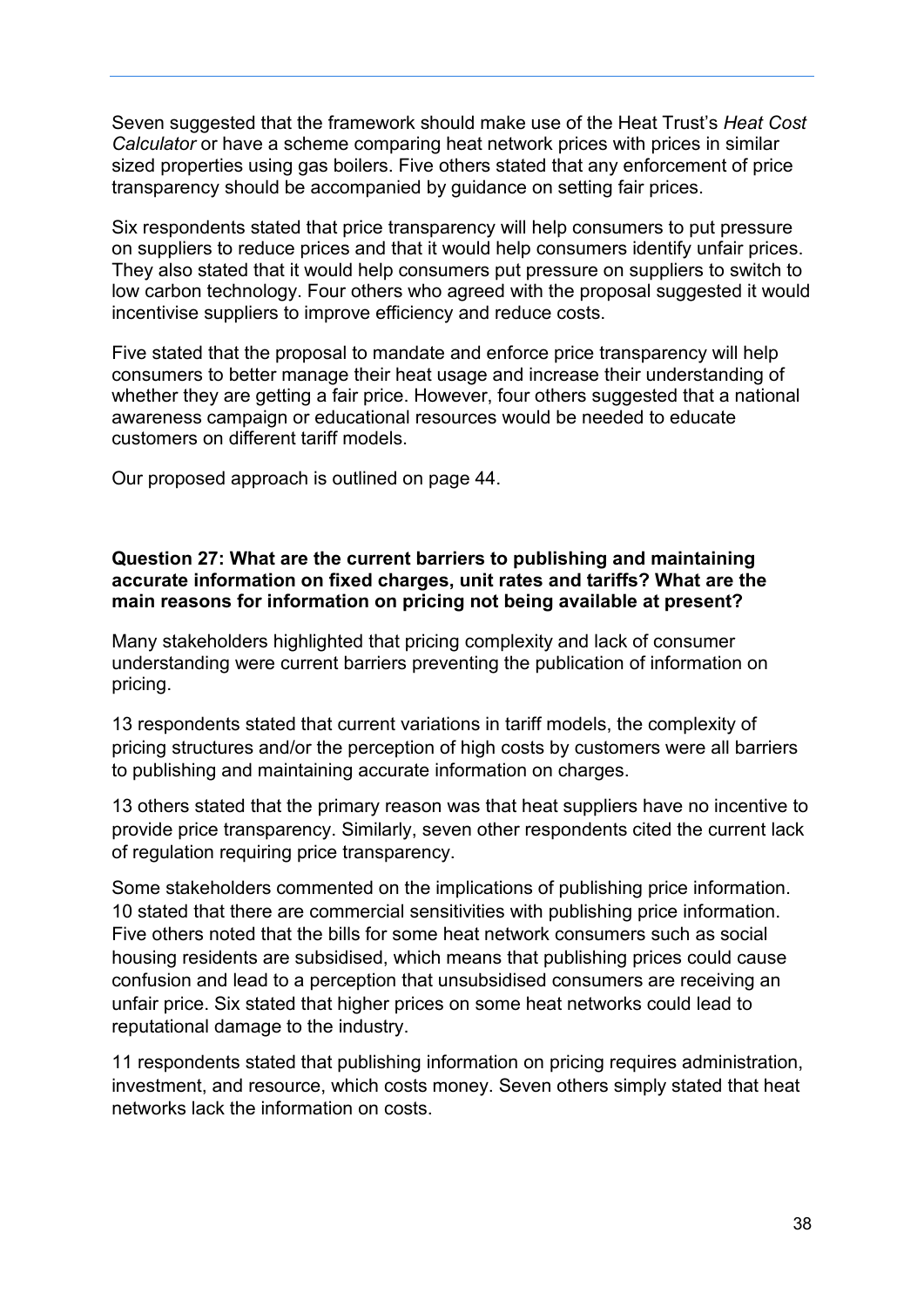Seven suggested that the framework should make use of the Heat Trust's *Heat Cost Calculator* or have a scheme comparing heat network prices with prices in similar sized properties using gas boilers. Five others stated that any enforcement of price transparency should be accompanied by guidance on setting fair prices.

Six respondents stated that price transparency will help consumers to put pressure on suppliers to reduce prices and that it would help consumers identify unfair prices. They also stated that it would help consumers put pressure on suppliers to switch to low carbon technology. Four others who agreed with the proposal suggested it would incentivise suppliers to improve efficiency and reduce costs.

Five stated that the proposal to mandate and enforce price transparency will help consumers to better manage their heat usage and increase their understanding of whether they are getting a fair price. However, four others suggested that a national awareness campaign or educational resources would be needed to educate customers on different tariff models.

Our proposed approach is outlined on page 44.

**Question 27: What are the current barriers to publishing and maintaining accurate information on fixed charges, unit rates and tariffs? What are the main reasons for information on pricing not being available at present?**

Many stakeholders highlighted that pricing complexity and lack of consumer understanding were current barriers preventing the publication of information on pricing.

13 respondents stated that current variations in tariff models, the complexity of pricing structures and/or the perception of high costs by customers were all barriers to publishing and maintaining accurate information on charges.

13 others stated that the primary reason was that heat suppliers have no incentive to provide price transparency. Similarly, seven other respondents cited the current lack of regulation requiring price transparency.

Some stakeholders commented on the implications of publishing price information. 10 stated that there are commercial sensitivities with publishing price information. Five others noted that the bills for some heat network consumers such as social housing residents are subsidised, which means that publishing prices could cause confusion and lead to a perception that unsubsidised consumers are receiving an unfair price. Six stated that higher prices on some heat networks could lead to reputational damage to the industry.

11 respondents stated that publishing information on pricing requires administration, investment, and resource, which costs money. Seven others simply stated that heat networks lack the information on costs.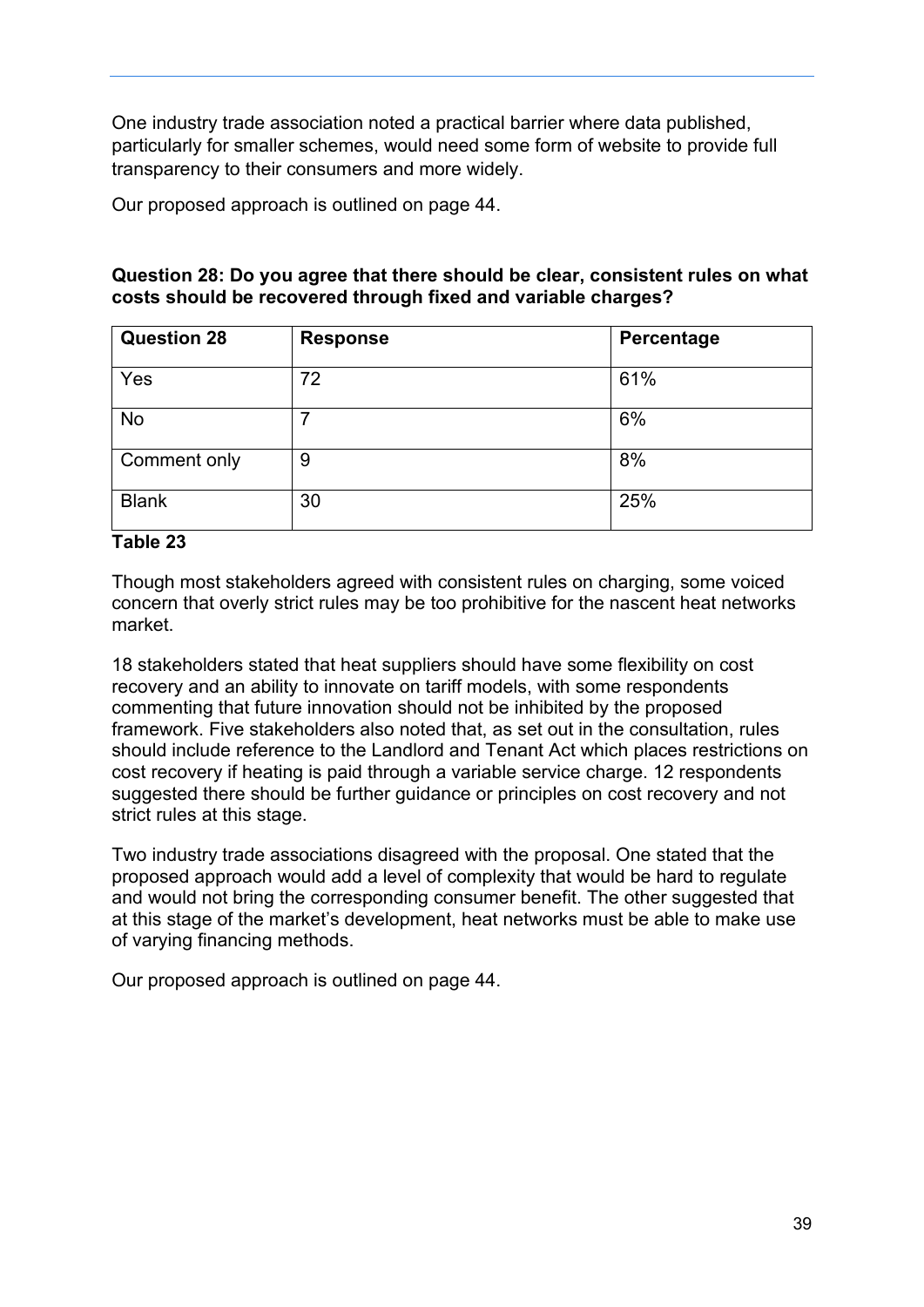One industry trade association noted a practical barrier where data published, particularly for smaller schemes, would need some form of website to provide full transparency to their consumers and more widely.

Our proposed approach is outlined on page 44.

**Question 28: Do you agree that there should be clear, consistent rules on what costs should be recovered through fixed and variable charges?**

| Question 28 | Response | Percentage |
|---|---|---|
| Yes | 72 | 61% |
| No | 7 | 6% |
| Comment only | 9 | 8% |
| Blank | 30 | 25% |

**Table 23**

Though most stakeholders agreed with consistent rules on charging, some voiced concern that overly strict rules may be too prohibitive for the nascent heat networks market.

18 stakeholders stated that heat suppliers should have some flexibility on cost recovery and an ability to innovate on tariff models, with some respondents commenting that future innovation should not be inhibited by the proposed framework. Five stakeholders also noted that, as set out in the consultation, rules should include reference to the Landlord and Tenant Act which places restrictions on cost recovery if heating is paid through a variable service charge. 12 respondents suggested there should be further guidance or principles on cost recovery and not strict rules at this stage.

Two industry trade associations disagreed with the proposal. One stated that the proposed approach would add a level of complexity that would be hard to regulate and would not bring the corresponding consumer benefit. The other suggested that at this stage of the market's development, heat networks must be able to make use of varying financing methods.

Our proposed approach is outlined on page 44.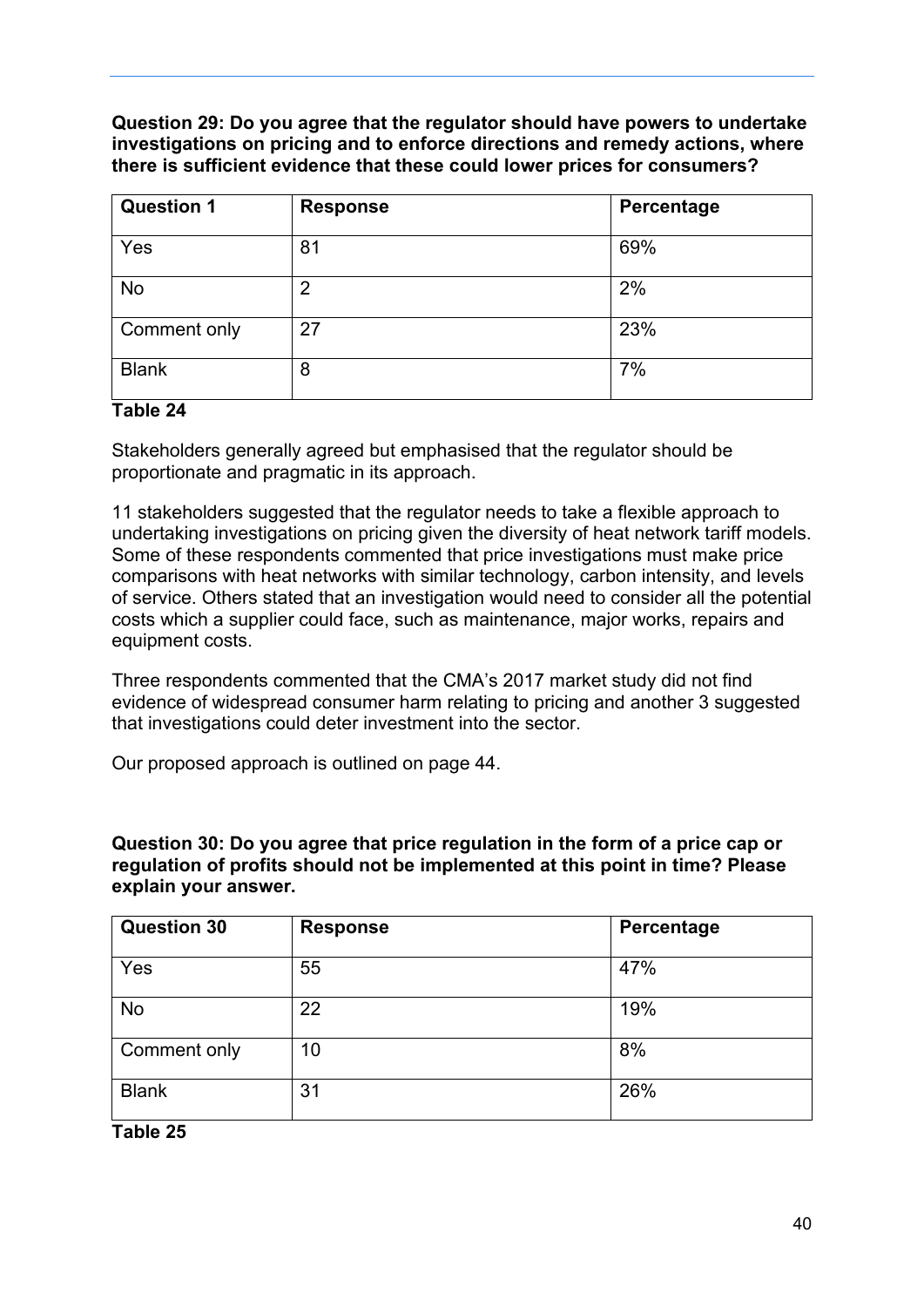**Question 29: Do you agree that the regulator should have powers to undertake investigations on pricing and to enforce directions and remedy actions, where there is sufficient evidence that these could lower prices for consumers?**

| Question 1 | Response | Percentage |
|---|---|---|
| Yes | 81 | 69% |
| No | 2 | 2% |
| Comment only | 27 | 23% |
| Blank | 8 | 7% |

**Table 24**

Stakeholders generally agreed but emphasised that the regulator should be proportionate and pragmatic in its approach.

11 stakeholders suggested that the regulator needs to take a flexible approach to undertaking investigations on pricing given the diversity of heat network tariff models. Some of these respondents commented that price investigations must make price comparisons with heat networks with similar technology, carbon intensity, and levels of service. Others stated that an investigation would need to consider all the potential costs which a supplier could face, such as maintenance, major works, repairs and equipment costs.

Three respondents commented that the CMA's 2017 market study did not find evidence of widespread consumer harm relating to pricing and another 3 suggested that investigations could deter investment into the sector.

Our proposed approach is outlined on page 44.

**Question 30: Do you agree that price regulation in the form of a price cap or regulation of profits should not be implemented at this point in time? Please explain your answer.**

| Question 30 | Response | Percentage |
|---|---|---|
| Yes | 55 | 47% |
| No | 22 | 19% |
| Comment only | 10 | 8% |
| Blank | 31 | 26% |

**Table 25**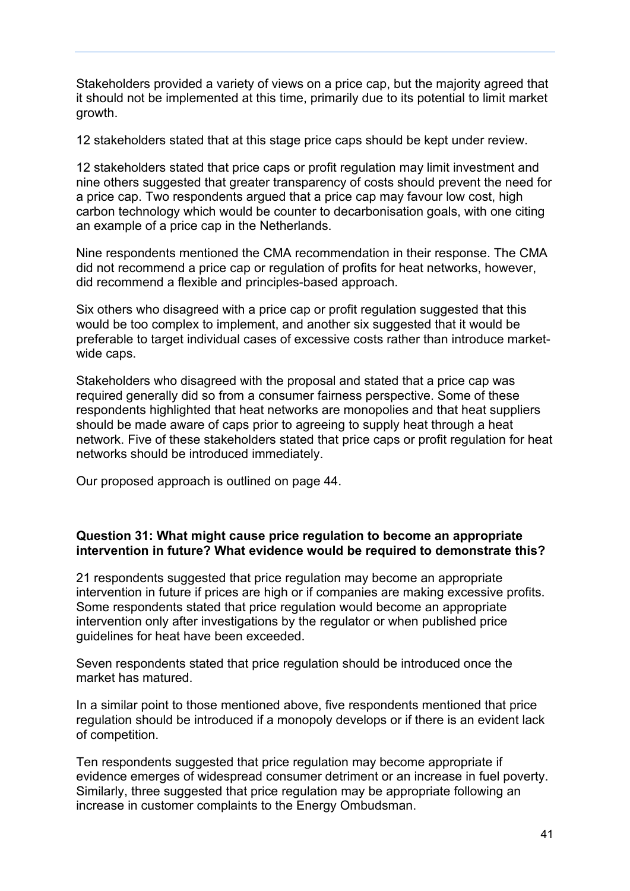Stakeholders provided a variety of views on a price cap, but the majority agreed that it should not be implemented at this time, primarily due to its potential to limit market growth.

12 stakeholders stated that at this stage price caps should be kept under review.

12 stakeholders stated that price caps or profit regulation may limit investment and nine others suggested that greater transparency of costs should prevent the need for a price cap. Two respondents argued that a price cap may favour low cost, high carbon technology which would be counter to decarbonisation goals, with one citing an example of a price cap in the Netherlands.

Nine respondents mentioned the CMA recommendation in their response. The CMA did not recommend a price cap or regulation of profits for heat networks, however, did recommend a flexible and principles-based approach.

Six others who disagreed with a price cap or profit regulation suggested that this would be too complex to implement, and another six suggested that it would be preferable to target individual cases of excessive costs rather than introduce market-wide caps.

Stakeholders who disagreed with the proposal and stated that a price cap was required generally did so from a consumer fairness perspective. Some of these respondents highlighted that heat networks are monopolies and that heat suppliers should be made aware of caps prior to agreeing to supply heat through a heat network. Five of these stakeholders stated that price caps or profit regulation for heat networks should be introduced immediately.

Our proposed approach is outlined on page 44.

**Question 31: What might cause price regulation to become an appropriate intervention in future? What evidence would be required to demonstrate this?**

21 respondents suggested that price regulation may become an appropriate intervention in future if prices are high or if companies are making excessive profits. Some respondents stated that price regulation would become an appropriate intervention only after investigations by the regulator or when published price guidelines for heat have been exceeded.

Seven respondents stated that price regulation should be introduced once the market has matured.

In a similar point to those mentioned above, five respondents mentioned that price regulation should be introduced if a monopoly develops or if there is an evident lack of competition.

Ten respondents suggested that price regulation may become appropriate if evidence emerges of widespread consumer detriment or an increase in fuel poverty. Similarly, three suggested that price regulation may be appropriate following an increase in customer complaints to the Energy Ombudsman.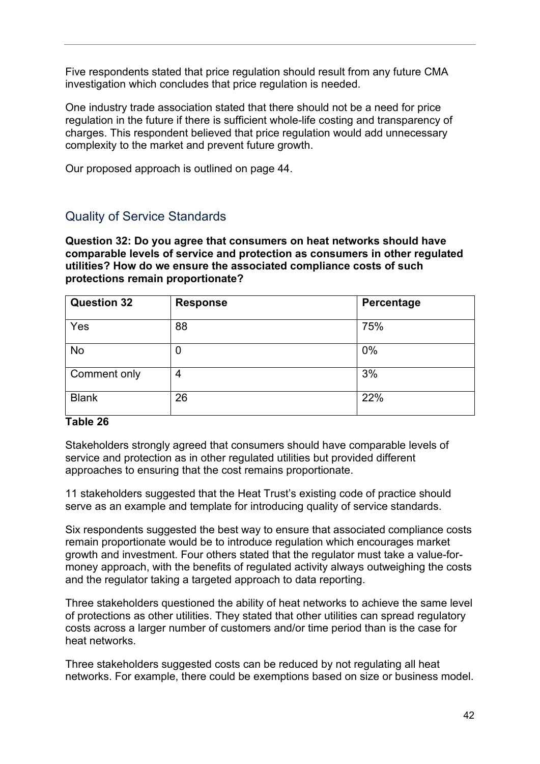Five respondents stated that price regulation should result from any future CMA investigation which concludes that price regulation is needed.

One industry trade association stated that there should not be a need for price regulation in the future if there is sufficient whole-life costing and transparency of charges. This respondent believed that price regulation would add unnecessary complexity to the market and prevent future growth.

Our proposed approach is outlined on page 44.

## Quality of Service Standards

**Question 32: Do you agree that consumers on heat networks should have comparable levels of service and protection as consumers in other regulated utilities? How do we ensure the associated compliance costs of such protections remain proportionate?**

| Question 32 | Response | Percentage |
| --- | --- | --- |
| Yes | 88 | 75% |
| No | 0 | 0% |
| Comment only | 4 | 3% |
| Blank | 26 | 22% |

**Table 26**

Stakeholders strongly agreed that consumers should have comparable levels of service and protection as in other regulated utilities but provided different approaches to ensuring that the cost remains proportionate.

11 stakeholders suggested that the Heat Trust's existing code of practice should serve as an example and template for introducing quality of service standards.

Six respondents suggested the best way to ensure that associated compliance costs remain proportionate would be to introduce regulation which encourages market growth and investment. Four others stated that the regulator must take a value-for-money approach, with the benefits of regulated activity always outweighing the costs and the regulator taking a targeted approach to data reporting.

Three stakeholders questioned the ability of heat networks to achieve the same level of protections as other utilities. They stated that other utilities can spread regulatory costs across a larger number of customers and/or time period than is the case for heat networks.

Three stakeholders suggested costs can be reduced by not regulating all heat networks. For example, there could be exemptions based on size or business model.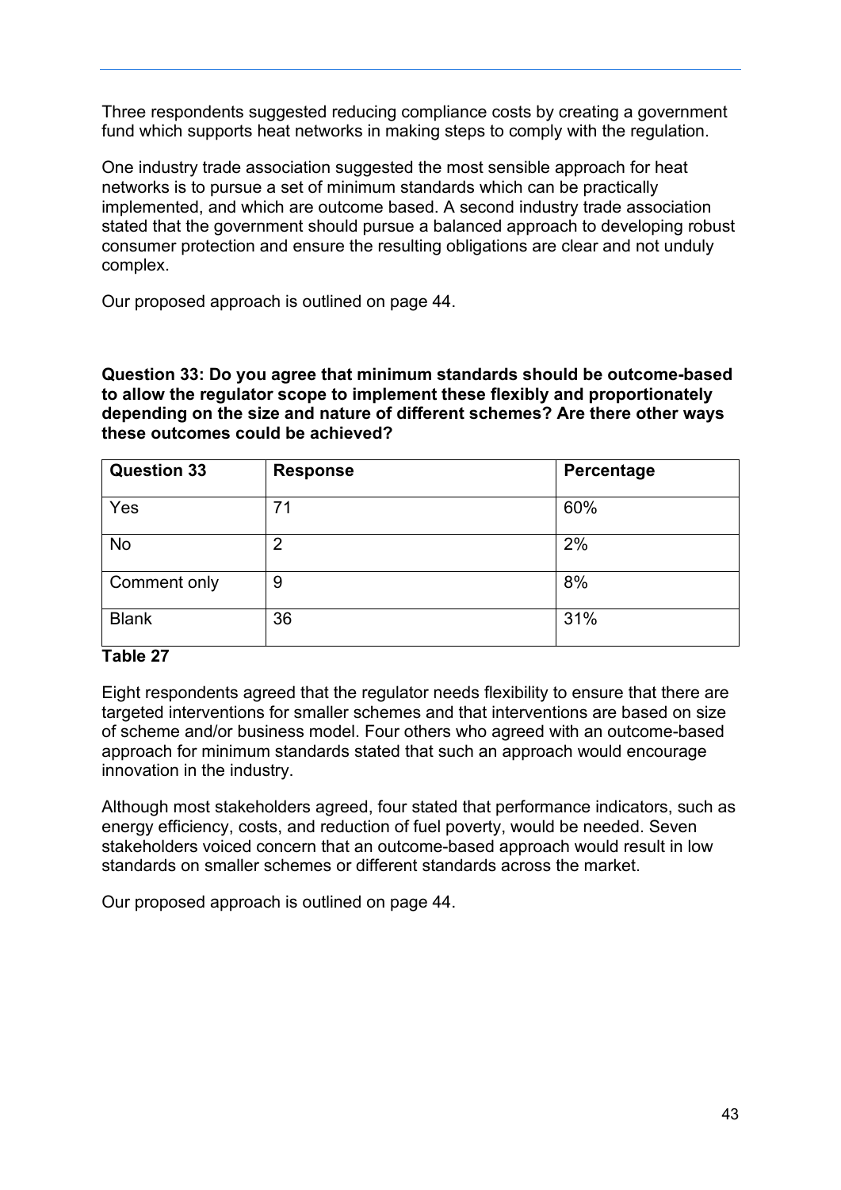Three respondents suggested reducing compliance costs by creating a government fund which supports heat networks in making steps to comply with the regulation.

One industry trade association suggested the most sensible approach for heat networks is to pursue a set of minimum standards which can be practically implemented, and which are outcome based. A second industry trade association stated that the government should pursue a balanced approach to developing robust consumer protection and ensure the resulting obligations are clear and not unduly complex.

Our proposed approach is outlined on page 44.

**Question 33: Do you agree that minimum standards should be outcome-based to allow the regulator scope to implement these flexibly and proportionately depending on the size and nature of different schemes? Are there other ways these outcomes could be achieved?**

| Question 33 | Response | Percentage |
|---|---|---|
| Yes | 71 | 60% |
| No | 2 | 2% |
| Comment only | 9 | 8% |
| Blank | 36 | 31% |

**Table 27**

Eight respondents agreed that the regulator needs flexibility to ensure that there are targeted interventions for smaller schemes and that interventions are based on size of scheme and/or business model. Four others who agreed with an outcome-based approach for minimum standards stated that such an approach would encourage innovation in the industry.

Although most stakeholders agreed, four stated that performance indicators, such as energy efficiency, costs, and reduction of fuel poverty, would be needed. Seven stakeholders voiced concern that an outcome-based approach would result in low standards on smaller schemes or different standards across the market.

Our proposed approach is outlined on page 44.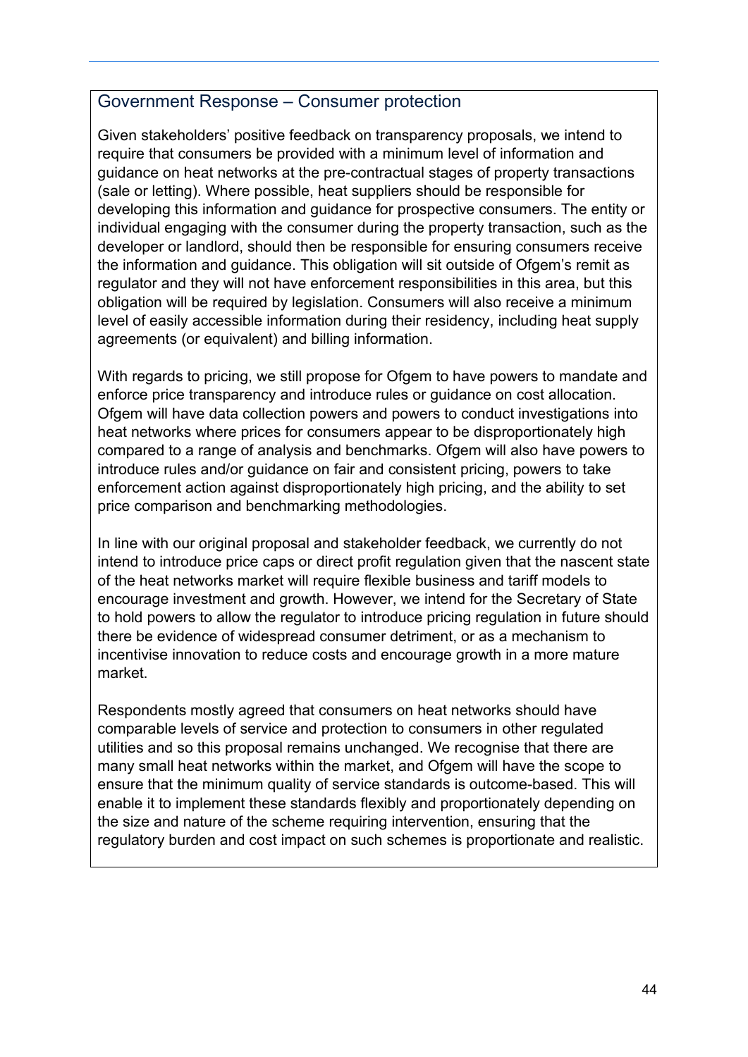## Government Response – Consumer protection

Given stakeholders' positive feedback on transparency proposals, we intend to require that consumers be provided with a minimum level of information and guidance on heat networks at the pre-contractual stages of property transactions (sale or letting). Where possible, heat suppliers should be responsible for developing this information and guidance for prospective consumers. The entity or individual engaging with the consumer during the property transaction, such as the developer or landlord, should then be responsible for ensuring consumers receive the information and guidance. This obligation will sit outside of Ofgem's remit as regulator and they will not have enforcement responsibilities in this area, but this obligation will be required by legislation. Consumers will also receive a minimum level of easily accessible information during their residency, including heat supply agreements (or equivalent) and billing information.

With regards to pricing, we still propose for Ofgem to have powers to mandate and enforce price transparency and introduce rules or guidance on cost allocation. Ofgem will have data collection powers and powers to conduct investigations into heat networks where prices for consumers appear to be disproportionately high compared to a range of analysis and benchmarks. Ofgem will also have powers to introduce rules and/or guidance on fair and consistent pricing, powers to take enforcement action against disproportionately high pricing, and the ability to set price comparison and benchmarking methodologies.

In line with our original proposal and stakeholder feedback, we currently do not intend to introduce price caps or direct profit regulation given that the nascent state of the heat networks market will require flexible business and tariff models to encourage investment and growth. However, we intend for the Secretary of State to hold powers to allow the regulator to introduce pricing regulation in future should there be evidence of widespread consumer detriment, or as a mechanism to incentivise innovation to reduce costs and encourage growth in a more mature market.

Respondents mostly agreed that consumers on heat networks should have comparable levels of service and protection to consumers in other regulated utilities and so this proposal remains unchanged. We recognise that there are many small heat networks within the market, and Ofgem will have the scope to ensure that the minimum quality of service standards is outcome-based. This will enable it to implement these standards flexibly and proportionately depending on the size and nature of the scheme requiring intervention, ensuring that the regulatory burden and cost impact on such schemes is proportionate and realistic.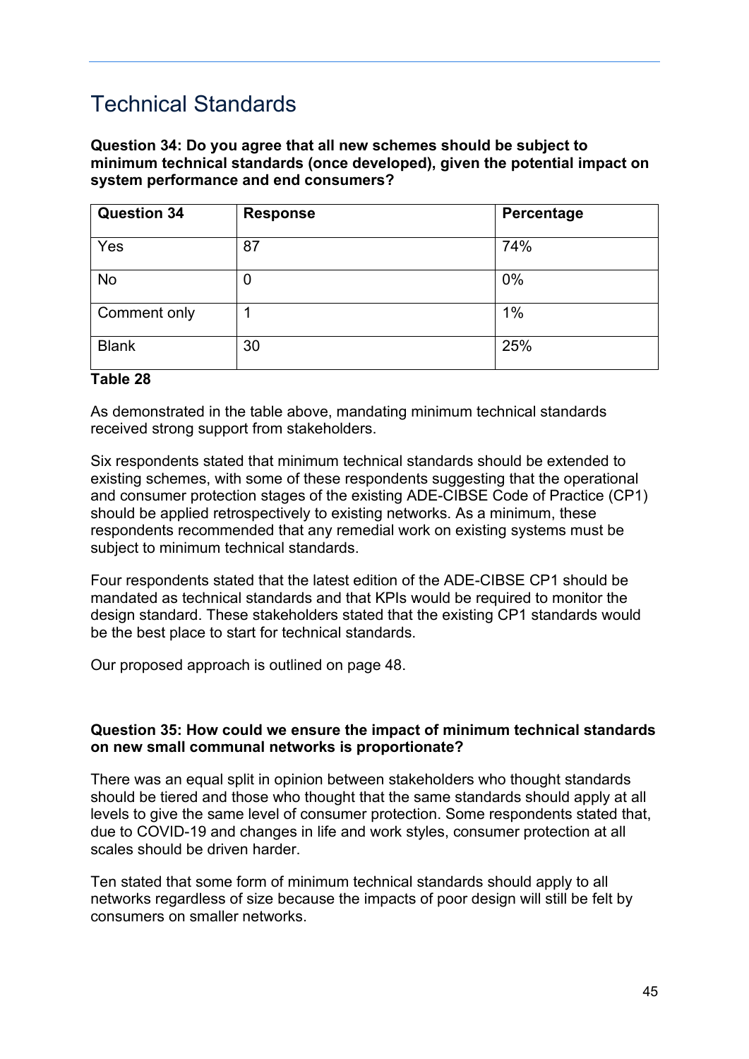## Technical Standards

**Question 34: Do you agree that all new schemes should be subject to minimum technical standards (once developed), given the potential impact on system performance and end consumers?**

| Question 34 | Response | Percentage |
|---|---|---|
| Yes | 87 | 74% |
| No | 0 | 0% |
| Comment only | 1 | 1% |
| Blank | 30 | 25% |

**Table 28**

As demonstrated in the table above, mandating minimum technical standards received strong support from stakeholders.

Six respondents stated that minimum technical standards should be extended to existing schemes, with some of these respondents suggesting that the operational and consumer protection stages of the existing ADE-CIBSE Code of Practice (CP1) should be applied retrospectively to existing networks. As a minimum, these respondents recommended that any remedial work on existing systems must be subject to minimum technical standards.

Four respondents stated that the latest edition of the ADE-CIBSE CP1 should be mandated as technical standards and that KPIs would be required to monitor the design standard. These stakeholders stated that the existing CP1 standards would be the best place to start for technical standards.

Our proposed approach is outlined on page 48.

**Question 35: How could we ensure the impact of minimum technical standards on new small communal networks is proportionate?**

There was an equal split in opinion between stakeholders who thought standards should be tiered and those who thought that the same standards should apply at all levels to give the same level of consumer protection. Some respondents stated that, due to COVID-19 and changes in life and work styles, consumer protection at all scales should be driven harder.

Ten stated that some form of minimum technical standards should apply to all networks regardless of size because the impacts of poor design will still be felt by consumers on smaller networks.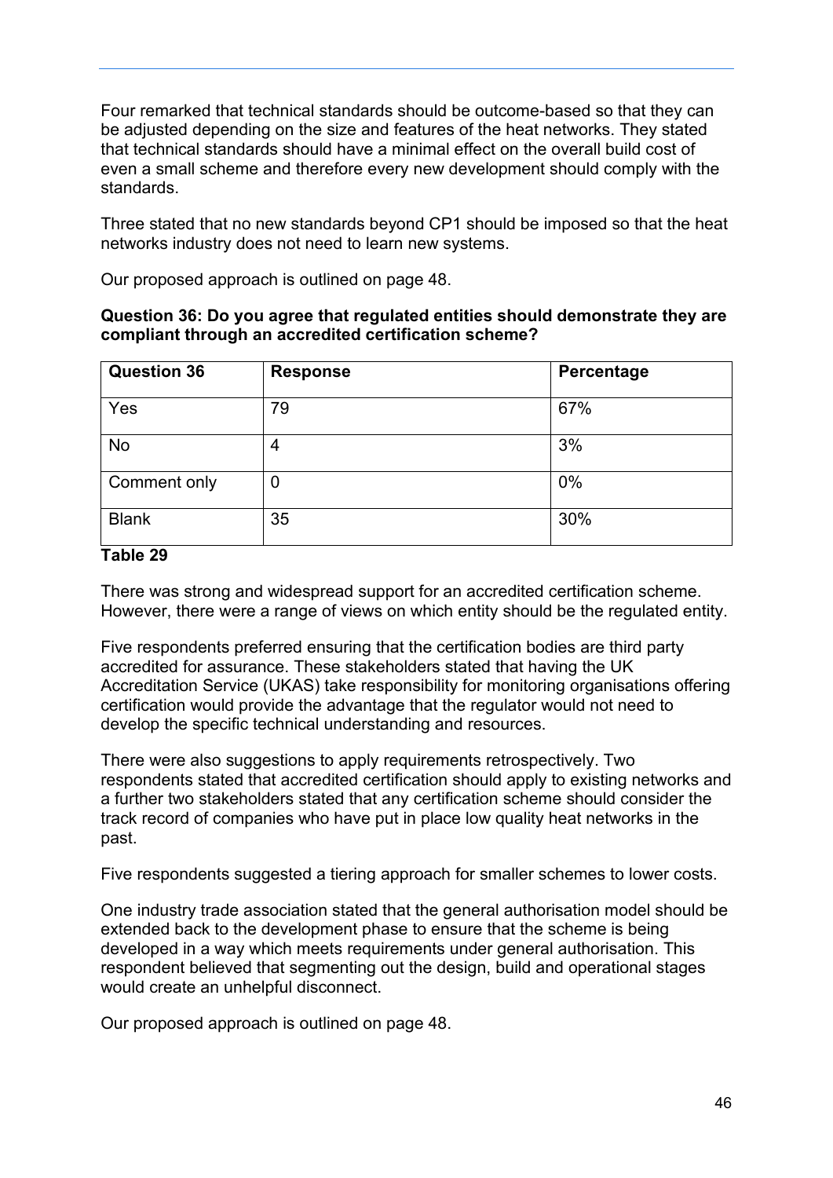Four remarked that technical standards should be outcome-based so that they can be adjusted depending on the size and features of the heat networks. They stated that technical standards should have a minimal effect on the overall build cost of even a small scheme and therefore every new development should comply with the standards.

Three stated that no new standards beyond CP1 should be imposed so that the heat networks industry does not need to learn new systems.

Our proposed approach is outlined on page 48.

**Question 36: Do you agree that regulated entities should demonstrate they are compliant through an accredited certification scheme?**

| Question 36 | Response | Percentage |
|---|---|---|
| Yes | 79 | 67% |
| No | 4 | 3% |
| Comment only | 0 | 0% |
| Blank | 35 | 30% |

**Table 29**

There was strong and widespread support for an accredited certification scheme. However, there were a range of views on which entity should be the regulated entity.

Five respondents preferred ensuring that the certification bodies are third party accredited for assurance. These stakeholders stated that having the UK Accreditation Service (UKAS) take responsibility for monitoring organisations offering certification would provide the advantage that the regulator would not need to develop the specific technical understanding and resources.

There were also suggestions to apply requirements retrospectively. Two respondents stated that accredited certification should apply to existing networks and a further two stakeholders stated that any certification scheme should consider the track record of companies who have put in place low quality heat networks in the past.

Five respondents suggested a tiering approach for smaller schemes to lower costs.

One industry trade association stated that the general authorisation model should be extended back to the development phase to ensure that the scheme is being developed in a way which meets requirements under general authorisation. This respondent believed that segmenting out the design, build and operational stages would create an unhelpful disconnect.

Our proposed approach is outlined on page 48.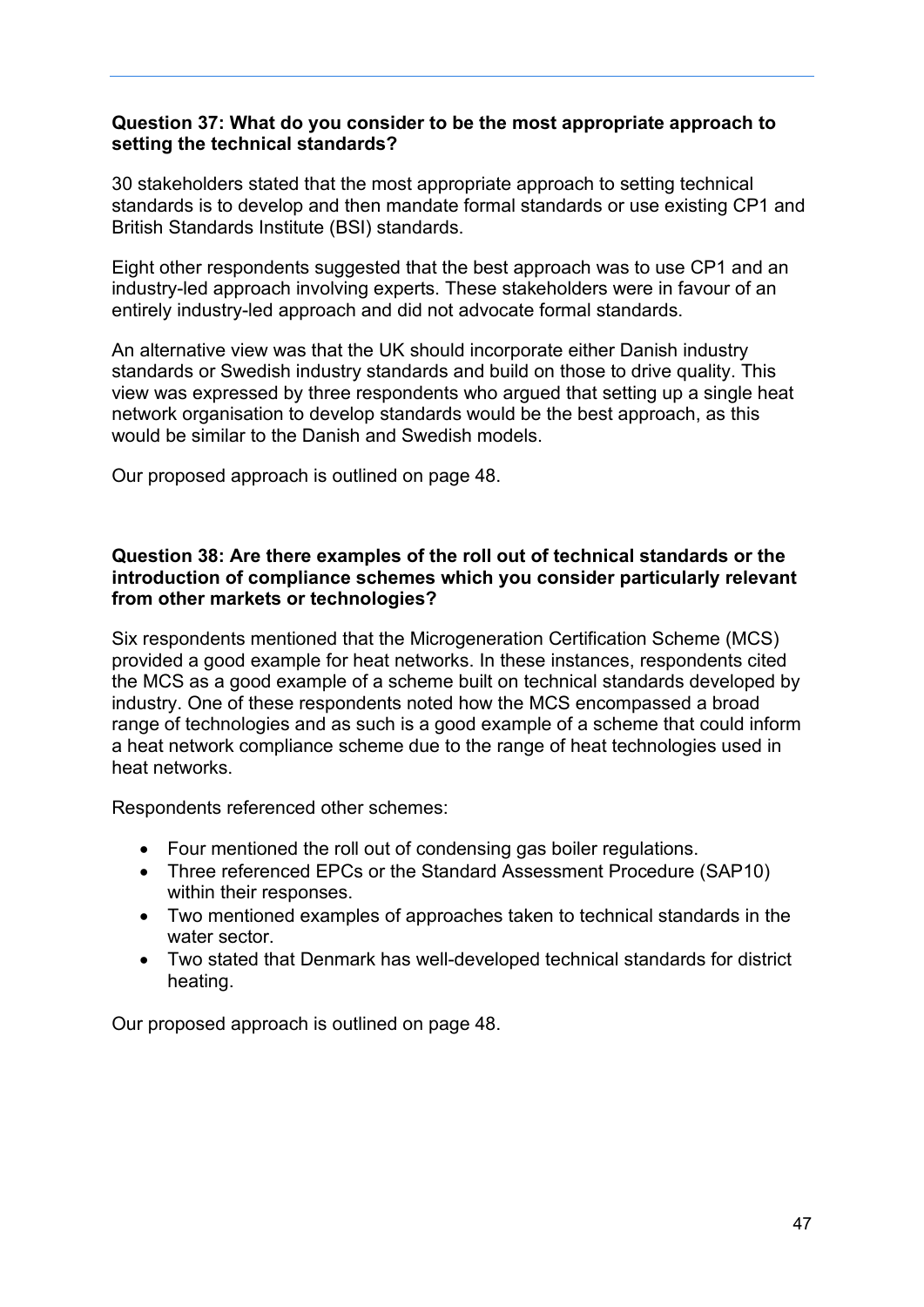**Question 37: What do you consider to be the most appropriate approach to setting the technical standards?**

30 stakeholders stated that the most appropriate approach to setting technical standards is to develop and then mandate formal standards or use existing CP1 and British Standards Institute (BSI) standards.

Eight other respondents suggested that the best approach was to use CP1 and an industry-led approach involving experts. These stakeholders were in favour of an entirely industry-led approach and did not advocate formal standards.

An alternative view was that the UK should incorporate either Danish industry standards or Swedish industry standards and build on those to drive quality. This view was expressed by three respondents who argued that setting up a single heat network organisation to develop standards would be the best approach, as this would be similar to the Danish and Swedish models.

Our proposed approach is outlined on page 48.

**Question 38: Are there examples of the roll out of technical standards or the introduction of compliance schemes which you consider particularly relevant from other markets or technologies?**

Six respondents mentioned that the Microgeneration Certification Scheme (MCS) provided a good example for heat networks. In these instances, respondents cited the MCS as a good example of a scheme built on technical standards developed by industry. One of these respondents noted how the MCS encompassed a broad range of technologies and as such is a good example of a scheme that could inform a heat network compliance scheme due to the range of heat technologies used in heat networks.

Respondents referenced other schemes:

- Four mentioned the roll out of condensing gas boiler regulations.
- Three referenced EPCs or the Standard Assessment Procedure (SAP10) within their responses.
- Two mentioned examples of approaches taken to technical standards in the water sector.
- Two stated that Denmark has well-developed technical standards for district heating.

Our proposed approach is outlined on page 48.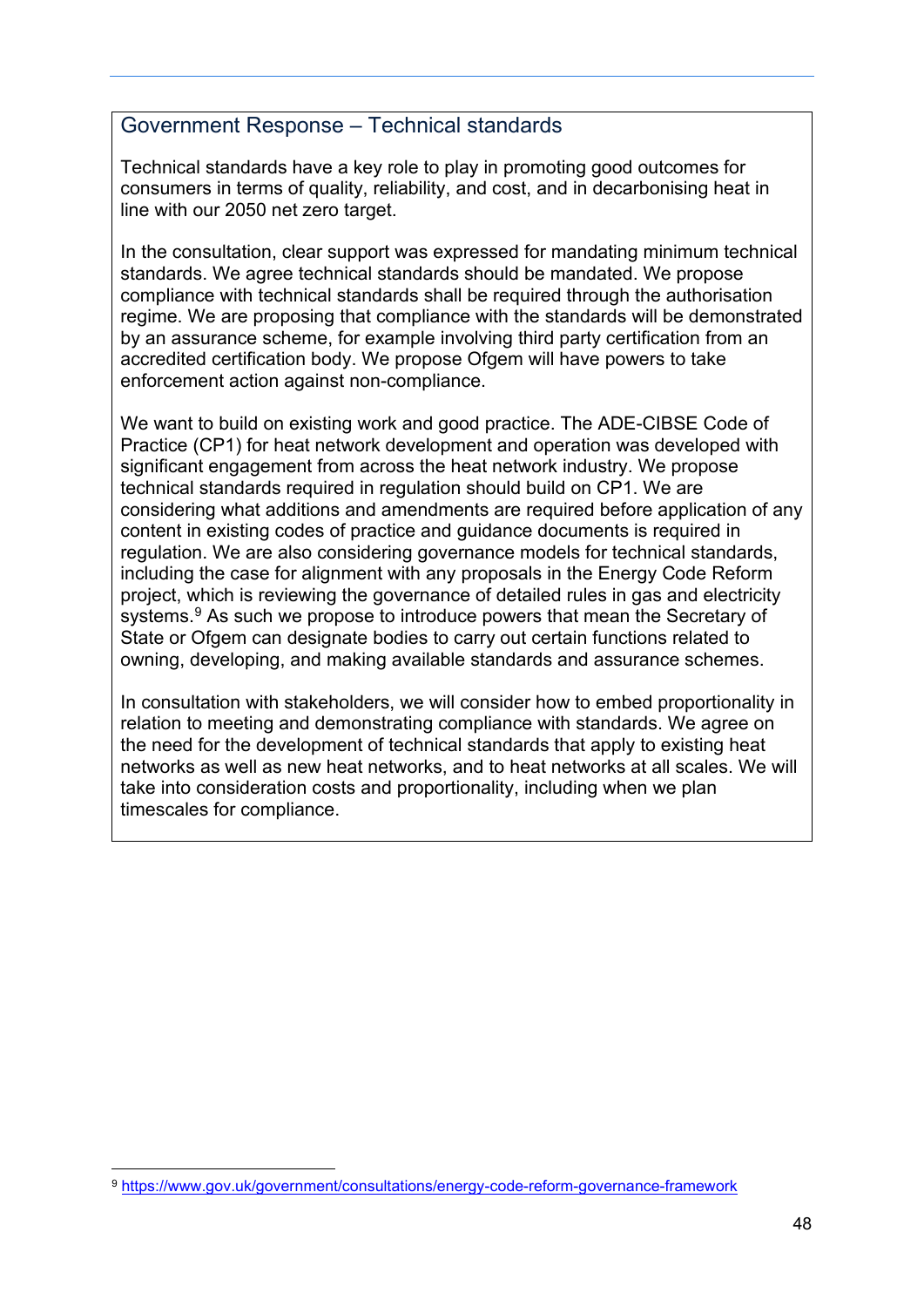### Government Response – Technical standards

Technical standards have a key role to play in promoting good outcomes for consumers in terms of quality, reliability, and cost, and in decarbonising heat in line with our 2050 net zero target.

In the consultation, clear support was expressed for mandating minimum technical standards. We agree technical standards should be mandated. We propose compliance with technical standards shall be required through the authorisation regime. We are proposing that compliance with the standards will be demonstrated by an assurance scheme, for example involving third party certification from an accredited certification body. We propose Ofgem will have powers to take enforcement action against non-compliance.

We want to build on existing work and good practice. The ADE-CIBSE Code of Practice (CP1) for heat network development and operation was developed with significant engagement from across the heat network industry. We propose technical standards required in regulation should build on CP1. We are considering what additions and amendments are required before application of any content in existing codes of practice and guidance documents is required in regulation. We are also considering governance models for technical standards, including the case for alignment with any proposals in the Energy Code Reform project, which is reviewing the governance of detailed rules in gas and electricity systems.[9] As such we propose to introduce powers that mean the Secretary of State or Ofgem can designate bodies to carry out certain functions related to owning, developing, and making available standards and assurance schemes.

In consultation with stakeholders, we will consider how to embed proportionality in relation to meeting and demonstrating compliance with standards. We agree on the need for the development of technical standards that apply to existing heat networks as well as new heat networks, and to heat networks at all scales. We will take into consideration costs and proportionality, including when we plan timescales for compliance.

[9] https://www.gov.uk/government/consultations/energy-code-reform-governance-framework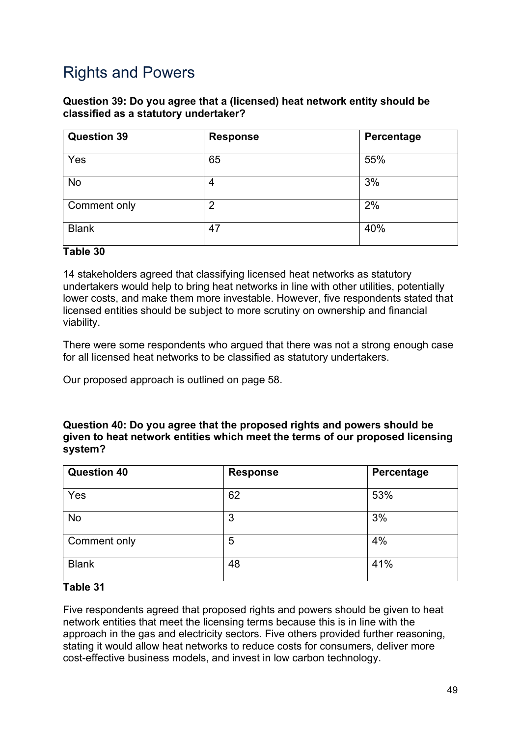## Rights and Powers

**Question 39: Do you agree that a (licensed) heat network entity should be classified as a statutory undertaker?**

| Question 39 | Response | Percentage |
|---|---|---|
| Yes | 65 | 55% |
| No | 4 | 3% |
| Comment only | 2 | 2% |
| Blank | 47 | 40% |

**Table 30**

14 stakeholders agreed that classifying licensed heat networks as statutory undertakers would help to bring heat networks in line with other utilities, potentially lower costs, and make them more investable. However, five respondents stated that licensed entities should be subject to more scrutiny on ownership and financial viability.

There were some respondents who argued that there was not a strong enough case for all licensed heat networks to be classified as statutory undertakers.

Our proposed approach is outlined on page 58.

**Question 40: Do you agree that the proposed rights and powers should be given to heat network entities which meet the terms of our proposed licensing system?**

| Question 40 | Response | Percentage |
|---|---|---|
| Yes | 62 | 53% |
| No | 3 | 3% |
| Comment only | 5 | 4% |
| Blank | 48 | 41% |

**Table 31**

Five respondents agreed that proposed rights and powers should be given to heat network entities that meet the licensing terms because this is in line with the approach in the gas and electricity sectors. Five others provided further reasoning, stating it would allow heat networks to reduce costs for consumers, deliver more cost-effective business models, and invest in low carbon technology.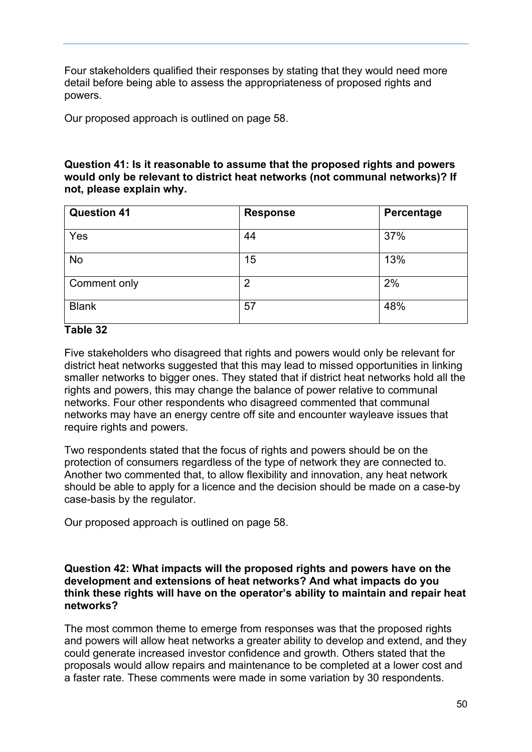Four stakeholders qualified their responses by stating that they would need more detail before being able to assess the appropriateness of proposed rights and powers.

Our proposed approach is outlined on page 58.

**Question 41: Is it reasonable to assume that the proposed rights and powers would only be relevant to district heat networks (not communal networks)? If not, please explain why.**

| Question 41 | Response | Percentage |
|---|---|---|
| Yes | 44 | 37% |
| No | 15 | 13% |
| Comment only | 2 | 2% |
| Blank | 57 | 48% |

**Table 32**

Five stakeholders who disagreed that rights and powers would only be relevant for district heat networks suggested that this may lead to missed opportunities in linking smaller networks to bigger ones. They stated that if district heat networks hold all the rights and powers, this may change the balance of power relative to communal networks. Four other respondents who disagreed commented that communal networks may have an energy centre off site and encounter wayleave issues that require rights and powers.

Two respondents stated that the focus of rights and powers should be on the protection of consumers regardless of the type of network they are connected to. Another two commented that, to allow flexibility and innovation, any heat network should be able to apply for a licence and the decision should be made on a case-by case-basis by the regulator.

Our proposed approach is outlined on page 58.

**Question 42: What impacts will the proposed rights and powers have on the development and extensions of heat networks? And what impacts do you think these rights will have on the operator's ability to maintain and repair heat networks?**

The most common theme to emerge from responses was that the proposed rights and powers will allow heat networks a greater ability to develop and extend, and they could generate increased investor confidence and growth. Others stated that the proposals would allow repairs and maintenance to be completed at a lower cost and a faster rate. These comments were made in some variation by 30 respondents.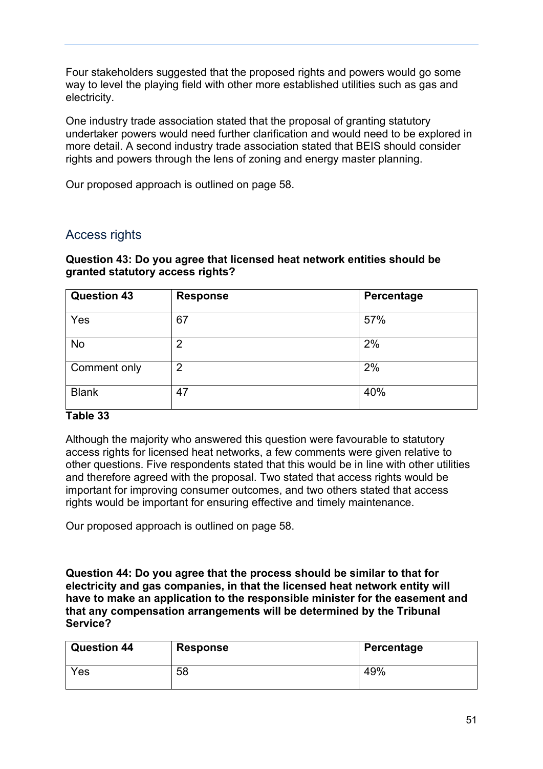Four stakeholders suggested that the proposed rights and powers would go some way to level the playing field with other more established utilities such as gas and electricity.

One industry trade association stated that the proposal of granting statutory undertaker powers would need further clarification and would need to be explored in more detail. A second industry trade association stated that BEIS should consider rights and powers through the lens of zoning and energy master planning.

Our proposed approach is outlined on page 58.

## Access rights

**Question 43: Do you agree that licensed heat network entities should be granted statutory access rights?**

| Question 43 | Response | Percentage |
| --- | --- | --- |
| Yes | 67 | 57% |
| No | 2 | 2% |
| Comment only | 2 | 2% |
| Blank | 47 | 40% |

**Table 33**

Although the majority who answered this question were favourable to statutory access rights for licensed heat networks, a few comments were given relative to other questions. Five respondents stated that this would be in line with other utilities and therefore agreed with the proposal. Two stated that access rights would be important for improving consumer outcomes, and two others stated that access rights would be important for ensuring effective and timely maintenance.

Our proposed approach is outlined on page 58.

**Question 44: Do you agree that the process should be similar to that for electricity and gas companies, in that the licensed heat network entity will have to make an application to the responsible minister for the easement and that any compensation arrangements will be determined by the Tribunal Service?**

| Question 44 | Response | Percentage |
| --- | --- | --- |
| Yes | 58 | 49% |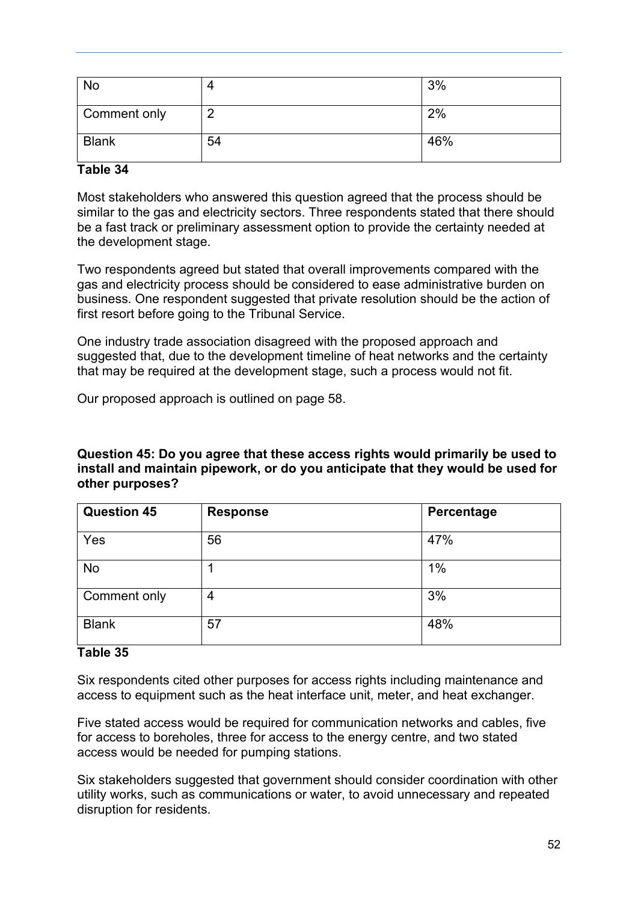| No | 4 | 3% |
|---|---|---|
| Comment only | 2 | 2% |
| Blank | 54 | 46% |

**Table 34**

Most stakeholders who answered this question agreed that the process should be similar to the gas and electricity sectors. Three respondents stated that there should be a fast track or preliminary assessment option to provide the certainty needed at the development stage.

Two respondents agreed but stated that overall improvements compared with the gas and electricity process should be considered to ease administrative burden on business. One respondent suggested that private resolution should be the action of first resort before going to the Tribunal Service.

One industry trade association disagreed with the proposed approach and suggested that, due to the development timeline of heat networks and the certainty that may be required at the development stage, such a process would not fit.

Our proposed approach is outlined on page 58.

**Question 45: Do you agree that these access rights would primarily be used to install and maintain pipework, or do you anticipate that they would be used for other purposes?**

| Question 45 | Response | Percentage |
|---|---|---|
| Yes | 56 | 47% |
| No | 1 | 1% |
| Comment only | 4 | 3% |
| Blank | 57 | 48% |

**Table 35**

Six respondents cited other purposes for access rights including maintenance and access to equipment such as the heat interface unit, meter, and heat exchanger.

Five stated access would be required for communication networks and cables, five for access to boreholes, three for access to the energy centre, and two stated access would be needed for pumping stations.

Six stakeholders suggested that government should consider coordination with other utility works, such as communications or water, to avoid unnecessary and repeated disruption for residents.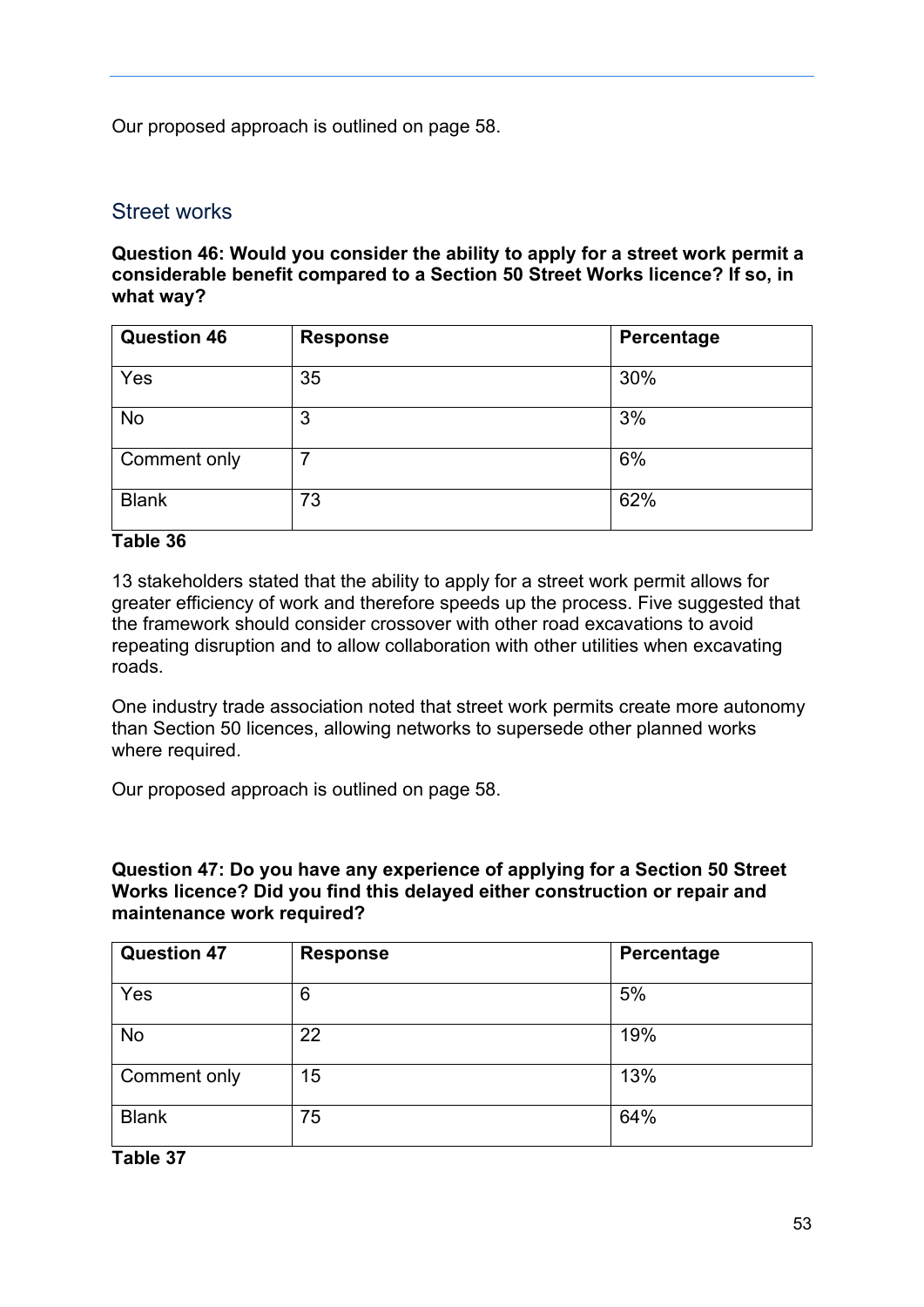Our proposed approach is outlined on page 58.

## Street works

**Question 46: Would you consider the ability to apply for a street work permit a considerable benefit compared to a Section 50 Street Works licence? If so, in what way?**

| Question 46 | Response | Percentage |
|---|---|---|
| Yes | 35 | 30% |
| No | 3 | 3% |
| Comment only | 7 | 6% |
| Blank | 73 | 62% |

**Table 36**

13 stakeholders stated that the ability to apply for a street work permit allows for greater efficiency of work and therefore speeds up the process. Five suggested that the framework should consider crossover with other road excavations to avoid repeating disruption and to allow collaboration with other utilities when excavating roads.

One industry trade association noted that street work permits create more autonomy than Section 50 licences, allowing networks to supersede other planned works where required.

Our proposed approach is outlined on page 58.

**Question 47: Do you have any experience of applying for a Section 50 Street Works licence? Did you find this delayed either construction or repair and maintenance work required?**

| Question 47 | Response | Percentage |
|---|---|---|
| Yes | 6 | 5% |
| No | 22 | 19% |
| Comment only | 15 | 13% |
| Blank | 75 | 64% |

**Table 37**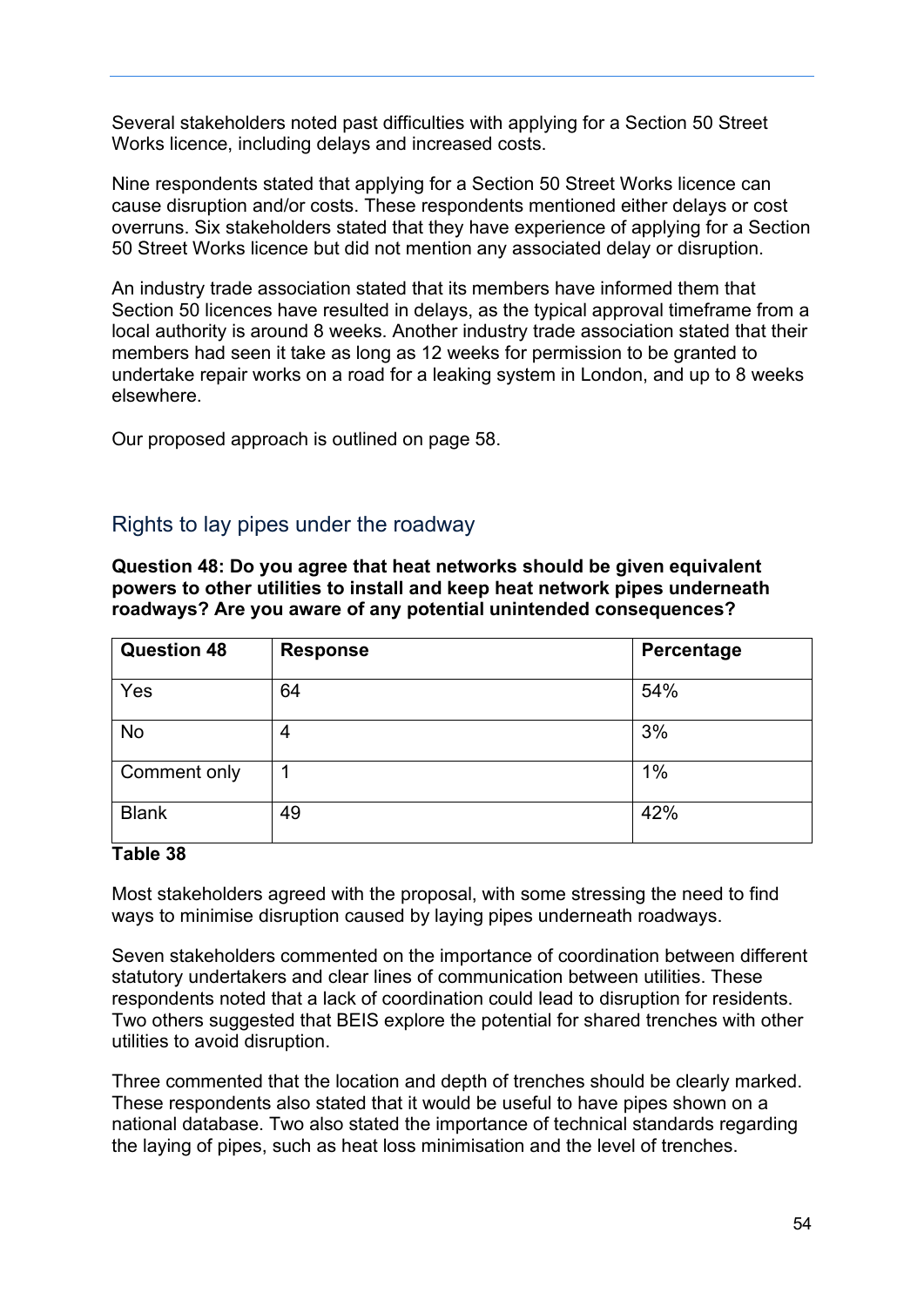Several stakeholders noted past difficulties with applying for a Section 50 Street Works licence, including delays and increased costs.

Nine respondents stated that applying for a Section 50 Street Works licence can cause disruption and/or costs. These respondents mentioned either delays or cost overruns. Six stakeholders stated that they have experience of applying for a Section 50 Street Works licence but did not mention any associated delay or disruption.

An industry trade association stated that its members have informed them that Section 50 licences have resulted in delays, as the typical approval timeframe from a local authority is around 8 weeks. Another industry trade association stated that their members had seen it take as long as 12 weeks for permission to be granted to undertake repair works on a road for a leaking system in London, and up to 8 weeks elsewhere.

Our proposed approach is outlined on page 58.

## Rights to lay pipes under the roadway

**Question 48: Do you agree that heat networks should be given equivalent powers to other utilities to install and keep heat network pipes underneath roadways? Are you aware of any potential unintended consequences?**

| Question 48 | Response | Percentage |
|---|---|---|
| Yes | 64 | 54% |
| No | 4 | 3% |
| Comment only | 1 | 1% |
| Blank | 49 | 42% |

**Table 38**

Most stakeholders agreed with the proposal, with some stressing the need to find ways to minimise disruption caused by laying pipes underneath roadways.

Seven stakeholders commented on the importance of coordination between different statutory undertakers and clear lines of communication between utilities. These respondents noted that a lack of coordination could lead to disruption for residents. Two others suggested that BEIS explore the potential for shared trenches with other utilities to avoid disruption.

Three commented that the location and depth of trenches should be clearly marked. These respondents also stated that it would be useful to have pipes shown on a national database. Two also stated the importance of technical standards regarding the laying of pipes, such as heat loss minimisation and the level of trenches.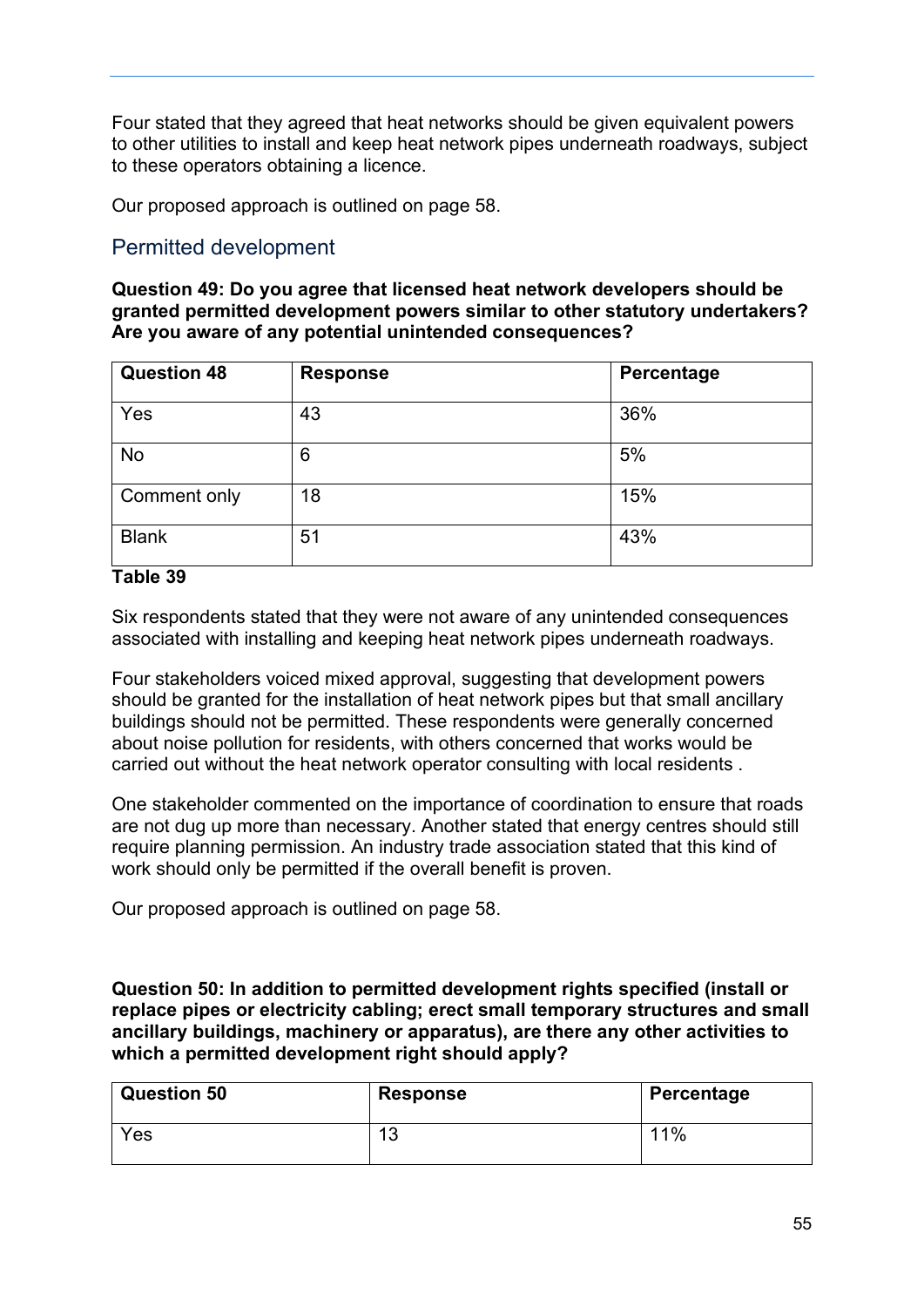Four stated that they agreed that heat networks should be given equivalent powers to other utilities to install and keep heat network pipes underneath roadways, subject to these operators obtaining a licence.

Our proposed approach is outlined on page 58.

## Permitted development

**Question 49: Do you agree that licensed heat network developers should be granted permitted development powers similar to other statutory undertakers? Are you aware of any potential unintended consequences?**

| Question 48 | Response | Percentage |
| --- | --- | --- |
| Yes | 43 | 36% |
| No | 6 | 5% |
| Comment only | 18 | 15% |
| Blank | 51 | 43% |

**Table 39**

Six respondents stated that they were not aware of any unintended consequences associated with installing and keeping heat network pipes underneath roadways.

Four stakeholders voiced mixed approval, suggesting that development powers should be granted for the installation of heat network pipes but that small ancillary buildings should not be permitted. These respondents were generally concerned about noise pollution for residents, with others concerned that works would be carried out without the heat network operator consulting with local residents .

One stakeholder commented on the importance of coordination to ensure that roads are not dug up more than necessary. Another stated that energy centres should still require planning permission. An industry trade association stated that this kind of work should only be permitted if the overall benefit is proven.

Our proposed approach is outlined on page 58.

**Question 50: In addition to permitted development rights specified (install or replace pipes or electricity cabling; erect small temporary structures and small ancillary buildings, machinery or apparatus), are there any other activities to which a permitted development right should apply?**

| Question 50 | Response | Percentage |
| --- | --- | --- |
| Yes | 13 | 11% |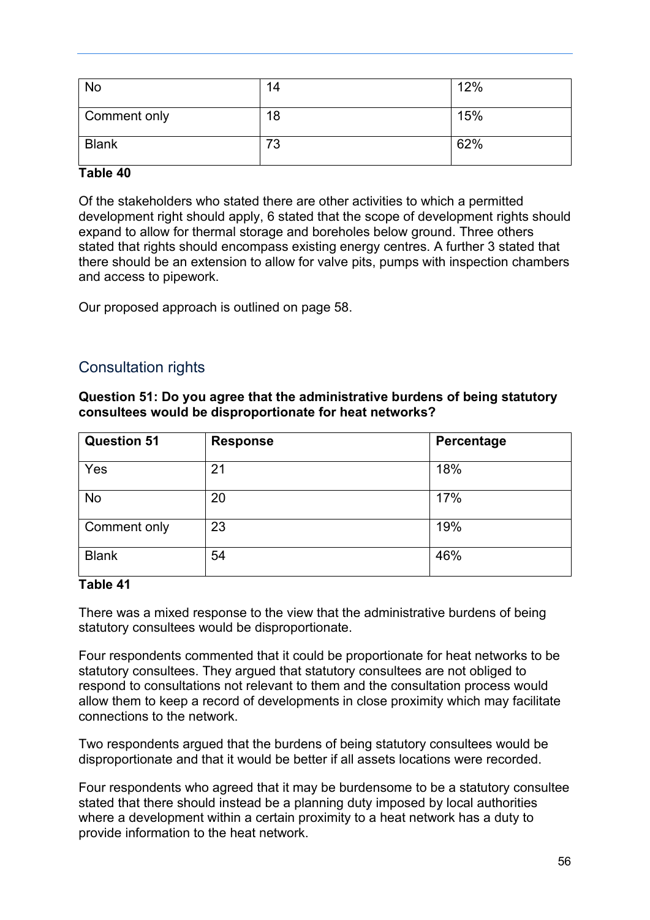| No | 14 | 12% |
|---|---|---|
| Comment only | 18 | 15% |
| Blank | 73 | 62% |

**Table 40**

Of the stakeholders who stated there are other activities to which a permitted development right should apply, 6 stated that the scope of development rights should expand to allow for thermal storage and boreholes below ground. Three others stated that rights should encompass existing energy centres. A further 3 stated that there should be an extension to allow for valve pits, pumps with inspection chambers and access to pipework.

Our proposed approach is outlined on page 58.

## Consultation rights

**Question 51: Do you agree that the administrative burdens of being statutory consultees would be disproportionate for heat networks?**

| Question 51 | Response | Percentage |
|---|---|---|
| Yes | 21 | 18% |
| No | 20 | 17% |
| Comment only | 23 | 19% |
| Blank | 54 | 46% |

**Table 41**

There was a mixed response to the view that the administrative burdens of being statutory consultees would be disproportionate.

Four respondents commented that it could be proportionate for heat networks to be statutory consultees. They argued that statutory consultees are not obliged to respond to consultations not relevant to them and the consultation process would allow them to keep a record of developments in close proximity which may facilitate connections to the network.

Two respondents argued that the burdens of being statutory consultees would be disproportionate and that it would be better if all assets locations were recorded.

Four respondents who agreed that it may be burdensome to be a statutory consultee stated that there should instead be a planning duty imposed by local authorities where a development within a certain proximity to a heat network has a duty to provide information to the heat network.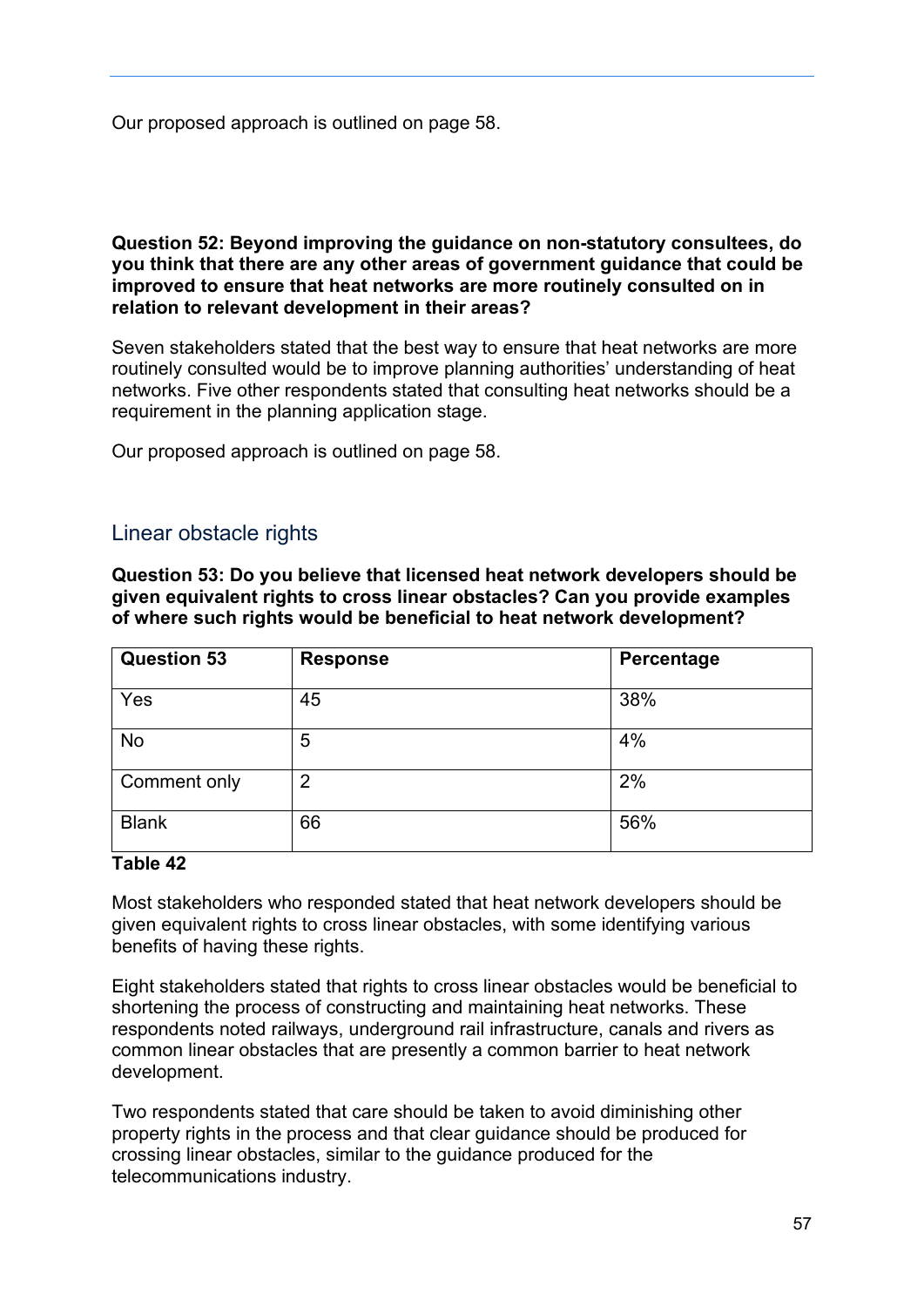Our proposed approach is outlined on page 58.

**Question 52: Beyond improving the guidance on non-statutory consultees, do you think that there are any other areas of government guidance that could be improved to ensure that heat networks are more routinely consulted on in relation to relevant development in their areas?**

Seven stakeholders stated that the best way to ensure that heat networks are more routinely consulted would be to improve planning authorities' understanding of heat networks. Five other respondents stated that consulting heat networks should be a requirement in the planning application stage.

Our proposed approach is outlined on page 58.

## Linear obstacle rights

**Question 53: Do you believe that licensed heat network developers should be given equivalent rights to cross linear obstacles? Can you provide examples of where such rights would be beneficial to heat network development?**

| Question 53 | Response | Percentage |
|---|---|---|
| Yes | 45 | 38% |
| No | 5 | 4% |
| Comment only | 2 | 2% |
| Blank | 66 | 56% |

**Table 42**

Most stakeholders who responded stated that heat network developers should be given equivalent rights to cross linear obstacles, with some identifying various benefits of having these rights.

Eight stakeholders stated that rights to cross linear obstacles would be beneficial to shortening the process of constructing and maintaining heat networks. These respondents noted railways, underground rail infrastructure, canals and rivers as common linear obstacles that are presently a common barrier to heat network development.

Two respondents stated that care should be taken to avoid diminishing other property rights in the process and that clear guidance should be produced for crossing linear obstacles, similar to the guidance produced for the telecommunications industry.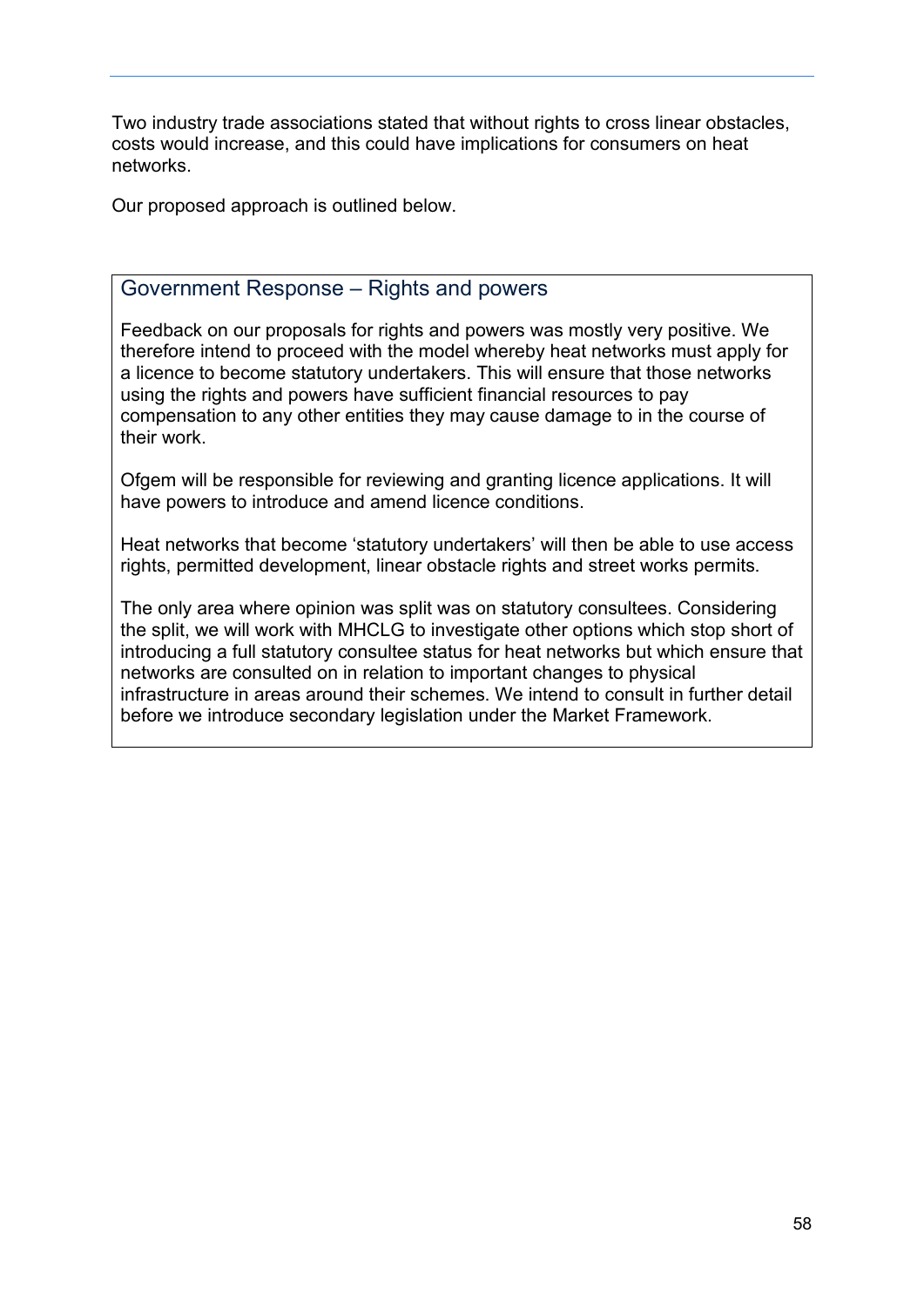Two industry trade associations stated that without rights to cross linear obstacles, costs would increase, and this could have implications for consumers on heat networks.

Our proposed approach is outlined below.

### Government Response – Rights and powers

Feedback on our proposals for rights and powers was mostly very positive. We therefore intend to proceed with the model whereby heat networks must apply for a licence to become statutory undertakers. This will ensure that those networks using the rights and powers have sufficient financial resources to pay compensation to any other entities they may cause damage to in the course of their work.

Ofgem will be responsible for reviewing and granting licence applications. It will have powers to introduce and amend licence conditions.

Heat networks that become 'statutory undertakers' will then be able to use access rights, permitted development, linear obstacle rights and street works permits.

The only area where opinion was split was on statutory consultees. Considering the split, we will work with MHCLG to investigate other options which stop short of introducing a full statutory consultee status for heat networks but which ensure that networks are consulted on in relation to important changes to physical infrastructure in areas around their schemes. We intend to consult in further detail before we introduce secondary legislation under the Market Framework.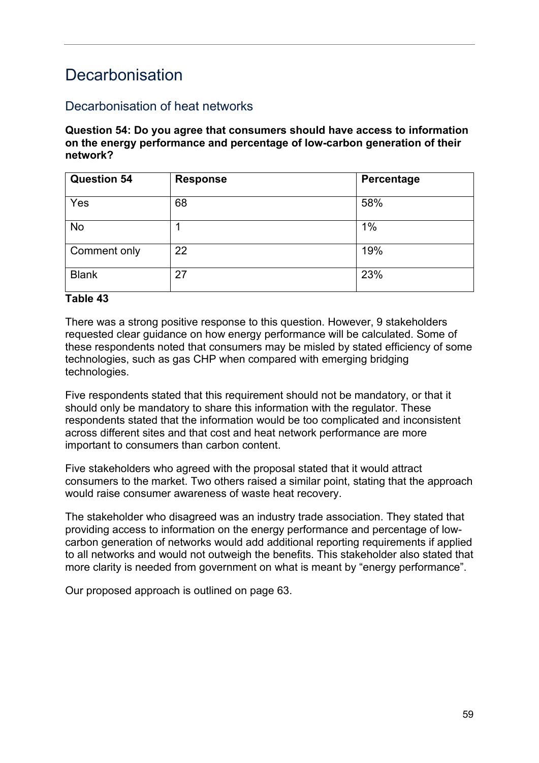# Decarbonisation

## Decarbonisation of heat networks

**Question 54: Do you agree that consumers should have access to information on the energy performance and percentage of low-carbon generation of their network?**

| Question 54 | Response | Percentage |
|---|---|---|
| Yes | 68 | 58% |
| No | 1 | 1% |
| Comment only | 22 | 19% |
| Blank | 27 | 23% |

**Table 43**

There was a strong positive response to this question. However, 9 stakeholders requested clear guidance on how energy performance will be calculated. Some of these respondents noted that consumers may be misled by stated efficiency of some technologies, such as gas CHP when compared with emerging bridging technologies.

Five respondents stated that this requirement should not be mandatory, or that it should only be mandatory to share this information with the regulator. These respondents stated that the information would be too complicated and inconsistent across different sites and that cost and heat network performance are more important to consumers than carbon content.

Five stakeholders who agreed with the proposal stated that it would attract consumers to the market. Two others raised a similar point, stating that the approach would raise consumer awareness of waste heat recovery.

The stakeholder who disagreed was an industry trade association. They stated that providing access to information on the energy performance and percentage of low-carbon generation of networks would add additional reporting requirements if applied to all networks and would not outweigh the benefits. This stakeholder also stated that more clarity is needed from government on what is meant by "energy performance".

Our proposed approach is outlined on page 63.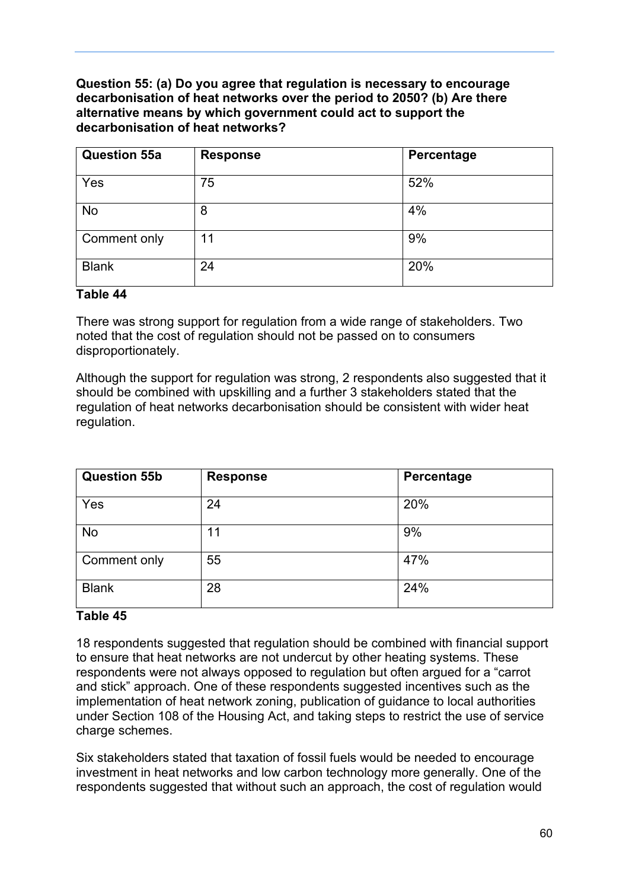**Question 55: (a) Do you agree that regulation is necessary to encourage decarbonisation of heat networks over the period to 2050? (b) Are there alternative means by which government could act to support the decarbonisation of heat networks?**

| Question 55a | Response | Percentage |
|---|---|---|
| Yes | 75 | 52% |
| No | 8 | 4% |
| Comment only | 11 | 9% |
| Blank | 24 | 20% |

**Table 44**

There was strong support for regulation from a wide range of stakeholders. Two noted that the cost of regulation should not be passed on to consumers disproportionately.

Although the support for regulation was strong, 2 respondents also suggested that it should be combined with upskilling and a further 3 stakeholders stated that the regulation of heat networks decarbonisation should be consistent with wider heat regulation.

| Question 55b | Response | Percentage |
|---|---|---|
| Yes | 24 | 20% |
| No | 11 | 9% |
| Comment only | 55 | 47% |
| Blank | 28 | 24% |

**Table 45**

18 respondents suggested that regulation should be combined with financial support to ensure that heat networks are not undercut by other heating systems. These respondents were not always opposed to regulation but often argued for a "carrot and stick" approach. One of these respondents suggested incentives such as the implementation of heat network zoning, publication of guidance to local authorities under Section 108 of the Housing Act, and taking steps to restrict the use of service charge schemes.

Six stakeholders stated that taxation of fossil fuels would be needed to encourage investment in heat networks and low carbon technology more generally. One of the respondents suggested that without such an approach, the cost of regulation would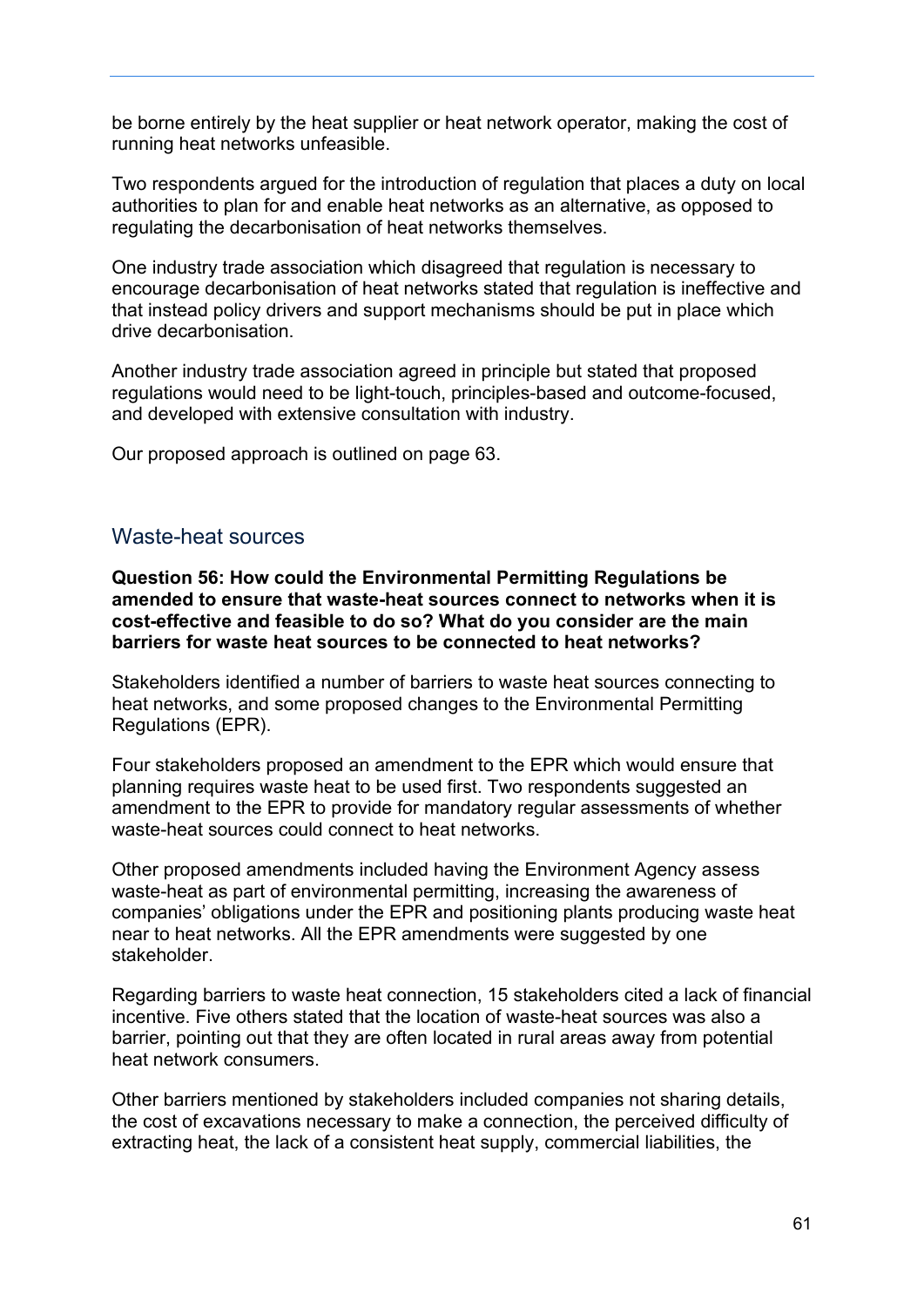be borne entirely by the heat supplier or heat network operator, making the cost of running heat networks unfeasible.

Two respondents argued for the introduction of regulation that places a duty on local authorities to plan for and enable heat networks as an alternative, as opposed to regulating the decarbonisation of heat networks themselves.

One industry trade association which disagreed that regulation is necessary to encourage decarbonisation of heat networks stated that regulation is ineffective and that instead policy drivers and support mechanisms should be put in place which drive decarbonisation.

Another industry trade association agreed in principle but stated that proposed regulations would need to be light-touch, principles-based and outcome-focused, and developed with extensive consultation with industry.

Our proposed approach is outlined on page 63.

## Waste-heat sources

**Question 56: How could the Environmental Permitting Regulations be amended to ensure that waste-heat sources connect to networks when it is cost-effective and feasible to do so? What do you consider are the main barriers for waste heat sources to be connected to heat networks?**

Stakeholders identified a number of barriers to waste heat sources connecting to heat networks, and some proposed changes to the Environmental Permitting Regulations (EPR).

Four stakeholders proposed an amendment to the EPR which would ensure that planning requires waste heat to be used first. Two respondents suggested an amendment to the EPR to provide for mandatory regular assessments of whether waste-heat sources could connect to heat networks.

Other proposed amendments included having the Environment Agency assess waste-heat as part of environmental permitting, increasing the awareness of companies' obligations under the EPR and positioning plants producing waste heat near to heat networks. All the EPR amendments were suggested by one stakeholder.

Regarding barriers to waste heat connection, 15 stakeholders cited a lack of financial incentive. Five others stated that the location of waste-heat sources was also a barrier, pointing out that they are often located in rural areas away from potential heat network consumers.

Other barriers mentioned by stakeholders included companies not sharing details, the cost of excavations necessary to make a connection, the perceived difficulty of extracting heat, the lack of a consistent heat supply, commercial liabilities, the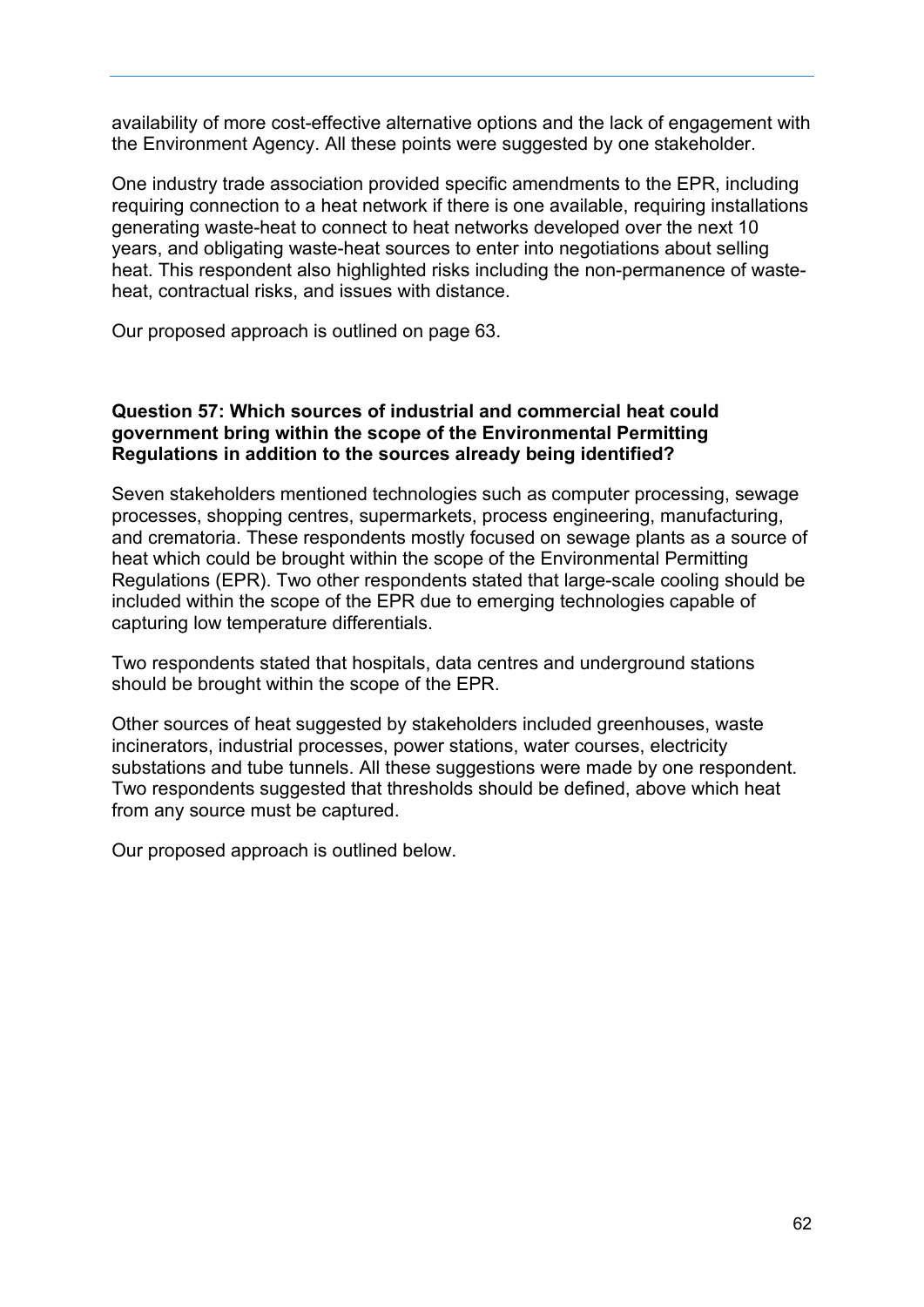availability of more cost-effective alternative options and the lack of engagement with the Environment Agency. All these points were suggested by one stakeholder.

One industry trade association provided specific amendments to the EPR, including requiring connection to a heat network if there is one available, requiring installations generating waste-heat to connect to heat networks developed over the next 10 years, and obligating waste-heat sources to enter into negotiations about selling heat. This respondent also highlighted risks including the non-permanence of waste-heat, contractual risks, and issues with distance.

Our proposed approach is outlined on page 63.

**Question 57: Which sources of industrial and commercial heat could government bring within the scope of the Environmental Permitting Regulations in addition to the sources already being identified?**

Seven stakeholders mentioned technologies such as computer processing, sewage processes, shopping centres, supermarkets, process engineering, manufacturing, and crematoria. These respondents mostly focused on sewage plants as a source of heat which could be brought within the scope of the Environmental Permitting Regulations (EPR). Two other respondents stated that large-scale cooling should be included within the scope of the EPR due to emerging technologies capable of capturing low temperature differentials.

Two respondents stated that hospitals, data centres and underground stations should be brought within the scope of the EPR.

Other sources of heat suggested by stakeholders included greenhouses, waste incinerators, industrial processes, power stations, water courses, electricity substations and tube tunnels. All these suggestions were made by one respondent. Two respondents suggested that thresholds should be defined, above which heat from any source must be captured.

Our proposed approach is outlined below.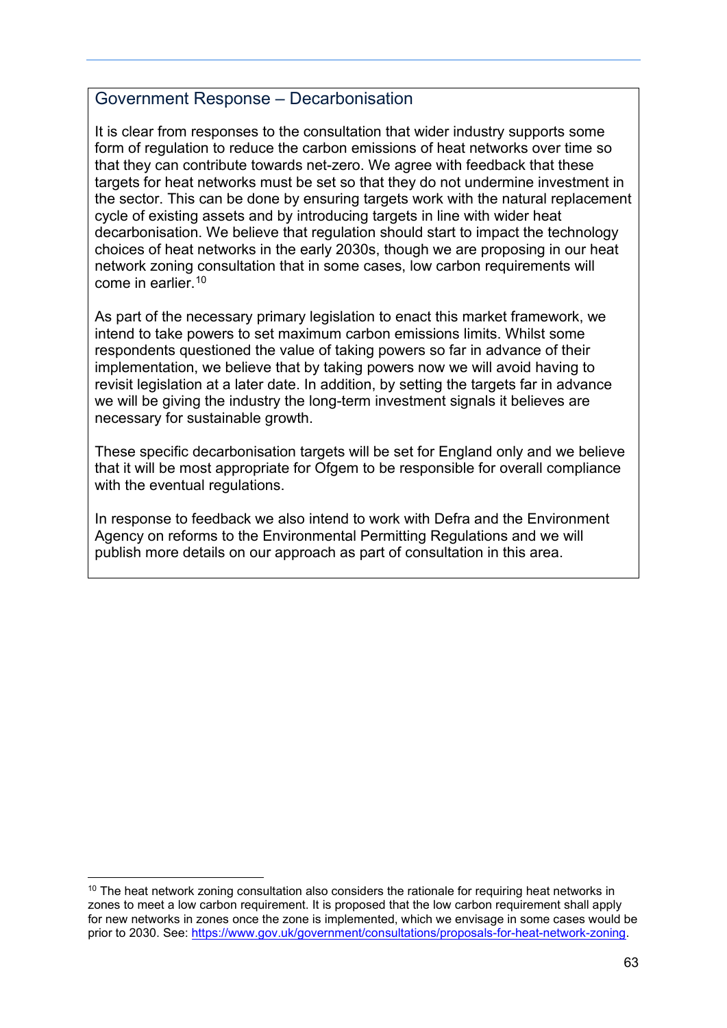## Government Response – Decarbonisation

It is clear from responses to the consultation that wider industry supports some form of regulation to reduce the carbon emissions of heat networks over time so that they can contribute towards net-zero. We agree with feedback that these targets for heat networks must be set so that they do not undermine investment in the sector. This can be done by ensuring targets work with the natural replacement cycle of existing assets and by introducing targets in line with wider heat decarbonisation. We believe that regulation should start to impact the technology choices of heat networks in the early 2030s, though we are proposing in our heat network zoning consultation that in some cases, low carbon requirements will come in earlier.[10]

As part of the necessary primary legislation to enact this market framework, we intend to take powers to set maximum carbon emissions limits. Whilst some respondents questioned the value of taking powers so far in advance of their implementation, we believe that by taking powers now we will avoid having to revisit legislation at a later date. In addition, by setting the targets far in advance we will be giving the industry the long-term investment signals it believes are necessary for sustainable growth.

These specific decarbonisation targets will be set for England only and we believe that it will be most appropriate for Ofgem to be responsible for overall compliance with the eventual regulations.

In response to feedback we also intend to work with Defra and the Environment Agency on reforms to the Environmental Permitting Regulations and we will publish more details on our approach as part of consultation in this area.

---

[10] The heat network zoning consultation also considers the rationale for requiring heat networks in zones to meet a low carbon requirement. It is proposed that the low carbon requirement shall apply for new networks in zones once the zone is implemented, which we envisage in some cases would be prior to 2030. See: [https://www.gov.uk/government/consultations/proposals-for-heat-network-zoning](https://www.gov.uk/government/consultations/proposals-for-heat-network-zoning).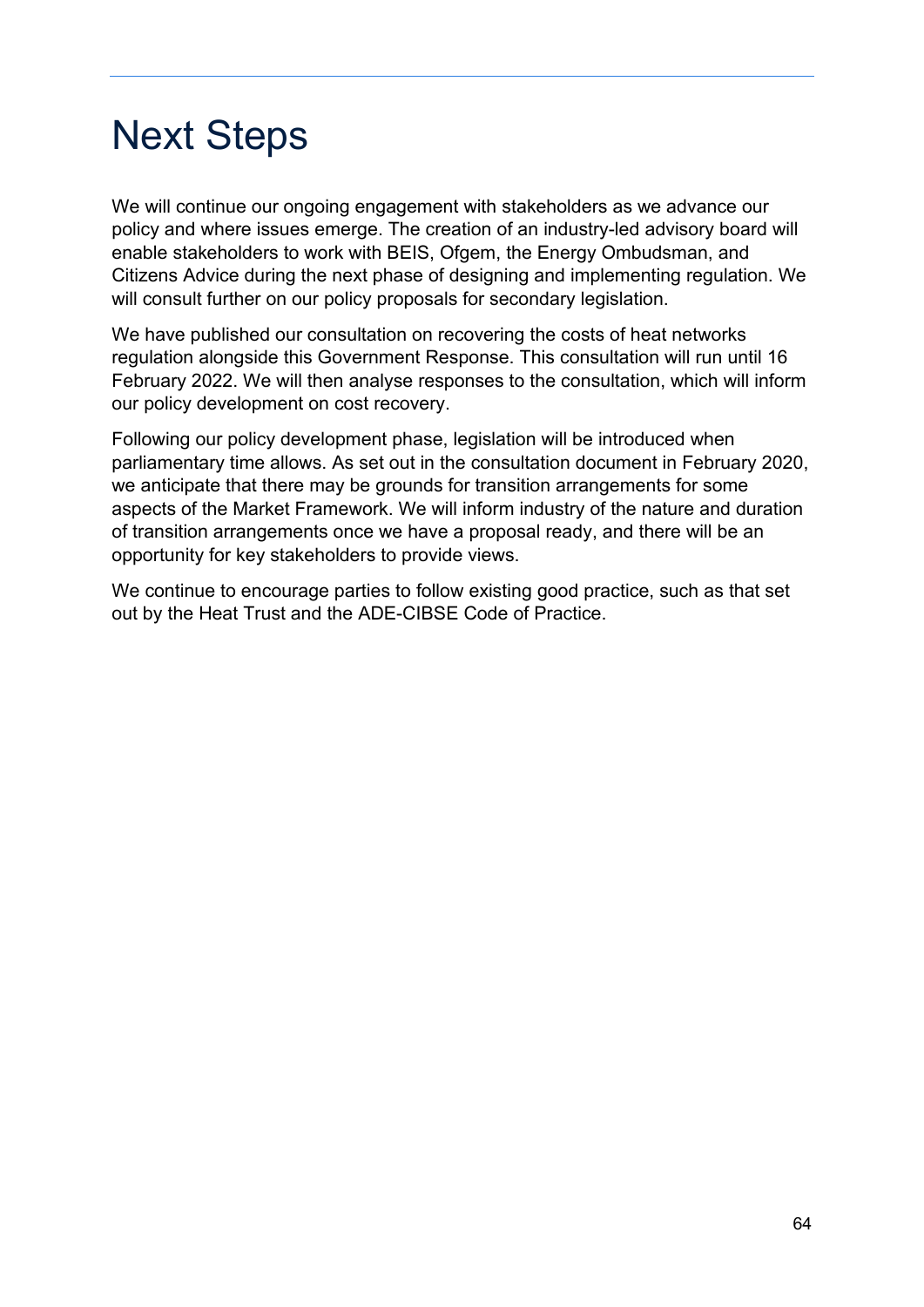# Next Steps

We will continue our ongoing engagement with stakeholders as we advance our policy and where issues emerge. The creation of an industry-led advisory board will enable stakeholders to work with BEIS, Ofgem, the Energy Ombudsman, and Citizens Advice during the next phase of designing and implementing regulation. We will consult further on our policy proposals for secondary legislation.

We have published our consultation on recovering the costs of heat networks regulation alongside this Government Response. This consultation will run until 16 February 2022. We will then analyse responses to the consultation, which will inform our policy development on cost recovery.

Following our policy development phase, legislation will be introduced when parliamentary time allows. As set out in the consultation document in February 2020, we anticipate that there may be grounds for transition arrangements for some aspects of the Market Framework. We will inform industry of the nature and duration of transition arrangements once we have a proposal ready, and there will be an opportunity for key stakeholders to provide views.

We continue to encourage parties to follow existing good practice, such as that set out by the Heat Trust and the ADE-CIBSE Code of Practice.